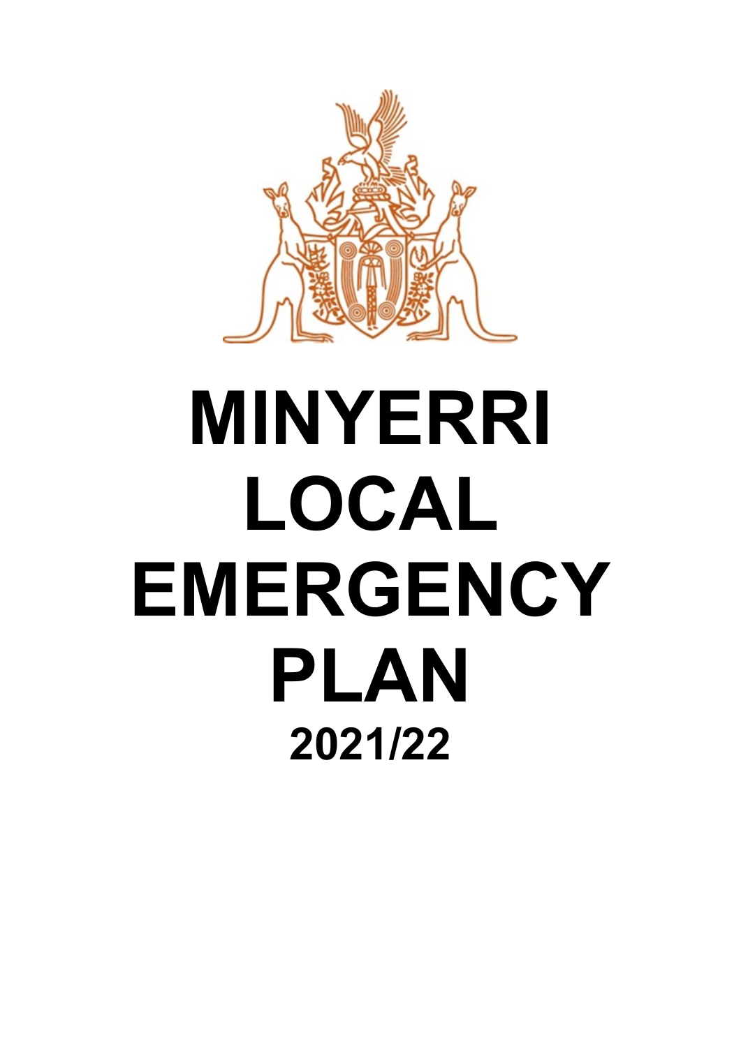# MINYERRI LOCAL EMERGENCY PLAN

## 2021/22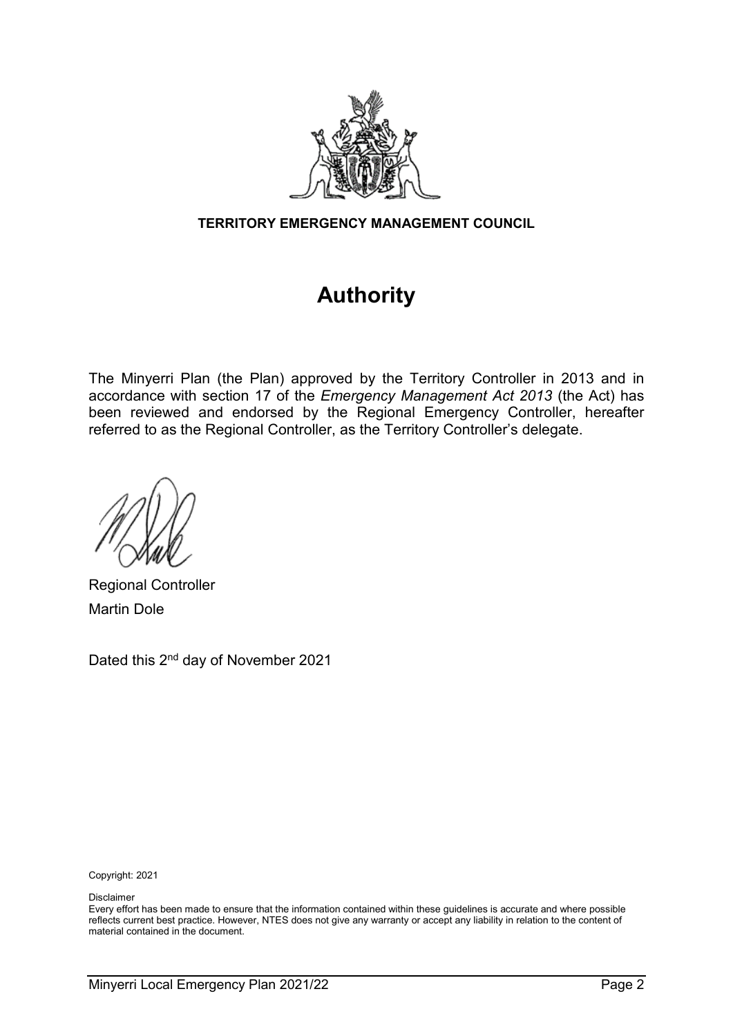**TERRITORY EMERGENCY MANAGEMENT COUNCIL**

# Authority

The Minyerri Plan (the Plan) approved by the Territory Controller in 2013 and in accordance with section 17 of the *Emergency Management Act 2013* (the Act) has been reviewed and endorsed by the Regional Emergency Controller, hereafter referred to as the Regional Controller, as the Territory Controller's delegate.

Regional Controller
Martin Dole

Dated this 2nd day of November 2021

Copyright: 2021

Disclaimer
Every effort has been made to ensure that the information contained within these guidelines is accurate and where possible reflects current best practice. However, NTES does not give any warranty or accept any liability in relation to the content of material contained in the document.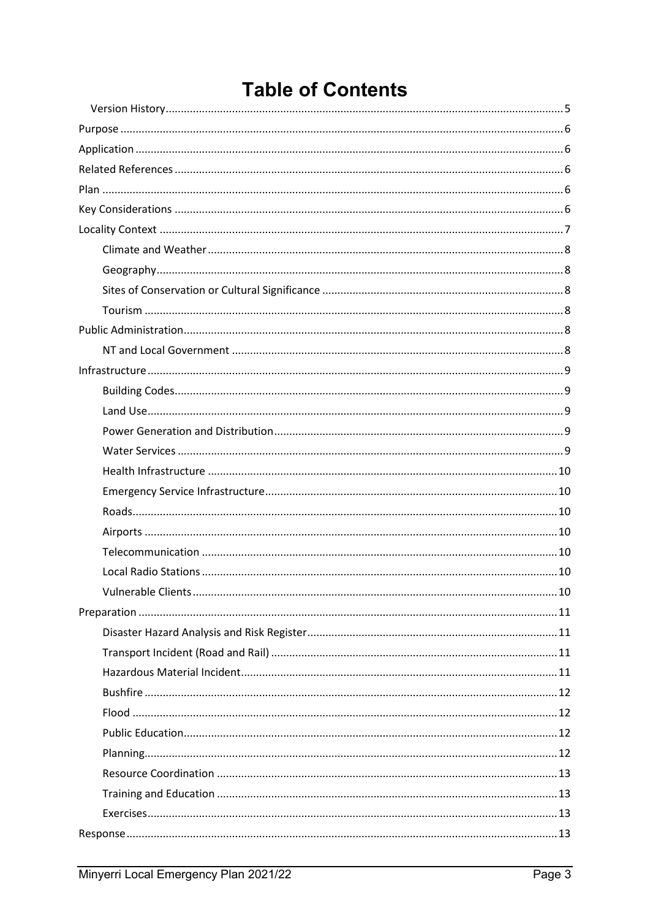# Table of Contents

- Version History ........ 5
- Purpose ........ 6
- Application ........ 6
- Related References ........ 6
- Plan ........ 6
- Key Considerations ........ 6
- Locality Context ........ 7
  - Climate and Weather ........ 8
  - Geography ........ 8
  - Sites of Conservation or Cultural Significance ........ 8
  - Tourism ........ 8
- Public Administration ........ 8
  - NT and Local Government ........ 8
- Infrastructure ........ 9
  - Building Codes ........ 9
  - Land Use ........ 9
  - Power Generation and Distribution ........ 9
  - Water Services ........ 9
  - Health Infrastructure ........ 10
  - Emergency Service Infrastructure ........ 10
  - Roads ........ 10
  - Airports ........ 10
  - Telecommunication ........ 10
  - Local Radio Stations ........ 10
  - Vulnerable Clients ........ 10
- Preparation ........ 11
  - Disaster Hazard Analysis and Risk Register ........ 11
  - Transport Incident (Road and Rail) ........ 11
  - Hazardous Material Incident ........ 11
  - Bushfire ........ 12
  - Flood ........ 12
  - Public Education ........ 12
  - Planning ........ 12
  - Resource Coordination ........ 13
  - Training and Education ........ 13
  - Exercises ........ 13
- Response ........ 13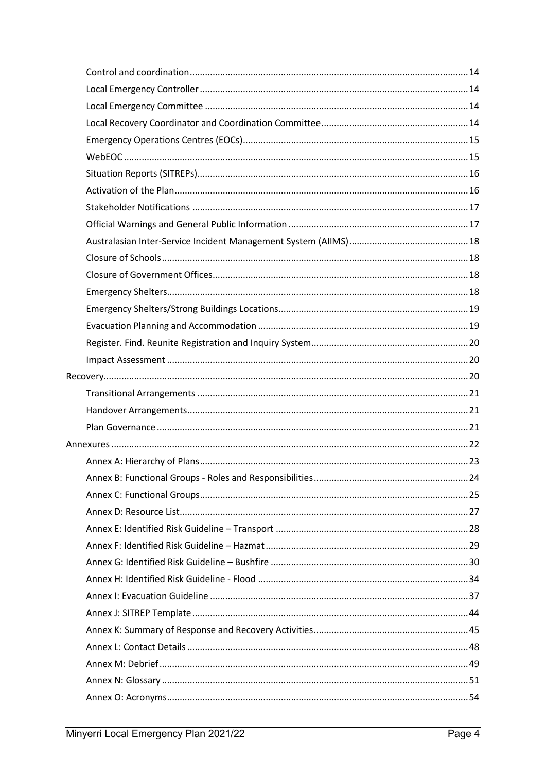Control and coordination ..... 14

Local Emergency Controller ..... 14

Local Emergency Committee ..... 14

Local Recovery Coordinator and Coordination Committee ..... 14

Emergency Operations Centres (EOCs) ..... 15

WebEOC ..... 15

Situation Reports (SITREPs) ..... 16

Activation of the Plan ..... 16

Stakeholder Notifications ..... 17

Official Warnings and General Public Information ..... 17

Australasian Inter-Service Incident Management System (AIIMS) ..... 18

Closure of Schools ..... 18

Closure of Government Offices ..... 18

Emergency Shelters ..... 18

Emergency Shelters/Strong Buildings Locations ..... 19

Evacuation Planning and Accommodation ..... 19

Register. Find. Reunite Registration and Inquiry System ..... 20

Impact Assessment ..... 20

Recovery ..... 20

Transitional Arrangements ..... 21

Handover Arrangements ..... 21

Plan Governance ..... 21

Annexures ..... 22

Annex A: Hierarchy of Plans ..... 23

Annex B: Functional Groups - Roles and Responsibilities ..... 24

Annex C: Functional Groups ..... 25

Annex D: Resource List ..... 27

Annex E: Identified Risk Guideline – Transport ..... 28

Annex F: Identified Risk Guideline – Hazmat ..... 29

Annex G: Identified Risk Guideline – Bushfire ..... 30

Annex H: Identified Risk Guideline - Flood ..... 34

Annex I: Evacuation Guideline ..... 37

Annex J: SITREP Template ..... 44

Annex K: Summary of Response and Recovery Activities ..... 45

Annex L: Contact Details ..... 48

Annex M: Debrief ..... 49

Annex N: Glossary ..... 51

Annex O: Acronyms ..... 54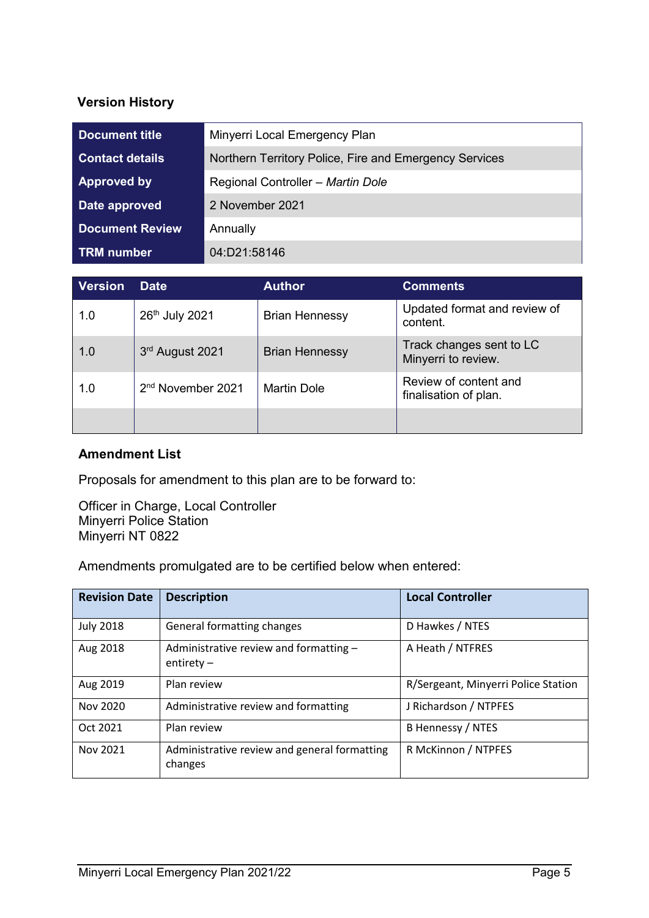### Version History

| Document title | Minyerri Local Emergency Plan |
|---|---|
| Contact details | Northern Territory Police, Fire and Emergency Services |
| Approved by | Regional Controller – *Martin Dole* |
| Date approved | 2 November 2021 |
| Document Review | Annually |
| TRM number | 04:D21:58146 |

| Version | Date | Author | Comments |
|---|---|---|---|
| 1.0 | 26th July 2021 | Brian Hennessy | Updated format and review of content. |
| 1.0 | 3rd August 2021 | Brian Hennessy | Track changes sent to LC Minyerri to review. |
| 1.0 | 2nd November 2021 | Martin Dole | Review of content and finalisation of plan. |
| | | | |

### Amendment List

Proposals for amendment to this plan are to be forward to:

Officer in Charge, Local Controller
Minyerri Police Station
Minyerri NT 0822

Amendments promulgated are to be certified below when entered:

| Revision Date | Description | Local Controller |
|---|---|---|
| July 2018 | General formatting changes | D Hawkes / NTES |
| Aug 2018 | Administrative review and formatting – entirety – | A Heath / NTFRES |
| Aug 2019 | Plan review | R/Sergeant, Minyerri Police Station |
| Nov 2020 | Administrative review and formatting | J Richardson / NTPFES |
| Oct 2021 | Plan review | B Hennessy / NTES |
| Nov 2021 | Administrative review and general formatting changes | R McKinnon / NTPFES |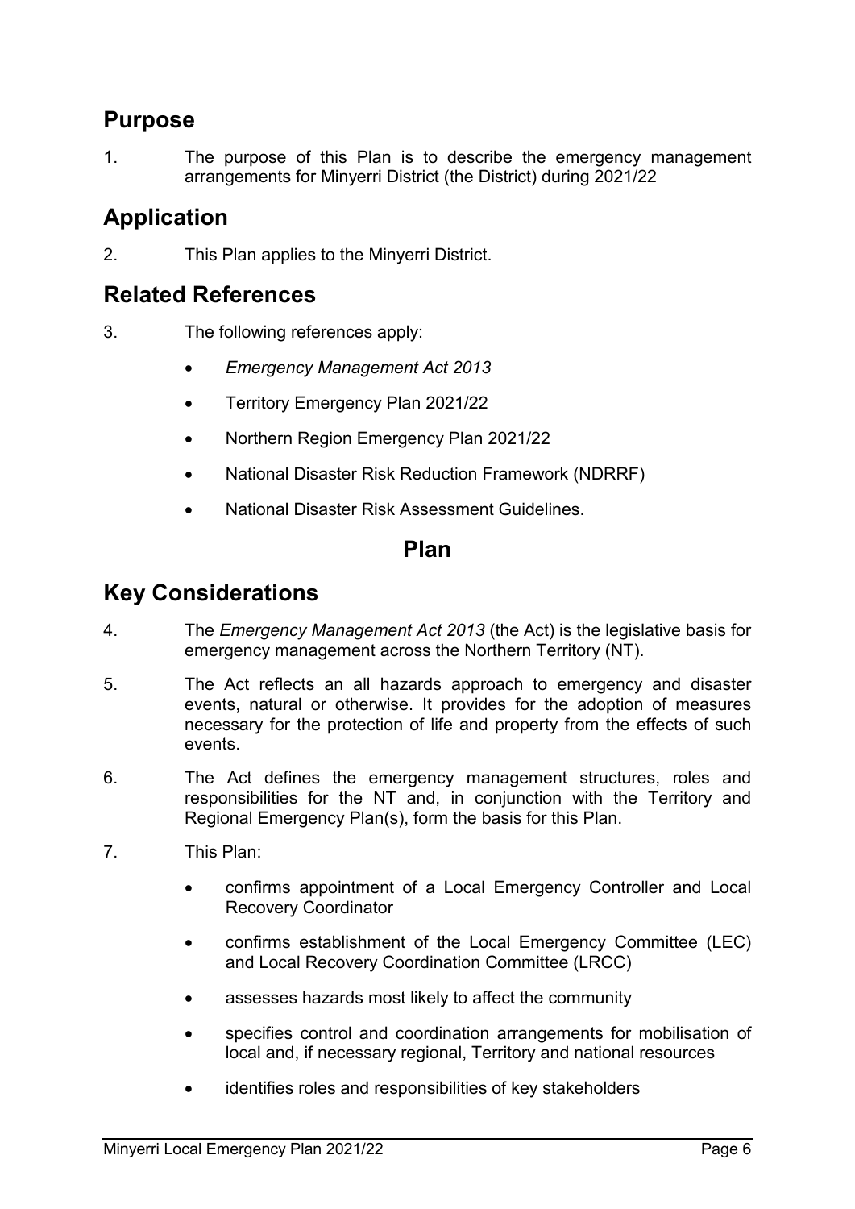## Purpose

1. The purpose of this Plan is to describe the emergency management arrangements for Minyerri District (the District) during 2021/22

## Application

2. This Plan applies to the Minyerri District.

## Related References

3. The following references apply:

   - *Emergency Management Act 2013*
   - Territory Emergency Plan 2021/22
   - Northern Region Emergency Plan 2021/22
   - National Disaster Risk Reduction Framework (NDRRF)
   - National Disaster Risk Assessment Guidelines.

# Plan

## Key Considerations

4. The *Emergency Management Act 2013* (the Act) is the legislative basis for emergency management across the Northern Territory (NT).

5. The Act reflects an all hazards approach to emergency and disaster events, natural or otherwise. It provides for the adoption of measures necessary for the protection of life and property from the effects of such events.

6. The Act defines the emergency management structures, roles and responsibilities for the NT and, in conjunction with the Territory and Regional Emergency Plan(s), form the basis for this Plan.

7. This Plan:

   - confirms appointment of a Local Emergency Controller and Local Recovery Coordinator
   - confirms establishment of the Local Emergency Committee (LEC) and Local Recovery Coordination Committee (LRCC)
   - assesses hazards most likely to affect the community
   - specifies control and coordination arrangements for mobilisation of local and, if necessary regional, Territory and national resources
   - identifies roles and responsibilities of key stakeholders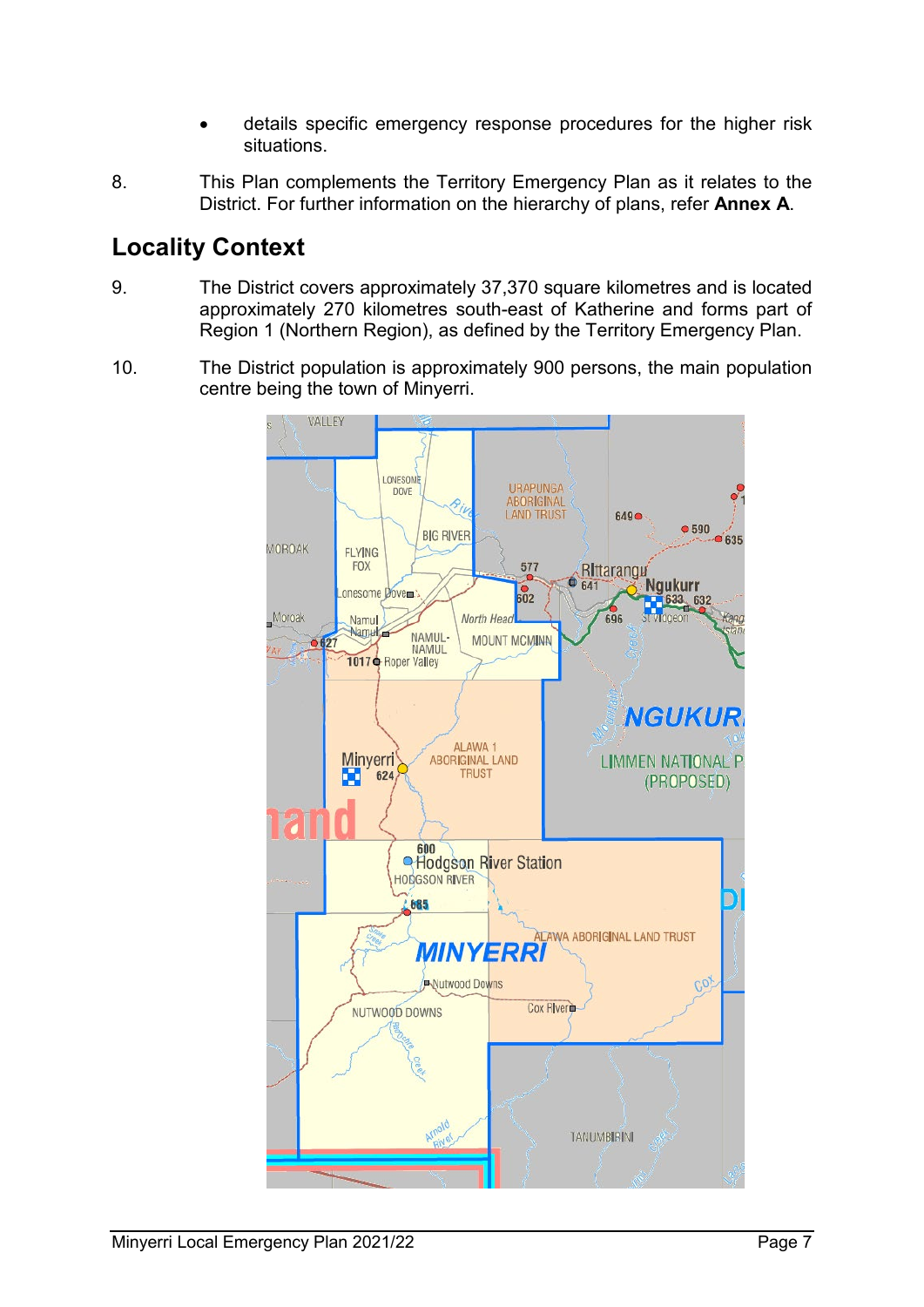- details specific emergency response procedures for the higher risk situations.

8. This Plan complements the Territory Emergency Plan as it relates to the District. For further information on the hierarchy of plans, refer **Annex A**.

## Locality Context

9. The District covers approximately 37,370 square kilometres and is located approximately 270 kilometres south-east of Katherine and forms part of Region 1 (Northern Region), as defined by the Territory Emergency Plan.

10. The District population is approximately 900 persons, the main population centre being the town of Minyerri.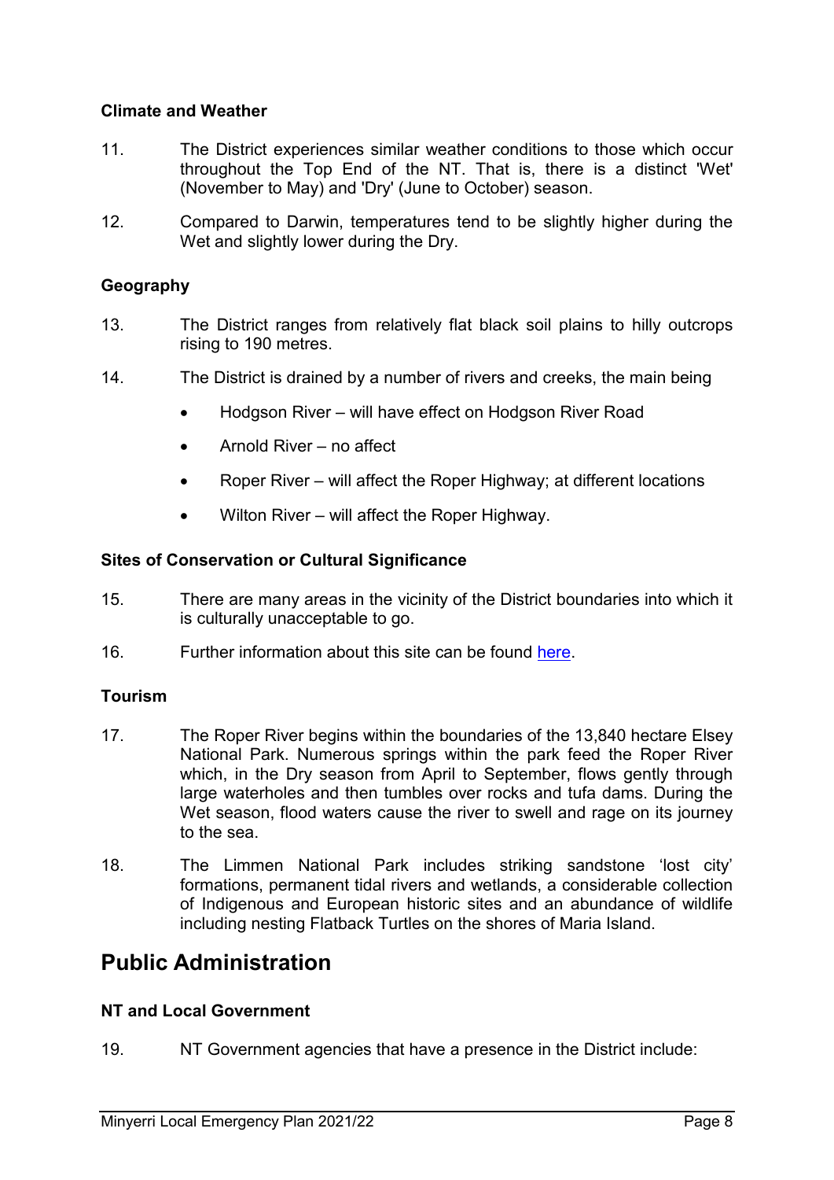### Climate and Weather

11. The District experiences similar weather conditions to those which occur throughout the Top End of the NT. That is, there is a distinct 'Wet' (November to May) and 'Dry' (June to October) season.

12. Compared to Darwin, temperatures tend to be slightly higher during the Wet and slightly lower during the Dry.

### Geography

13. The District ranges from relatively flat black soil plains to hilly outcrops rising to 190 metres.

14. The District is drained by a number of rivers and creeks, the main being

- Hodgson River – will have effect on Hodgson River Road
- Arnold River – no affect
- Roper River – will affect the Roper Highway; at different locations
- Wilton River – will affect the Roper Highway.

### Sites of Conservation or Cultural Significance

15. There are many areas in the vicinity of the District boundaries into which it is culturally unacceptable to go.

16. Further information about this site can be found here.

### Tourism

17. The Roper River begins within the boundaries of the 13,840 hectare Elsey National Park. Numerous springs within the park feed the Roper River which, in the Dry season from April to September, flows gently through large waterholes and then tumbles over rocks and tufa dams. During the Wet season, flood waters cause the river to swell and rage on its journey to the sea.

18. The Limmen National Park includes striking sandstone 'lost city' formations, permanent tidal rivers and wetlands, a considerable collection of Indigenous and European historic sites and an abundance of wildlife including nesting Flatback Turtles on the shores of Maria Island.

## Public Administration

### NT and Local Government

19. NT Government agencies that have a presence in the District include: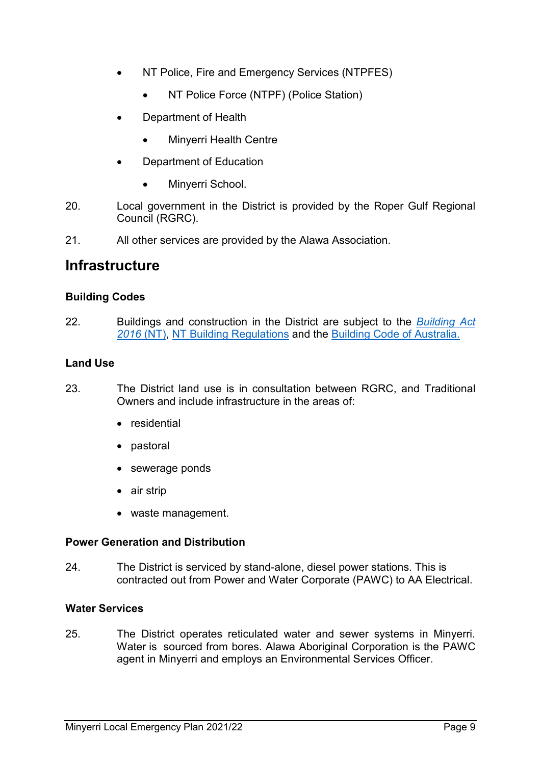- NT Police, Fire and Emergency Services (NTPFES)
  - NT Police Force (NTPF) (Police Station)
- Department of Health
  - Minyerri Health Centre
- Department of Education
  - Minyerri School.

20. Local government in the District is provided by the Roper Gulf Regional Council (RGRC).

21. All other services are provided by the Alawa Association.

## Infrastructure

### Building Codes

22. Buildings and construction in the District are subject to the *Building Act 2016* (NT), NT Building Regulations and the Building Code of Australia.

### Land Use

23. The District land use is in consultation between RGRC, and Traditional Owners and include infrastructure in the areas of:

- residential
- pastoral
- sewerage ponds
- air strip
- waste management.

### Power Generation and Distribution

24. The District is serviced by stand-alone, diesel power stations. This is contracted out from Power and Water Corporate (PAWC) to AA Electrical.

### Water Services

25. The District operates reticulated water and sewer systems in Minyerri. Water is sourced from bores. Alawa Aboriginal Corporation is the PAWC agent in Minyerri and employs an Environmental Services Officer.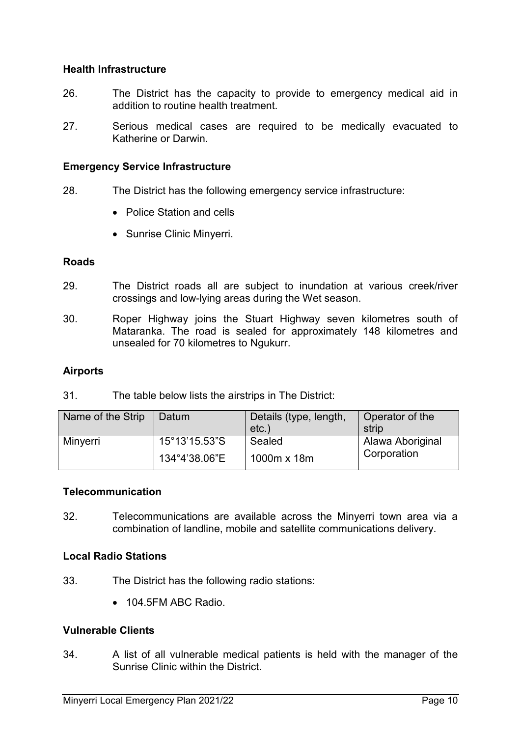### Health Infrastructure

26. The District has the capacity to provide to emergency medical aid in addition to routine health treatment.

27. Serious medical cases are required to be medically evacuated to Katherine or Darwin.

### Emergency Service Infrastructure

28. The District has the following emergency service infrastructure:

- Police Station and cells
- Sunrise Clinic Minyerri.

### Roads

29. The District roads all are subject to inundation at various creek/river crossings and low-lying areas during the Wet season.

30. Roper Highway joins the Stuart Highway seven kilometres south of Mataranka. The road is sealed for approximately 148 kilometres and unsealed for 70 kilometres to Ngukurr.

### Airports

31. The table below lists the airstrips in The District:

| Name of the Strip | Datum | Details (type, length, etc.) | Operator of the strip |
|---|---|---|---|
| Minyerri | 15°13'15.53"S 134°4'38.06"E | Sealed 1000m x 18m | Alawa Aboriginal Corporation |

### Telecommunication

32. Telecommunications are available across the Minyerri town area via a combination of landline, mobile and satellite communications delivery.

### Local Radio Stations

33. The District has the following radio stations:

- 104.5FM ABC Radio.

### Vulnerable Clients

34. A list of all vulnerable medical patients is held with the manager of the Sunrise Clinic within the District.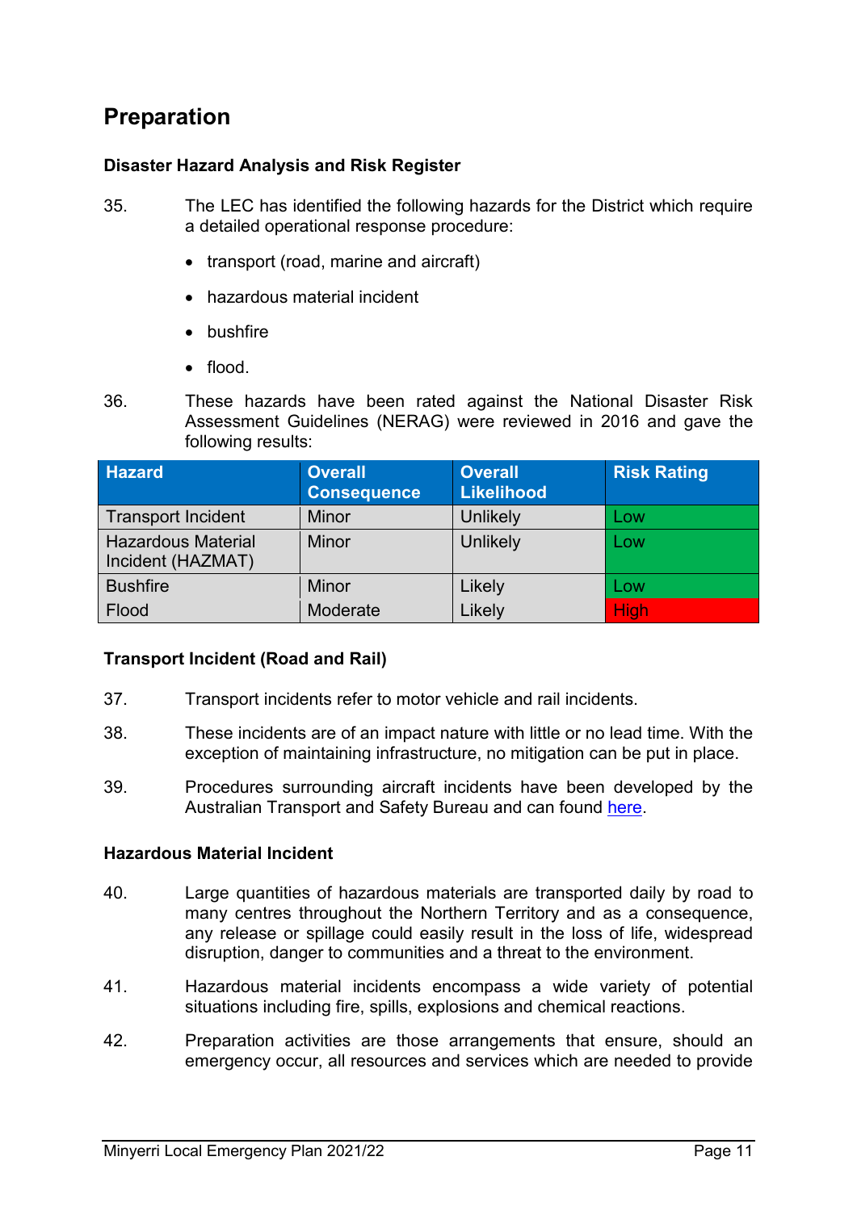## Preparation

### Disaster Hazard Analysis and Risk Register

35. The LEC has identified the following hazards for the District which require a detailed operational response procedure:

    - transport (road, marine and aircraft)
    - hazardous material incident
    - bushfire
    - flood.

36. These hazards have been rated against the National Disaster Risk Assessment Guidelines (NERAG) were reviewed in 2016 and gave the following results:

| Hazard | Overall Consequence | Overall Likelihood | Risk Rating |
|---|---|---|---|
| Transport Incident | Minor | Unlikely | Low |
| Hazardous Material Incident (HAZMAT) | Minor | Unlikely | Low |
| Bushfire | Minor | Likely | Low |
| Flood | Moderate | Likely | High |

### Transport Incident (Road and Rail)

37. Transport incidents refer to motor vehicle and rail incidents.

38. These incidents are of an impact nature with little or no lead time. With the exception of maintaining infrastructure, no mitigation can be put in place.

39. Procedures surrounding aircraft incidents have been developed by the Australian Transport and Safety Bureau and can found here.

### Hazardous Material Incident

40. Large quantities of hazardous materials are transported daily by road to many centres throughout the Northern Territory and as a consequence, any release or spillage could easily result in the loss of life, widespread disruption, danger to communities and a threat to the environment.

41. Hazardous material incidents encompass a wide variety of potential situations including fire, spills, explosions and chemical reactions.

42. Preparation activities are those arrangements that ensure, should an emergency occur, all resources and services which are needed to provide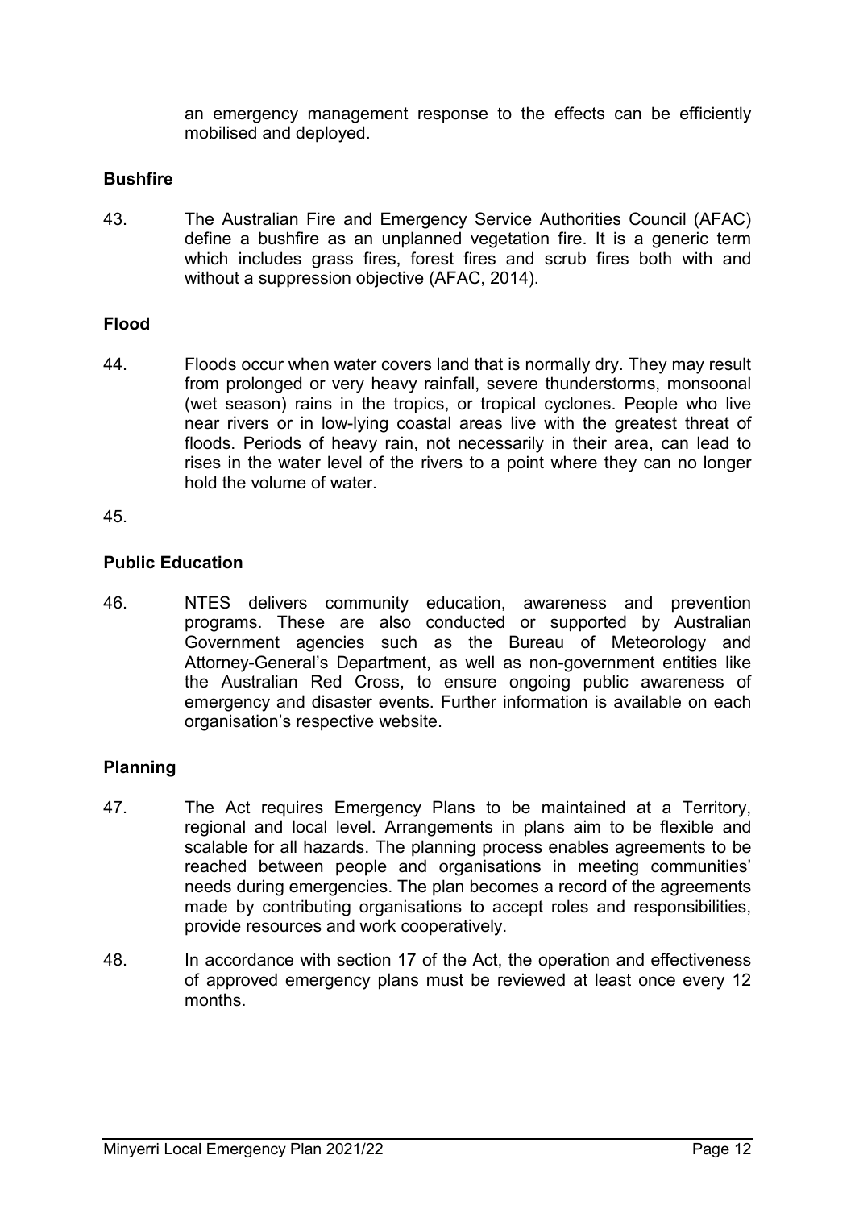an emergency management response to the effects can be efficiently mobilised and deployed.

**Bushfire**

43. The Australian Fire and Emergency Service Authorities Council (AFAC) define a bushfire as an unplanned vegetation fire. It is a generic term which includes grass fires, forest fires and scrub fires both with and without a suppression objective (AFAC, 2014).

**Flood**

44. Floods occur when water covers land that is normally dry. They may result from prolonged or very heavy rainfall, severe thunderstorms, monsoonal (wet season) rains in the tropics, or tropical cyclones. People who live near rivers or in low-lying coastal areas live with the greatest threat of floods. Periods of heavy rain, not necessarily in their area, can lead to rises in the water level of the rivers to a point where they can no longer hold the volume of water.

45.

**Public Education**

46. NTES delivers community education, awareness and prevention programs. These are also conducted or supported by Australian Government agencies such as the Bureau of Meteorology and Attorney-General's Department, as well as non-government entities like the Australian Red Cross, to ensure ongoing public awareness of emergency and disaster events. Further information is available on each organisation's respective website.

**Planning**

47. The Act requires Emergency Plans to be maintained at a Territory, regional and local level. Arrangements in plans aim to be flexible and scalable for all hazards. The planning process enables agreements to be reached between people and organisations in meeting communities' needs during emergencies. The plan becomes a record of the agreements made by contributing organisations to accept roles and responsibilities, provide resources and work cooperatively.

48. In accordance with section 17 of the Act, the operation and effectiveness of approved emergency plans must be reviewed at least once every 12 months.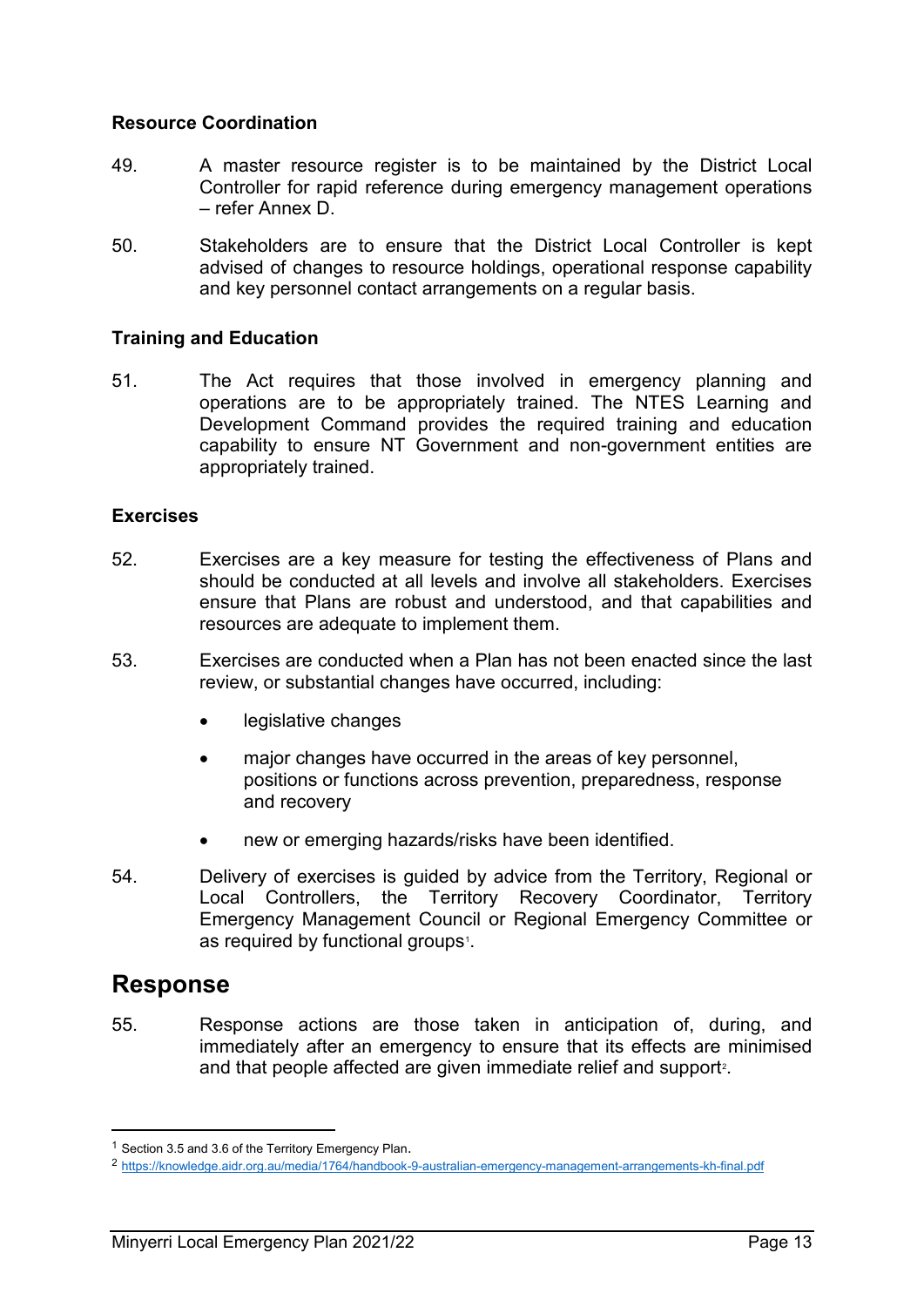### Resource Coordination

49. A master resource register is to be maintained by the District Local Controller for rapid reference during emergency management operations – refer Annex D.

50. Stakeholders are to ensure that the District Local Controller is kept advised of changes to resource holdings, operational response capability and key personnel contact arrangements on a regular basis.

### Training and Education

51. The Act requires that those involved in emergency planning and operations are to be appropriately trained. The NTES Learning and Development Command provides the required training and education capability to ensure NT Government and non-government entities are appropriately trained.

### Exercises

52. Exercises are a key measure for testing the effectiveness of Plans and should be conducted at all levels and involve all stakeholders. Exercises ensure that Plans are robust and understood, and that capabilities and resources are adequate to implement them.

53. Exercises are conducted when a Plan has not been enacted since the last review, or substantial changes have occurred, including:

    - legislative changes
    - major changes have occurred in the areas of key personnel, positions or functions across prevention, preparedness, response and recovery
    - new or emerging hazards/risks have been identified.

54. Delivery of exercises is guided by advice from the Territory, Regional or Local Controllers, the Territory Recovery Coordinator, Territory Emergency Management Council or Regional Emergency Committee or as required by functional groups[1].

## Response

55. Response actions are those taken in anticipation of, during, and immediately after an emergency to ensure that its effects are minimised and that people affected are given immediate relief and support[2].

---

[1] Section 3.5 and 3.6 of the Territory Emergency Plan.

[2] https://knowledge.aidr.org.au/media/1764/handbook-9-australian-emergency-management-arrangements-kh-final.pdf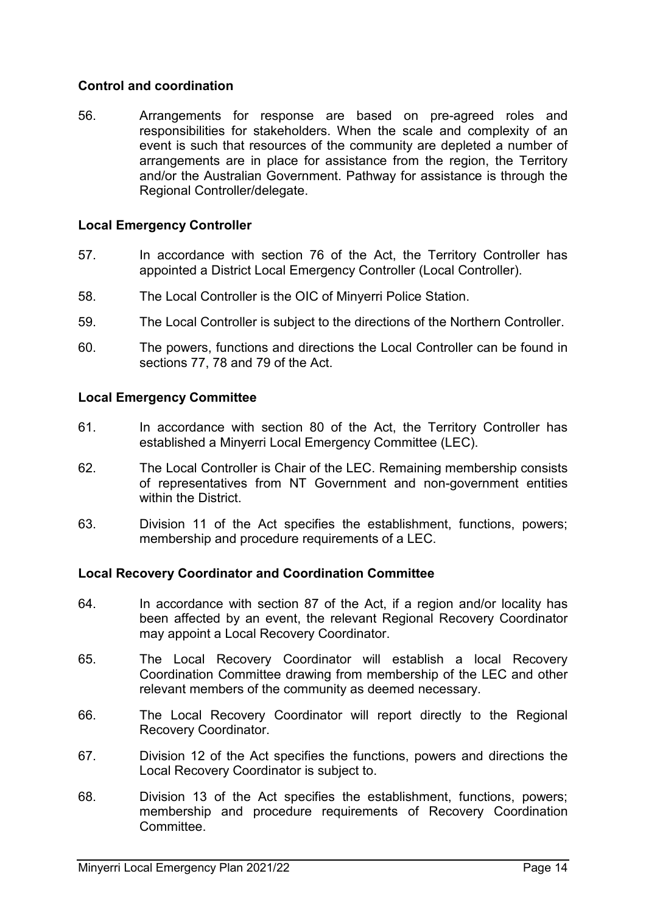### Control and coordination

56. Arrangements for response are based on pre-agreed roles and responsibilities for stakeholders. When the scale and complexity of an event is such that resources of the community are depleted a number of arrangements are in place for assistance from the region, the Territory and/or the Australian Government. Pathway for assistance is through the Regional Controller/delegate.

### Local Emergency Controller

57. In accordance with section 76 of the Act, the Territory Controller has appointed a District Local Emergency Controller (Local Controller).

58. The Local Controller is the OIC of Minyerri Police Station.

59. The Local Controller is subject to the directions of the Northern Controller.

60. The powers, functions and directions the Local Controller can be found in sections 77, 78 and 79 of the Act.

### Local Emergency Committee

61. In accordance with section 80 of the Act, the Territory Controller has established a Minyerri Local Emergency Committee (LEC).

62. The Local Controller is Chair of the LEC. Remaining membership consists of representatives from NT Government and non-government entities within the District.

63. Division 11 of the Act specifies the establishment, functions, powers; membership and procedure requirements of a LEC.

### Local Recovery Coordinator and Coordination Committee

64. In accordance with section 87 of the Act, if a region and/or locality has been affected by an event, the relevant Regional Recovery Coordinator may appoint a Local Recovery Coordinator.

65. The Local Recovery Coordinator will establish a local Recovery Coordination Committee drawing from membership of the LEC and other relevant members of the community as deemed necessary.

66. The Local Recovery Coordinator will report directly to the Regional Recovery Coordinator.

67. Division 12 of the Act specifies the functions, powers and directions the Local Recovery Coordinator is subject to.

68. Division 13 of the Act specifies the establishment, functions, powers; membership and procedure requirements of Recovery Coordination Committee.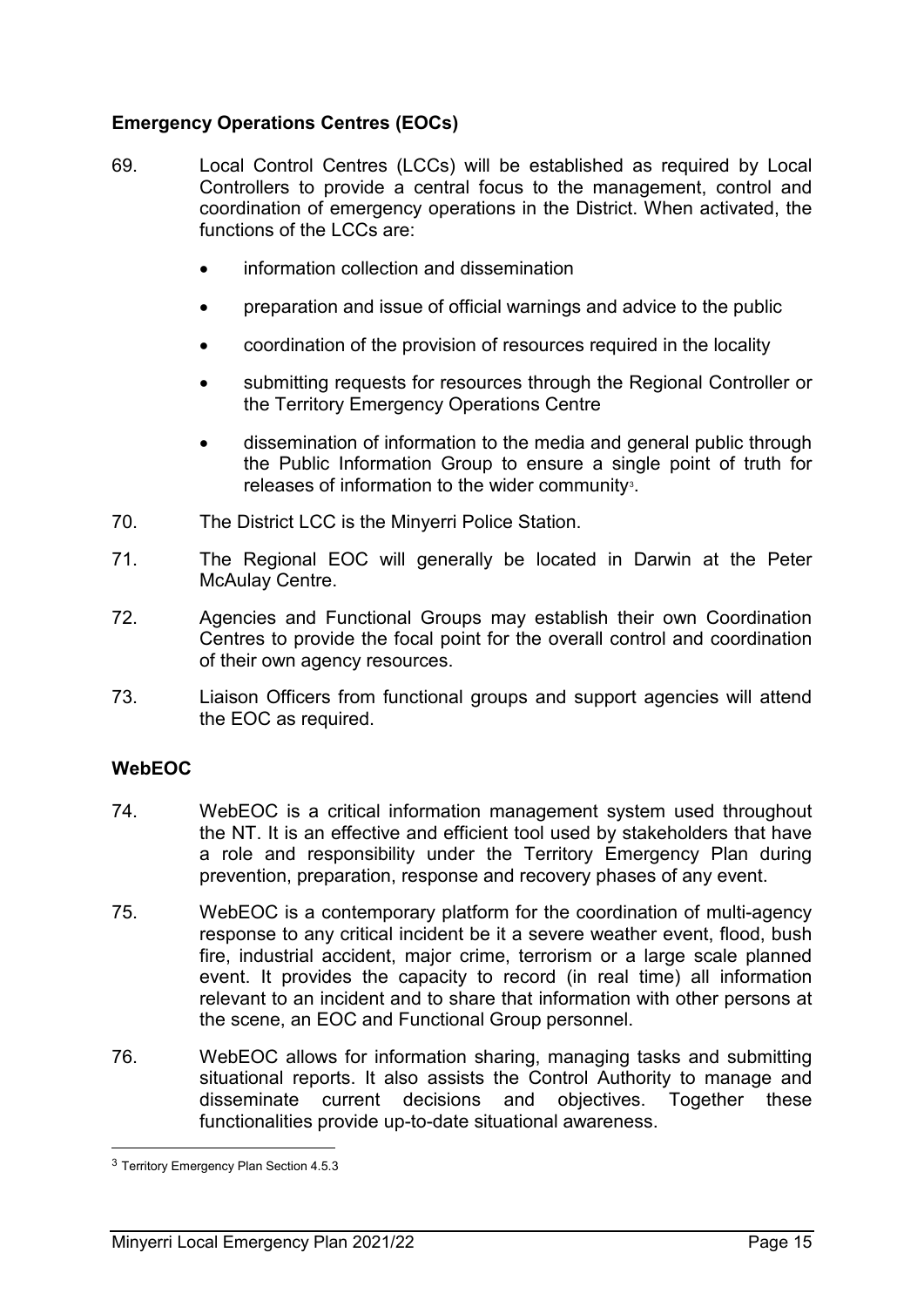**Emergency Operations Centres (EOCs)**

69. Local Control Centres (LCCs) will be established as required by Local Controllers to provide a central focus to the management, control and coordination of emergency operations in the District. When activated, the functions of the LCCs are:

- information collection and dissemination
- preparation and issue of official warnings and advice to the public
- coordination of the provision of resources required in the locality
- submitting requests for resources through the Regional Controller or the Territory Emergency Operations Centre
- dissemination of information to the media and general public through the Public Information Group to ensure a single point of truth for releases of information to the wider community[3].

70. The District LCC is the Minyerri Police Station.

71. The Regional EOC will generally be located in Darwin at the Peter McAulay Centre.

72. Agencies and Functional Groups may establish their own Coordination Centres to provide the focal point for the overall control and coordination of their own agency resources.

73. Liaison Officers from functional groups and support agencies will attend the EOC as required.

**WebEOC**

74. WebEOC is a critical information management system used throughout the NT. It is an effective and efficient tool used by stakeholders that have a role and responsibility under the Territory Emergency Plan during prevention, preparation, response and recovery phases of any event.

75. WebEOC is a contemporary platform for the coordination of multi-agency response to any critical incident be it a severe weather event, flood, bush fire, industrial accident, major crime, terrorism or a large scale planned event. It provides the capacity to record (in real time) all information relevant to an incident and to share that information with other persons at the scene, an EOC and Functional Group personnel.

76. WebEOC allows for information sharing, managing tasks and submitting situational reports. It also assists the Control Authority to manage and disseminate current decisions and objectives. Together these functionalities provide up-to-date situational awareness.

[3] Territory Emergency Plan Section 4.5.3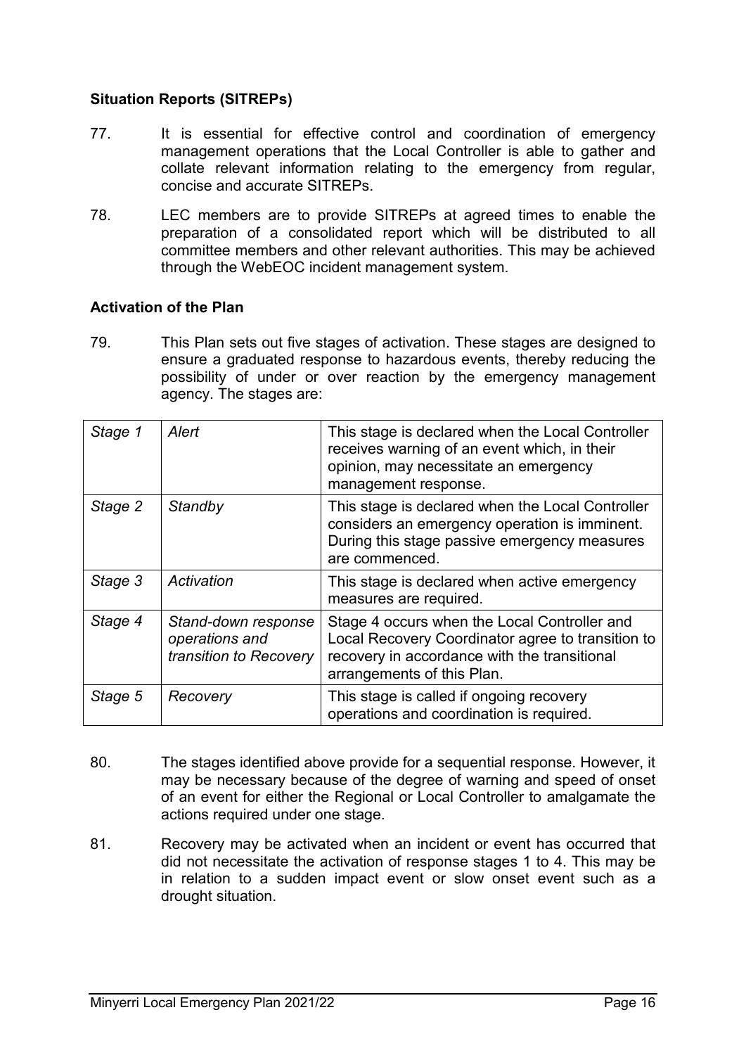**Situation Reports (SITREPs)**

77. It is essential for effective control and coordination of emergency management operations that the Local Controller is able to gather and collate relevant information relating to the emergency from regular, concise and accurate SITREPs.

78. LEC members are to provide SITREPs at agreed times to enable the preparation of a consolidated report which will be distributed to all committee members and other relevant authorities. This may be achieved through the WebEOC incident management system.

**Activation of the Plan**

79. This Plan sets out five stages of activation. These stages are designed to ensure a graduated response to hazardous events, thereby reducing the possibility of under or over reaction by the emergency management agency. The stages are:

| | | |
|---|---|---|
| *Stage 1* | *Alert* | This stage is declared when the Local Controller receives warning of an event which, in their opinion, may necessitate an emergency management response. |
| *Stage 2* | *Standby* | This stage is declared when the Local Controller considers an emergency operation is imminent. During this stage passive emergency measures are commenced. |
| *Stage 3* | *Activation* | This stage is declared when active emergency measures are required. |
| *Stage 4* | *Stand-down response operations and transition to Recovery* | Stage 4 occurs when the Local Controller and Local Recovery Coordinator agree to transition to recovery in accordance with the transitional arrangements of this Plan. |
| *Stage 5* | *Recovery* | This stage is called if ongoing recovery operations and coordination is required. |

80. The stages identified above provide for a sequential response. However, it may be necessary because of the degree of warning and speed of onset of an event for either the Regional or Local Controller to amalgamate the actions required under one stage.

81. Recovery may be activated when an incident or event has occurred that did not necessitate the activation of response stages 1 to 4. This may be in relation to a sudden impact event or slow onset event such as a drought situation.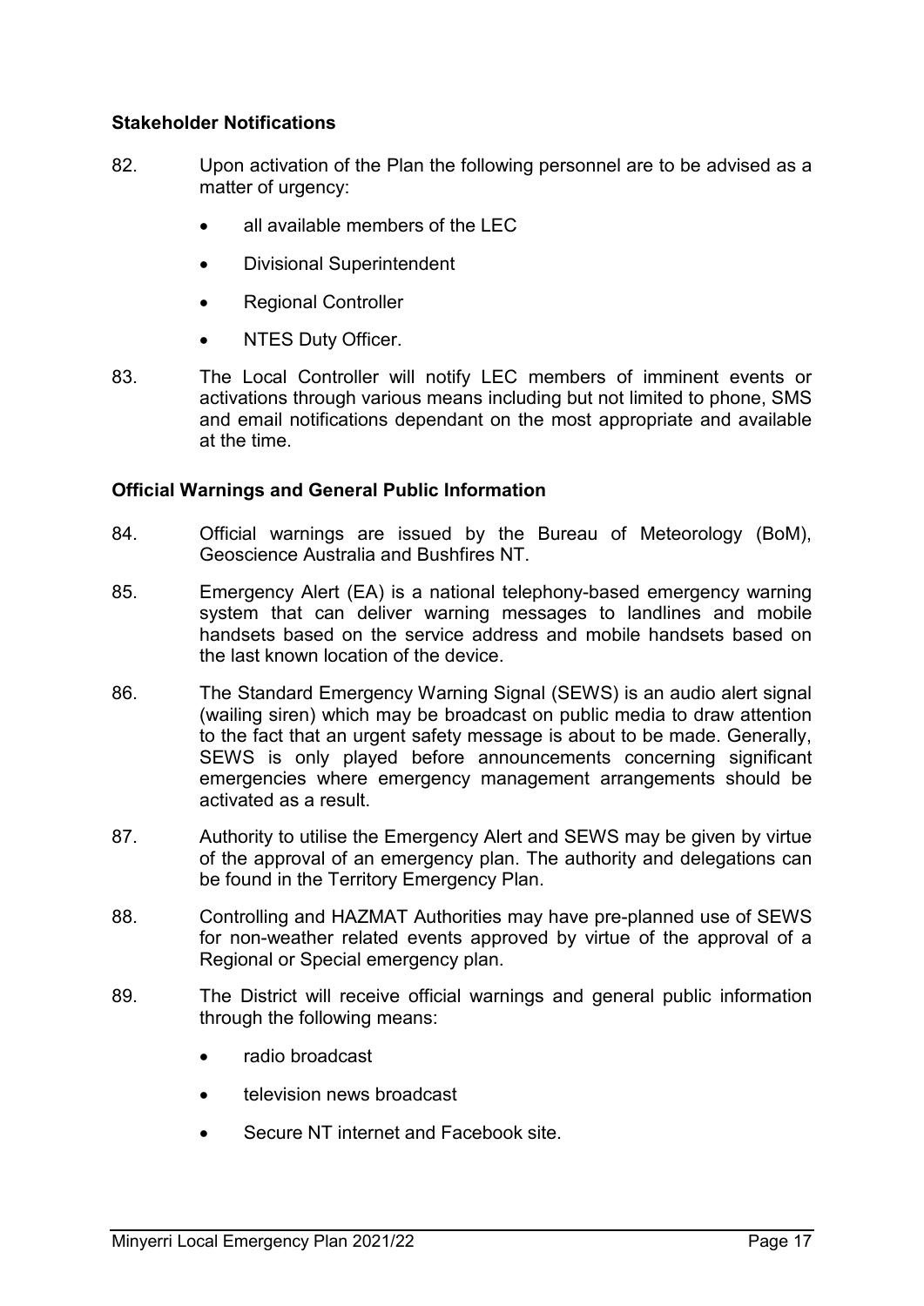### Stakeholder Notifications

82. Upon activation of the Plan the following personnel are to be advised as a matter of urgency:

    - all available members of the LEC
    - Divisional Superintendent
    - Regional Controller
    - NTES Duty Officer.

83. The Local Controller will notify LEC members of imminent events or activations through various means including but not limited to phone, SMS and email notifications dependant on the most appropriate and available at the time.

### Official Warnings and General Public Information

84. Official warnings are issued by the Bureau of Meteorology (BoM), Geoscience Australia and Bushfires NT.

85. Emergency Alert (EA) is a national telephony-based emergency warning system that can deliver warning messages to landlines and mobile handsets based on the service address and mobile handsets based on the last known location of the device.

86. The Standard Emergency Warning Signal (SEWS) is an audio alert signal (wailing siren) which may be broadcast on public media to draw attention to the fact that an urgent safety message is about to be made. Generally, SEWS is only played before announcements concerning significant emergencies where emergency management arrangements should be activated as a result.

87. Authority to utilise the Emergency Alert and SEWS may be given by virtue of the approval of an emergency plan. The authority and delegations can be found in the Territory Emergency Plan.

88. Controlling and HAZMAT Authorities may have pre-planned use of SEWS for non-weather related events approved by virtue of the approval of a Regional or Special emergency plan.

89. The District will receive official warnings and general public information through the following means:

    - radio broadcast
    - television news broadcast
    - Secure NT internet and Facebook site.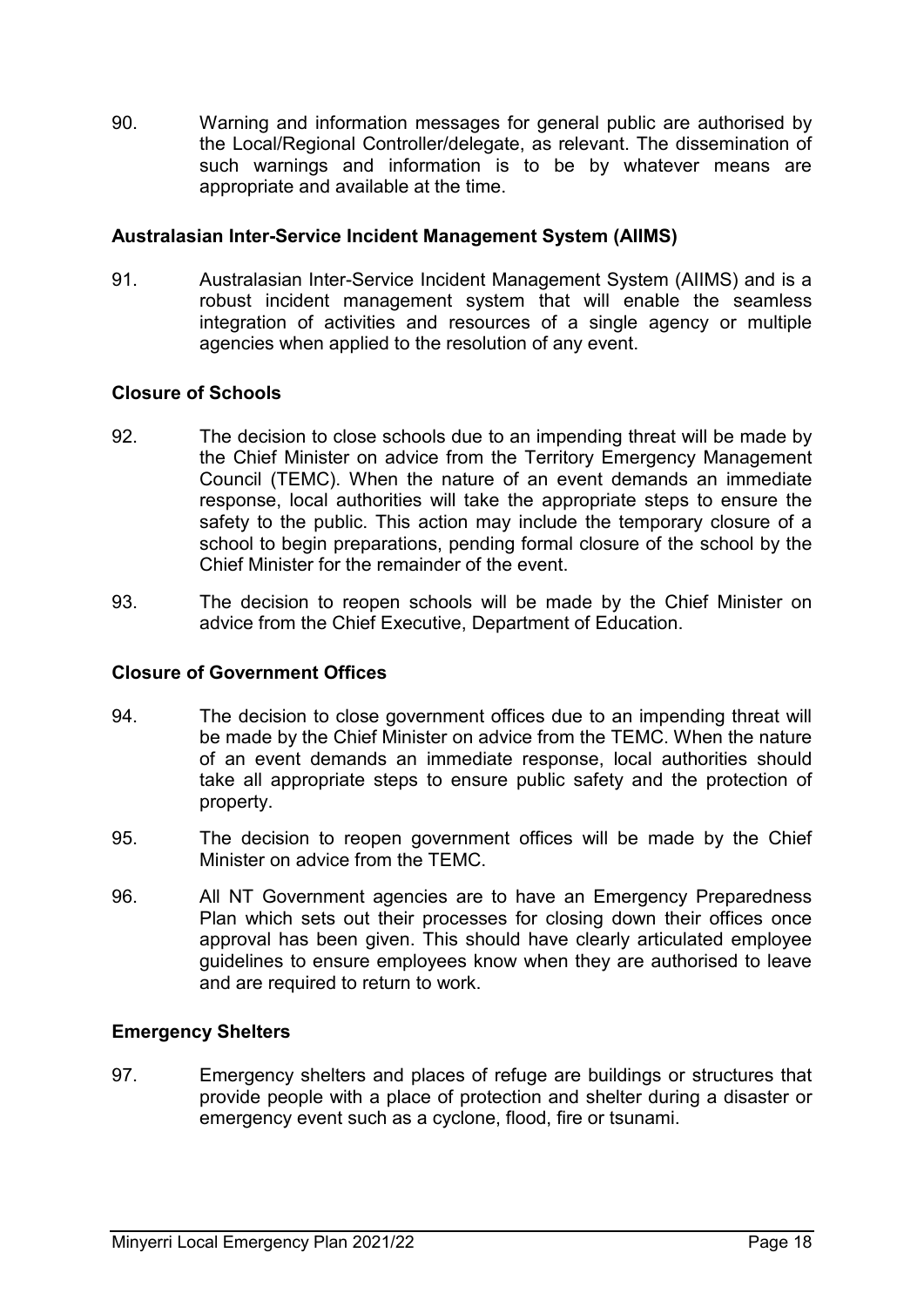90. Warning and information messages for general public are authorised by the Local/Regional Controller/delegate, as relevant. The dissemination of such warnings and information is to be by whatever means are appropriate and available at the time.

### Australasian Inter-Service Incident Management System (AIIMS)

91. Australasian Inter-Service Incident Management System (AIIMS) and is a robust incident management system that will enable the seamless integration of activities and resources of a single agency or multiple agencies when applied to the resolution of any event.

### Closure of Schools

92. The decision to close schools due to an impending threat will be made by the Chief Minister on advice from the Territory Emergency Management Council (TEMC). When the nature of an event demands an immediate response, local authorities will take the appropriate steps to ensure the safety to the public. This action may include the temporary closure of a school to begin preparations, pending formal closure of the school by the Chief Minister for the remainder of the event.

93. The decision to reopen schools will be made by the Chief Minister on advice from the Chief Executive, Department of Education.

### Closure of Government Offices

94. The decision to close government offices due to an impending threat will be made by the Chief Minister on advice from the TEMC. When the nature of an event demands an immediate response, local authorities should take all appropriate steps to ensure public safety and the protection of property.

95. The decision to reopen government offices will be made by the Chief Minister on advice from the TEMC.

96. All NT Government agencies are to have an Emergency Preparedness Plan which sets out their processes for closing down their offices once approval has been given. This should have clearly articulated employee guidelines to ensure employees know when they are authorised to leave and are required to return to work.

### Emergency Shelters

97. Emergency shelters and places of refuge are buildings or structures that provide people with a place of protection and shelter during a disaster or emergency event such as a cyclone, flood, fire or tsunami.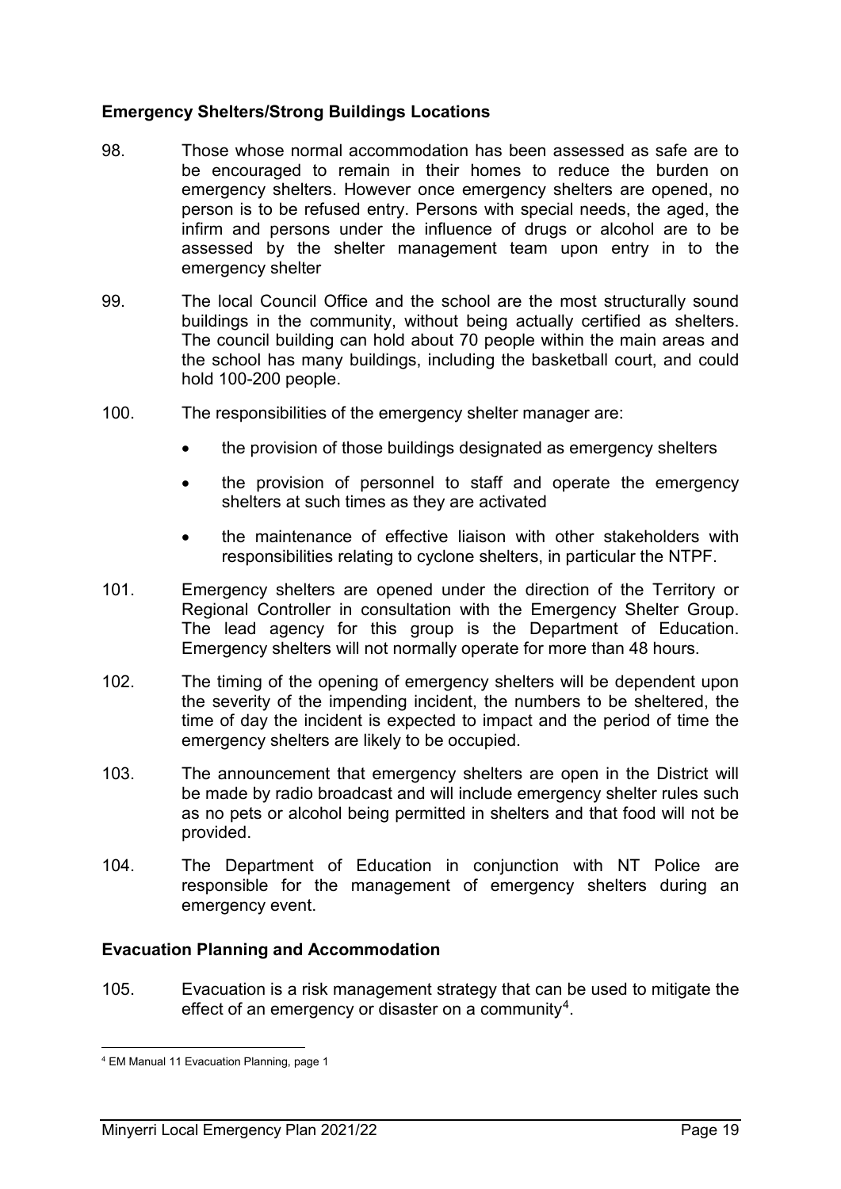**Emergency Shelters/Strong Buildings Locations**

98. Those whose normal accommodation has been assessed as safe are to be encouraged to remain in their homes to reduce the burden on emergency shelters. However once emergency shelters are opened, no person is to be refused entry. Persons with special needs, the aged, the infirm and persons under the influence of drugs or alcohol are to be assessed by the shelter management team upon entry in to the emergency shelter

99. The local Council Office and the school are the most structurally sound buildings in the community, without being actually certified as shelters. The council building can hold about 70 people within the main areas and the school has many buildings, including the basketball court, and could hold 100-200 people.

100. The responsibilities of the emergency shelter manager are:

- the provision of those buildings designated as emergency shelters
- the provision of personnel to staff and operate the emergency shelters at such times as they are activated
- the maintenance of effective liaison with other stakeholders with responsibilities relating to cyclone shelters, in particular the NTPF.

101. Emergency shelters are opened under the direction of the Territory or Regional Controller in consultation with the Emergency Shelter Group. The lead agency for this group is the Department of Education. Emergency shelters will not normally operate for more than 48 hours.

102. The timing of the opening of emergency shelters will be dependent upon the severity of the impending incident, the numbers to be sheltered, the time of day the incident is expected to impact and the period of time the emergency shelters are likely to be occupied.

103. The announcement that emergency shelters are open in the District will be made by radio broadcast and will include emergency shelter rules such as no pets or alcohol being permitted in shelters and that food will not be provided.

104. The Department of Education in conjunction with NT Police are responsible for the management of emergency shelters during an emergency event.

**Evacuation Planning and Accommodation**

105. Evacuation is a risk management strategy that can be used to mitigate the effect of an emergency or disaster on a community[4].

[4] EM Manual 11 Evacuation Planning, page 1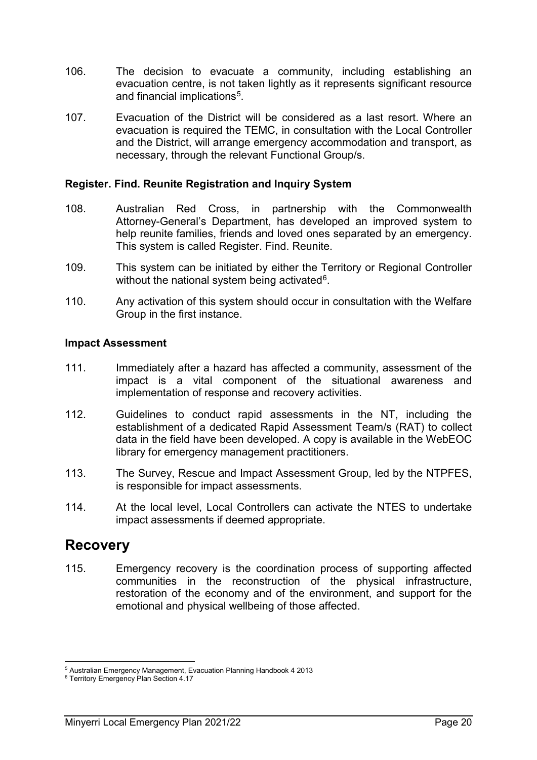106. The decision to evacuate a community, including establishing an evacuation centre, is not taken lightly as it represents significant resource and financial implications[5].

107. Evacuation of the District will be considered as a last resort. Where an evacuation is required the TEMC, in consultation with the Local Controller and the District, will arrange emergency accommodation and transport, as necessary, through the relevant Functional Group/s.

**Register. Find. Reunite Registration and Inquiry System**

108. Australian Red Cross, in partnership with the Commonwealth Attorney-General's Department, has developed an improved system to help reunite families, friends and loved ones separated by an emergency. This system is called Register. Find. Reunite.

109. This system can be initiated by either the Territory or Regional Controller without the national system being activated[6].

110. Any activation of this system should occur in consultation with the Welfare Group in the first instance.

**Impact Assessment**

111. Immediately after a hazard has affected a community, assessment of the impact is a vital component of the situational awareness and implementation of response and recovery activities.

112. Guidelines to conduct rapid assessments in the NT, including the establishment of a dedicated Rapid Assessment Team/s (RAT) to collect data in the field have been developed. A copy is available in the WebEOC library for emergency management practitioners.

113. The Survey, Rescue and Impact Assessment Group, led by the NTPFES, is responsible for impact assessments.

114. At the local level, Local Controllers can activate the NTES to undertake impact assessments if deemed appropriate.

## Recovery

115. Emergency recovery is the coordination process of supporting affected communities in the reconstruction of the physical infrastructure, restoration of the economy and of the environment, and support for the emotional and physical wellbeing of those affected.

---

[5] Australian Emergency Management, Evacuation Planning Handbook 4 2013

[6] Territory Emergency Plan Section 4.17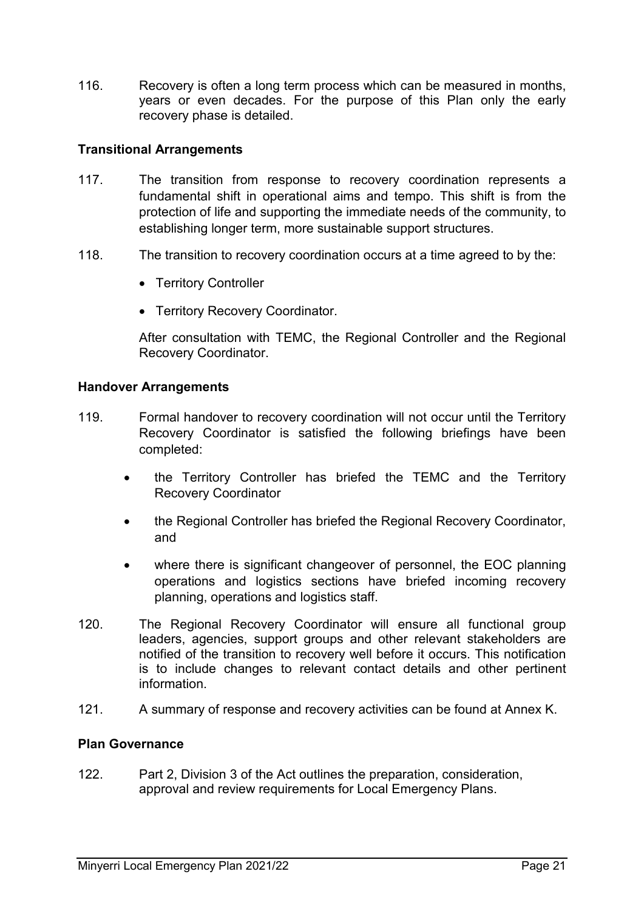116. Recovery is often a long term process which can be measured in months, years or even decades. For the purpose of this Plan only the early recovery phase is detailed.

**Transitional Arrangements**

117. The transition from response to recovery coordination represents a fundamental shift in operational aims and tempo. This shift is from the protection of life and supporting the immediate needs of the community, to establishing longer term, more sustainable support structures.

118. The transition to recovery coordination occurs at a time agreed to by the:

- Territory Controller
- Territory Recovery Coordinator.

After consultation with TEMC, the Regional Controller and the Regional Recovery Coordinator.

**Handover Arrangements**

119. Formal handover to recovery coordination will not occur until the Territory Recovery Coordinator is satisfied the following briefings have been completed:

- the Territory Controller has briefed the TEMC and the Territory Recovery Coordinator
- the Regional Controller has briefed the Regional Recovery Coordinator, and
- where there is significant changeover of personnel, the EOC planning operations and logistics sections have briefed incoming recovery planning, operations and logistics staff.

120. The Regional Recovery Coordinator will ensure all functional group leaders, agencies, support groups and other relevant stakeholders are notified of the transition to recovery well before it occurs. This notification is to include changes to relevant contact details and other pertinent information.

121. A summary of response and recovery activities can be found at Annex K.

**Plan Governance**

122. Part 2, Division 3 of the Act outlines the preparation, consideration, approval and review requirements for Local Emergency Plans.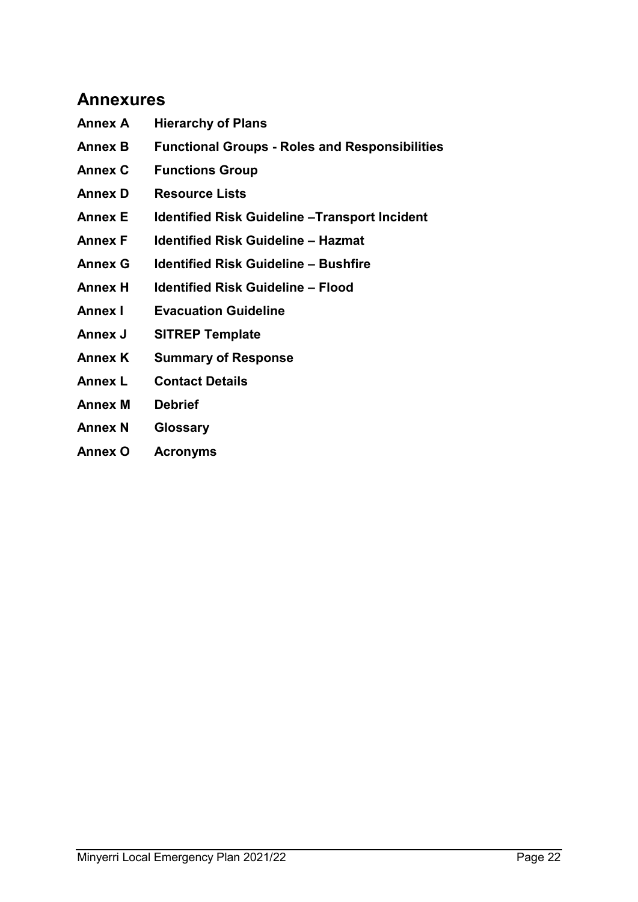## Annexures

**Annex A** **Hierarchy of Plans**

**Annex B** **Functional Groups - Roles and Responsibilities**

**Annex C** **Functions Group**

**Annex D** **Resource Lists**

**Annex E** **Identified Risk Guideline –Transport Incident**

**Annex F** **Identified Risk Guideline – Hazmat**

**Annex G** **Identified Risk Guideline – Bushfire**

**Annex H** **Identified Risk Guideline – Flood**

**Annex I** **Evacuation Guideline**

**Annex J** **SITREP Template**

**Annex K** **Summary of Response**

**Annex L** **Contact Details**

**Annex M** **Debrief**

**Annex N** **Glossary**

**Annex O** **Acronyms**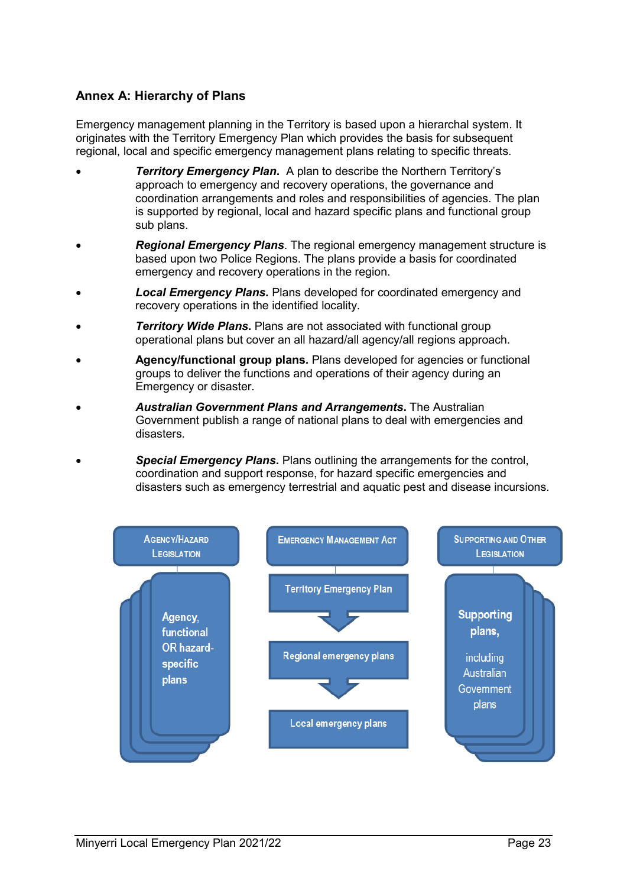## Annex A: Hierarchy of Plans

Emergency management planning in the Territory is based upon a hierarchal system. It originates with the Territory Emergency Plan which provides the basis for subsequent regional, local and specific emergency management plans relating to specific threats.

- ***Territory Emergency Plan.*** A plan to describe the Northern Territory's approach to emergency and recovery operations, the governance and coordination arrangements and roles and responsibilities of agencies. The plan is supported by regional, local and hazard specific plans and functional group sub plans.
- ***Regional Emergency Plans***. The regional emergency management structure is based upon two Police Regions. The plans provide a basis for coordinated emergency and recovery operations in the region.
- ***Local Emergency Plans.*** Plans developed for coordinated emergency and recovery operations in the identified locality.
- ***Territory Wide Plans.*** Plans are not associated with functional group operational plans but cover an all hazard/all agency/all regions approach.
- **Agency/functional group plans.** Plans developed for agencies or functional groups to deliver the functions and operations of their agency during an Emergency or disaster.
- ***Australian Government Plans and Arrangements.*** The Australian Government publish a range of national plans to deal with emergencies and disasters.
- ***Special Emergency Plans.*** Plans outlining the arrangements for the control, coordination and support response, for hazard specific emergencies and disasters such as emergency terrestrial and aquatic pest and disease incursions.

Agency/Hazard Legislation
Agency, functional OR hazard-specific plans

Emergency Management Act
Territory Emergency Plan
Regional emergency plans
Local emergency plans

Supporting and Other Legislation
Supporting plans, including Australian Government plans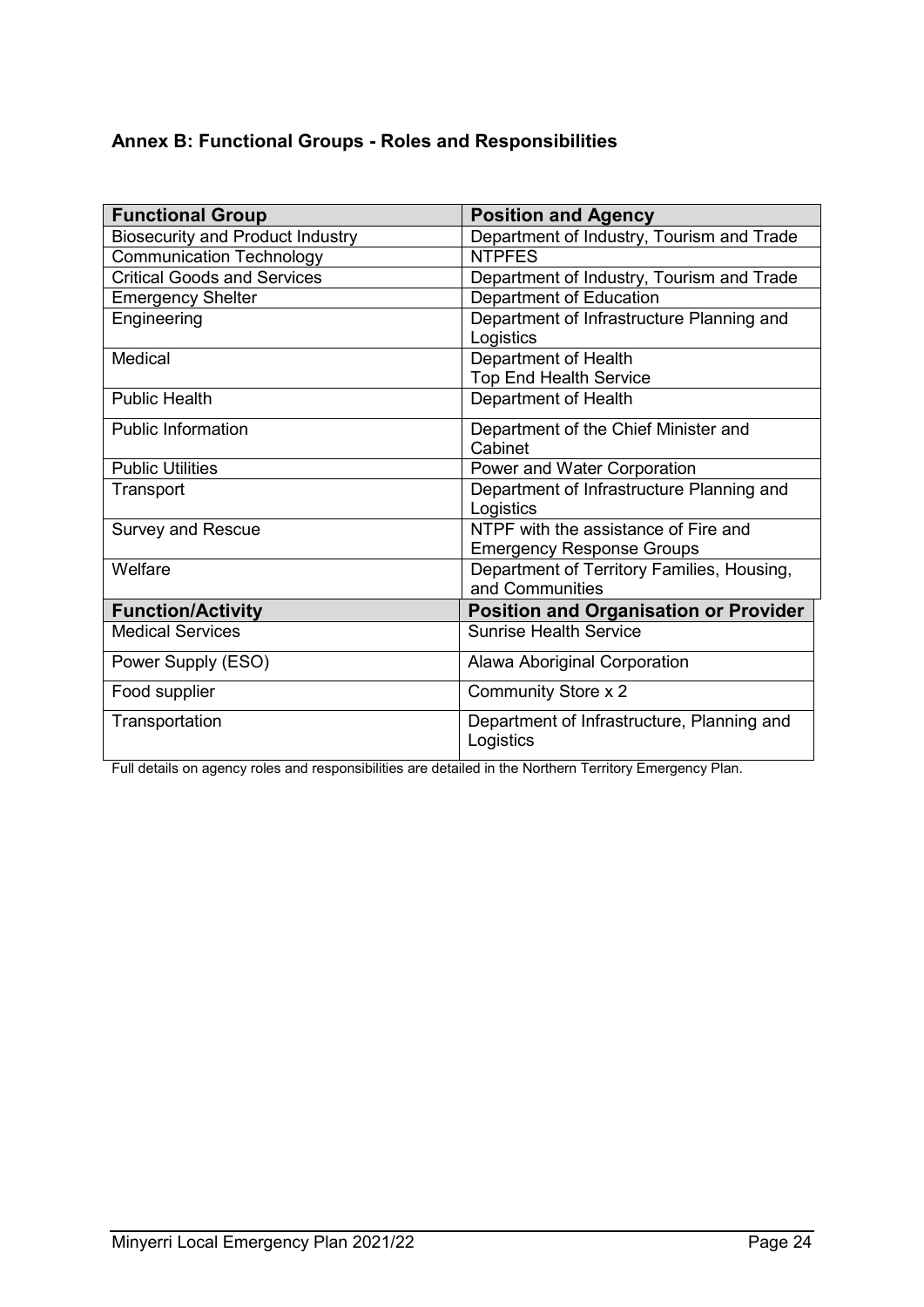### Annex B: Functional Groups - Roles and Responsibilities

| Functional Group | Position and Agency |
|---|---|
| Biosecurity and Product Industry | Department of Industry, Tourism and Trade |
| Communication Technology | NTPFES |
| Critical Goods and Services | Department of Industry, Tourism and Trade |
| Emergency Shelter | Department of Education |
| Engineering | Department of Infrastructure Planning and Logistics |
| Medical | Department of Health<br>Top End Health Service |
| Public Health | Department of Health |
| Public Information | Department of the Chief Minister and Cabinet |
| Public Utilities | Power and Water Corporation |
| Transport | Department of Infrastructure Planning and Logistics |
| Survey and Rescue | NTPF with the assistance of Fire and Emergency Response Groups |
| Welfare | Department of Territory Families, Housing, and Communities |
| **Function/Activity** | **Position and Organisation or Provider** |
| Medical Services | Sunrise Health Service |
| Power Supply (ESO) | Alawa Aboriginal Corporation |
| Food supplier | Community Store x 2 |
| Transportation | Department of Infrastructure, Planning and Logistics |

Full details on agency roles and responsibilities are detailed in the Northern Territory Emergency Plan.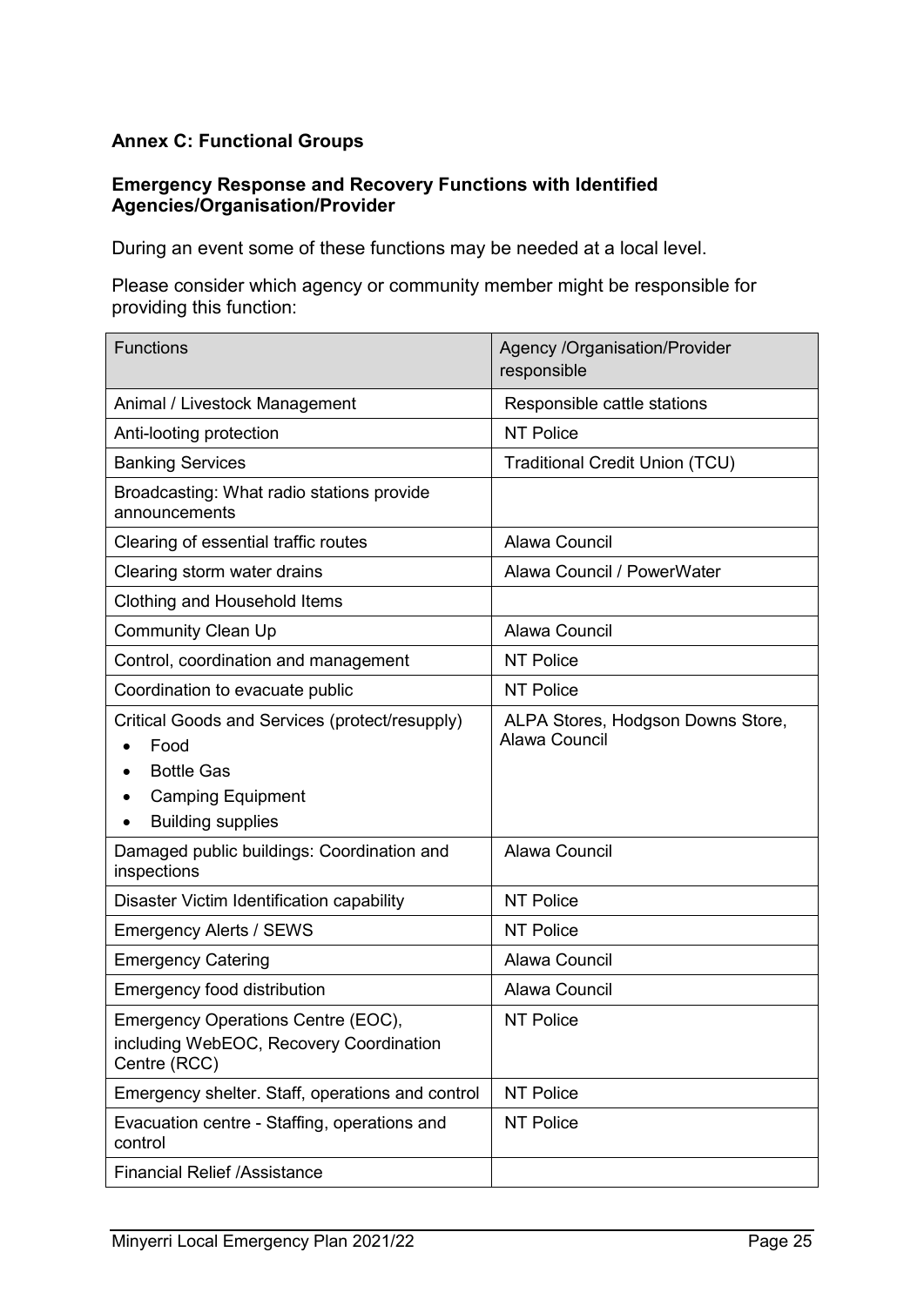### Annex C: Functional Groups

#### Emergency Response and Recovery Functions with Identified Agencies/Organisation/Provider

During an event some of these functions may be needed at a local level.

Please consider which agency or community member might be responsible for providing this function:

| Functions | Agency /Organisation/Provider responsible |
|---|---|
| Animal / Livestock Management | Responsible cattle stations |
| Anti-looting protection | NT Police |
| Banking Services | Traditional Credit Union (TCU) |
| Broadcasting: What radio stations provide announcements | |
| Clearing of essential traffic routes | Alawa Council |
| Clearing storm water drains | Alawa Council / PowerWater |
| Clothing and Household Items | |
| Community Clean Up | Alawa Council |
| Control, coordination and management | NT Police |
| Coordination to evacuate public | NT Police |
| Critical Goods and Services (protect/resupply)<br>• Food<br>• Bottle Gas<br>• Camping Equipment<br>• Building supplies | ALPA Stores, Hodgson Downs Store, Alawa Council |
| Damaged public buildings: Coordination and inspections | Alawa Council |
| Disaster Victim Identification capability | NT Police |
| Emergency Alerts / SEWS | NT Police |
| Emergency Catering | Alawa Council |
| Emergency food distribution | Alawa Council |
| Emergency Operations Centre (EOC), including WebEOC, Recovery Coordination Centre (RCC) | NT Police |
| Emergency shelter. Staff, operations and control | NT Police |
| Evacuation centre - Staffing, operations and control | NT Police |
| Financial Relief /Assistance | |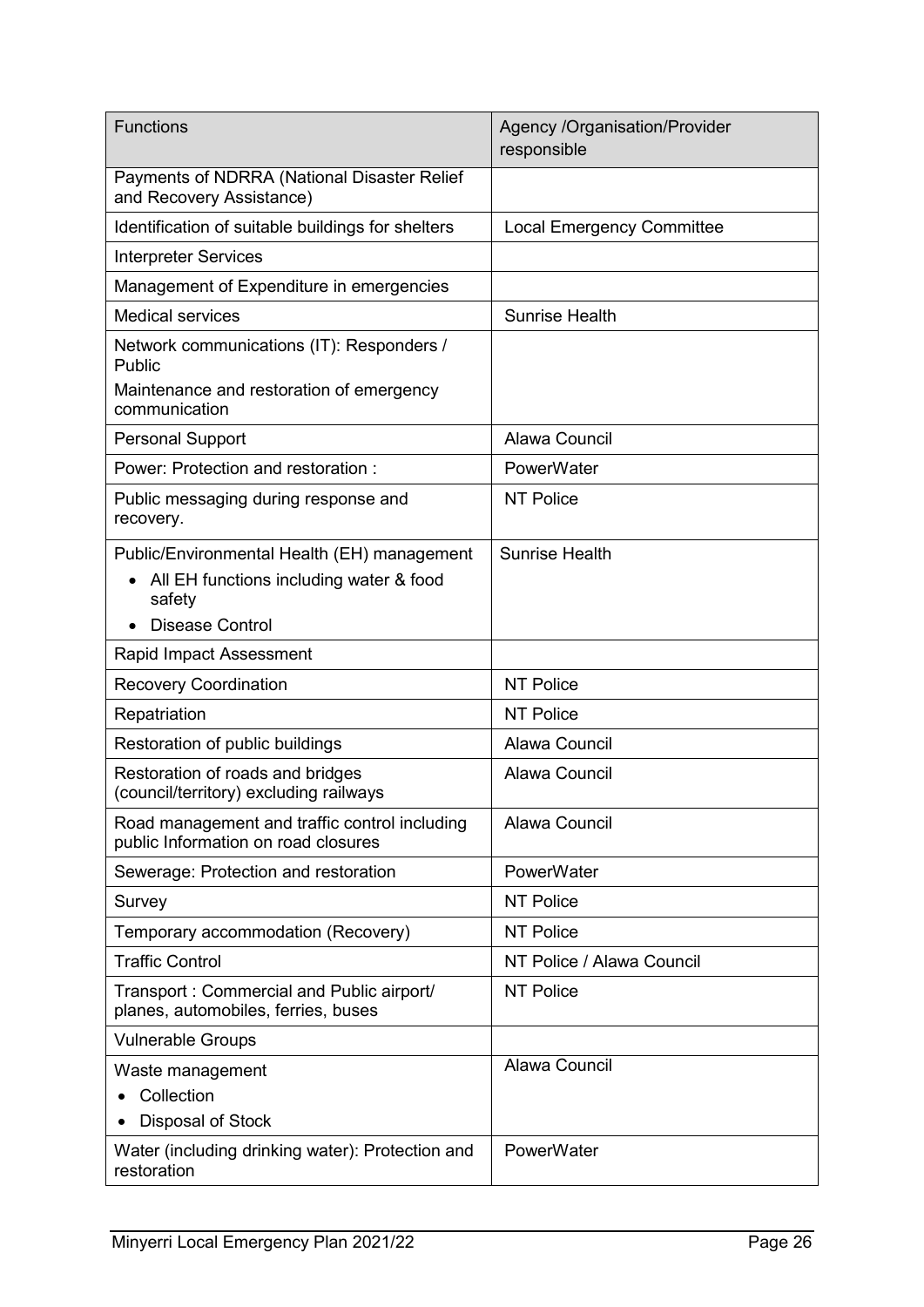| Functions | Agency /Organisation/Provider responsible |
|---|---|
| Payments of NDRRA (National Disaster Relief and Recovery Assistance) | |
| Identification of suitable buildings for shelters | Local Emergency Committee |
| Interpreter Services | |
| Management of Expenditure in emergencies | |
| Medical services | Sunrise Health |
| Network communications (IT): Responders / Public<br>Maintenance and restoration of emergency communication | |
| Personal Support | Alawa Council |
| Power: Protection and restoration : | PowerWater |
| Public messaging during response and recovery. | NT Police |
| Public/Environmental Health (EH) management<br>• All EH functions including water & food safety<br>• Disease Control | Sunrise Health |
| Rapid Impact Assessment | |
| Recovery Coordination | NT Police |
| Repatriation | NT Police |
| Restoration of public buildings | Alawa Council |
| Restoration of roads and bridges (council/territory) excluding railways | Alawa Council |
| Road management and traffic control including public Information on road closures | Alawa Council |
| Sewerage: Protection and restoration | PowerWater |
| Survey | NT Police |
| Temporary accommodation (Recovery) | NT Police |
| Traffic Control | NT Police / Alawa Council |
| Transport : Commercial and Public airport/ planes, automobiles, ferries, buses | NT Police |
| Vulnerable Groups | |
| Waste management<br>• Collection<br>• Disposal of Stock | Alawa Council |
| Water (including drinking water): Protection and restoration | PowerWater |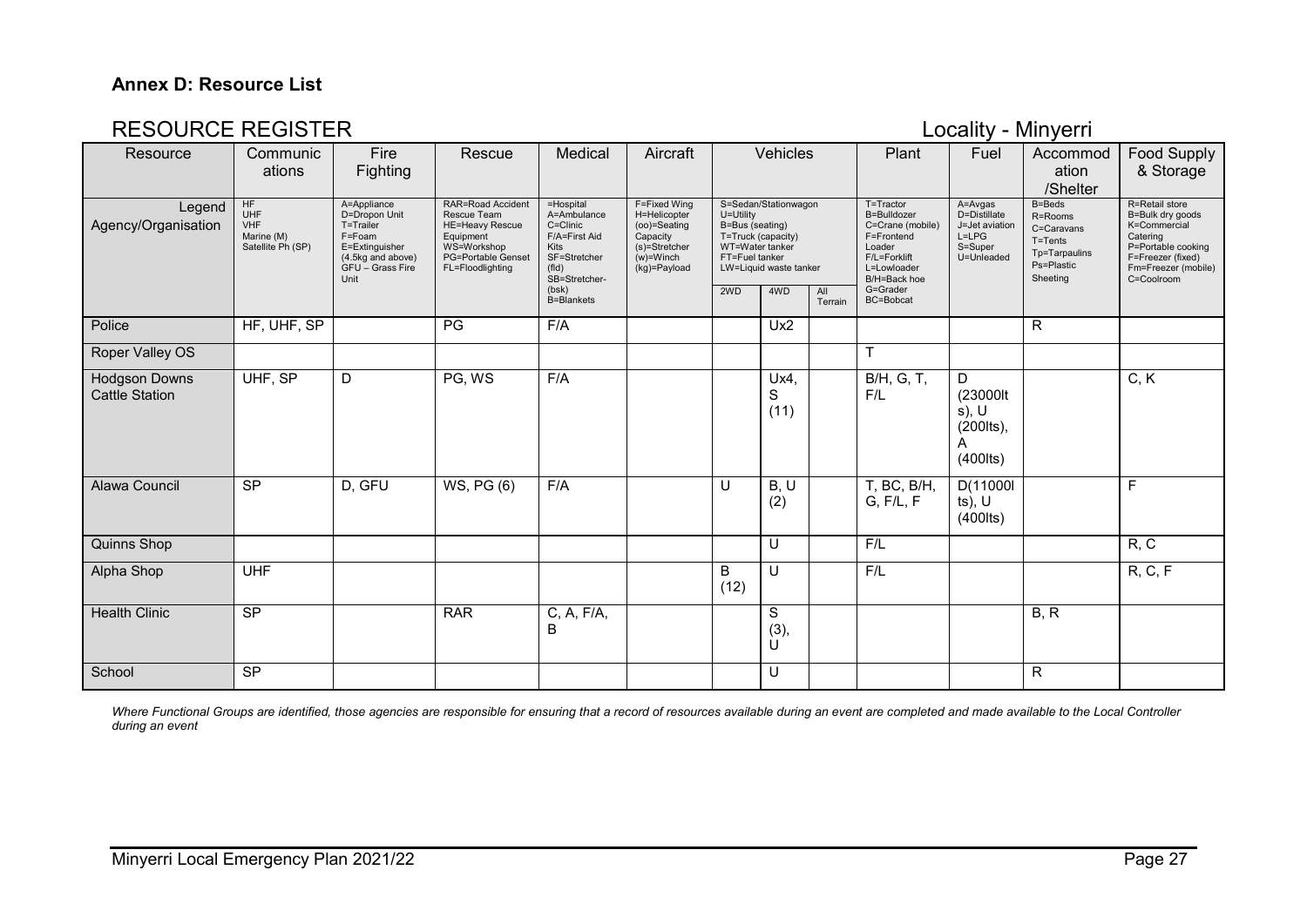**Annex D: Resource List**

## RESOURCE REGISTER

Locality - Minyerri

| Resource | Communications | Fire Fighting | Rescue | Medical | Aircraft | Vehicles | | | Plant | Fuel | Accommodation /Shelter | Food Supply & Storage |
|---|---|---|---|---|---|---|---|---|---|---|---|---|
| Legend Agency/Organisation | HF UHF VHF Marine (M) Satellite Ph (SP) | A=Appliance D=Dropon Unit T=Trailer F=Foam E=Extinguisher (4.5kg and above) GFU – Grass Fire Unit | RAR=Road Accident Rescue Team HE=Heavy Rescue Equipment WS=Workshop PG=Portable Genset FL=Floodlighting | =Hospital A=Ambulance C=Clinic F/A=First Aid Kits SF=Stretcher (fld) SB=Stretcher-(bsk) B=Blankets | F=Fixed Wing H=Helicopter (oo)=Seating Capacity (s)=Stretcher (w)=Winch (kg)=Payload | S=Sedan/Stationwagon U=Utility B=Bus (seating) T=Truck (capacity) WT=Water tanker FT=Fuel tanker LW=Liquid waste tanker | | | T=Tractor B=Bulldozer C=Crane (mobile) F=Frontend Loader F/L=Forklift L=Lowloader B/H=Back hoe G=Grader BC=Bobcat | A=Avgas D=Distillate J=Jet aviation L=LPG S=Super U=Unleaded | B=Beds R=Rooms C=Caravans T=Tents Tp=Tarpaulins Ps=Plastic Sheeting | R=Retail store B=Bulk dry goods K=Commercial Catering P=Portable cooking F=Freezer (fixed) Fm=Freezer (mobile) C=Coolroom |
| | | | | | | 2WD | 4WD | All Terrain | | | | |
| Police | HF, UHF, SP | | PG | F/A | | | Ux2 | | | | R | |
| Roper Valley OS | | | | | | | | | T | | | |
| Hodgson Downs Cattle Station | UHF, SP | D | PG, WS | F/A | | | Ux4, S (11) | | B/H, G, T, F/L | D (23000lts), U (200lts), A (400lts) | | C, K |
| Alawa Council | SP | D, GFU | WS, PG (6) | F/A | | U | B, U (2) | | T, BC, B/H, G, F/L, F | D(11000lts), U (400lts) | | F |
| Quinns Shop | | | | | | | U | | F/L | | | R, C |
| Alpha Shop | UHF | | | | | B (12) | U | | F/L | | | R, C, F |
| Health Clinic | SP | | RAR | C, A, F/A, B | | | S (3), U | | | | B, R | |
| School | SP | | | | | | U | | | | R | |

*Where Functional Groups are identified, those agencies are responsible for ensuring that a record of resources available during an event are completed and made available to the Local Controller during an event*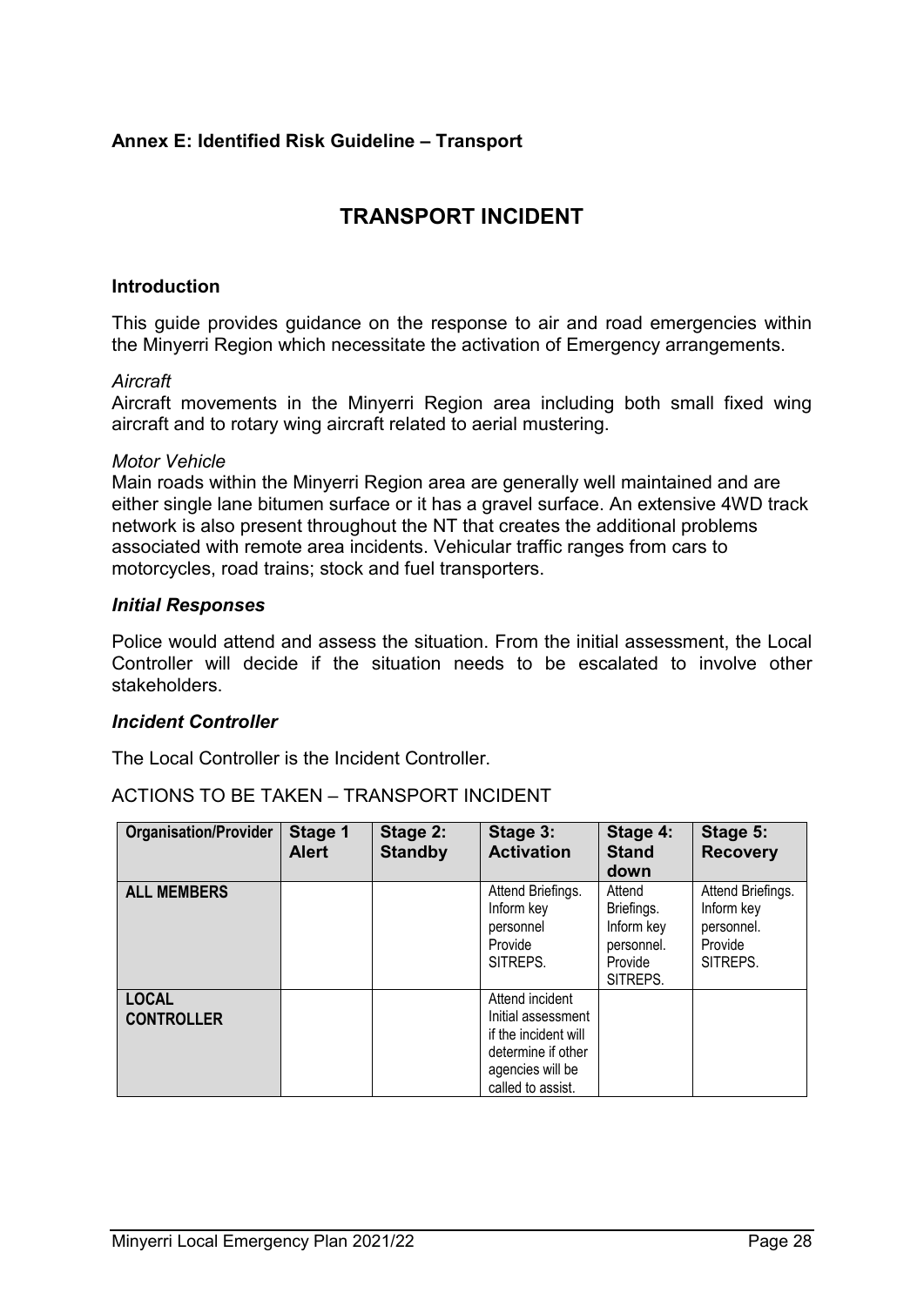**Annex E: Identified Risk Guideline – Transport**

# TRANSPORT INCIDENT

### Introduction

This guide provides guidance on the response to air and road emergencies within the Minyerri Region which necessitate the activation of Emergency arrangements.

*Aircraft*
Aircraft movements in the Minyerri Region area including both small fixed wing aircraft and to rotary wing aircraft related to aerial mustering.

*Motor Vehicle*
Main roads within the Minyerri Region area are generally well maintained and are either single lane bitumen surface or it has a gravel surface. An extensive 4WD track network is also present throughout the NT that creates the additional problems associated with remote area incidents. Vehicular traffic ranges from cars to motorcycles, road trains; stock and fuel transporters.

***Initial Responses***

Police would attend and assess the situation. From the initial assessment, the Local Controller will decide if the situation needs to be escalated to involve other stakeholders.

***Incident Controller***

The Local Controller is the Incident Controller.

ACTIONS TO BE TAKEN – TRANSPORT INCIDENT

| Organisation/Provider | Stage 1 Alert | Stage 2: Standby | Stage 3: Activation | Stage 4: Stand down | Stage 5: Recovery |
|---|---|---|---|---|---|
| **ALL MEMBERS** | | | Attend Briefings. Inform key personnel Provide SITREPS. | Attend Briefings. Inform key personnel. Provide SITREPS. | Attend Briefings. Inform key personnel. Provide SITREPS. |
| **LOCAL CONTROLLER** | | | Attend incident Initial assessment if the incident will determine if other agencies will be called to assist. | | |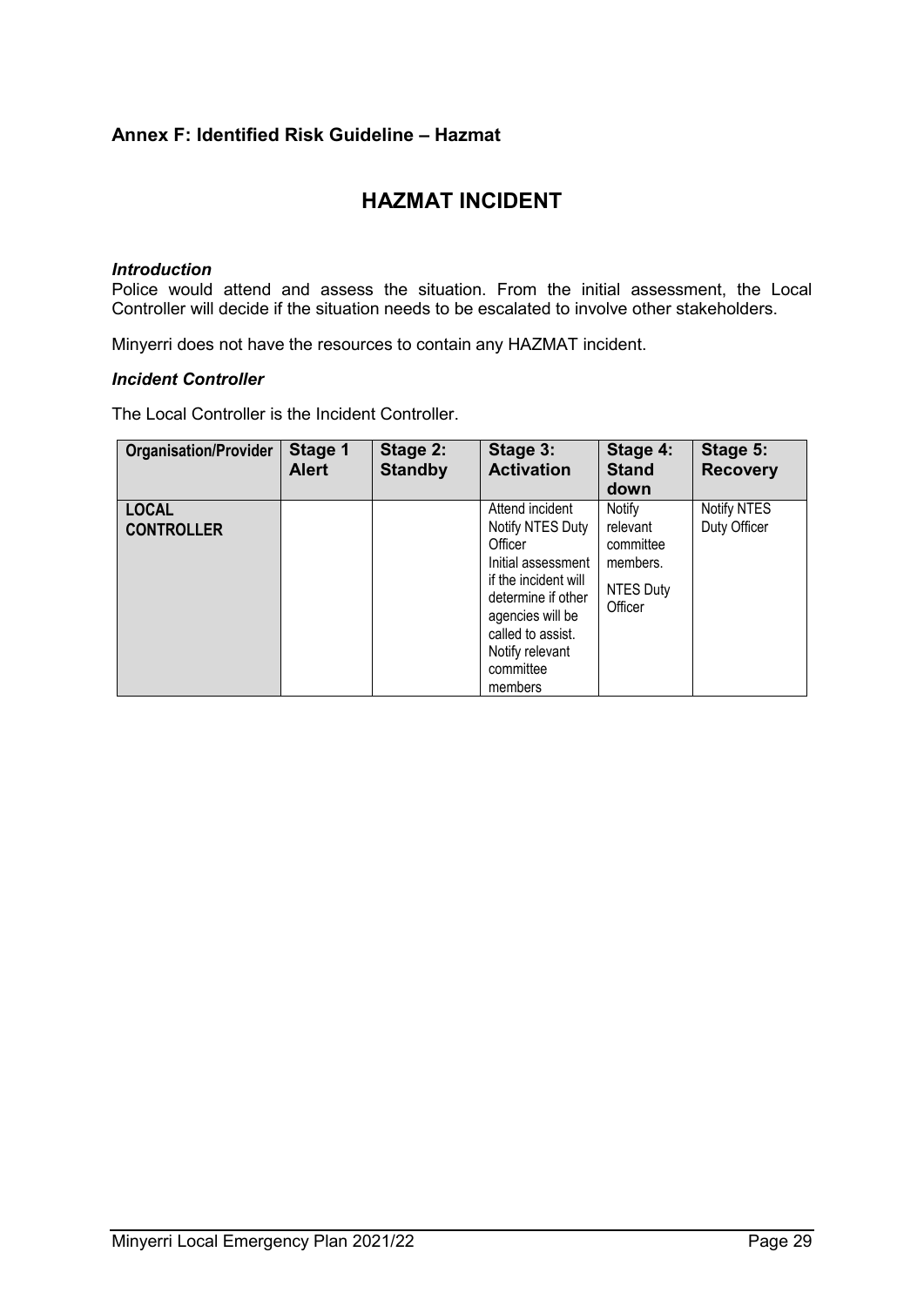## Annex F: Identified Risk Guideline – Hazmat

# HAZMAT INCIDENT

***Introduction***

Police would attend and assess the situation. From the initial assessment, the Local Controller will decide if the situation needs to be escalated to involve other stakeholders.

Minyerri does not have the resources to contain any HAZMAT incident.

***Incident Controller***

The Local Controller is the Incident Controller.

| Organisation/Provider | Stage 1 Alert | Stage 2: Standby | Stage 3: Activation | Stage 4: Stand down | Stage 5: Recovery |
|---|---|---|---|---|---|
| **LOCAL CONTROLLER** | | | Attend incident<br>Notify NTES Duty Officer<br>Initial assessment if the incident will determine if other agencies will be called to assist.<br>Notify relevant committee members | Notify relevant committee members.<br>NTES Duty Officer | Notify NTES Duty Officer |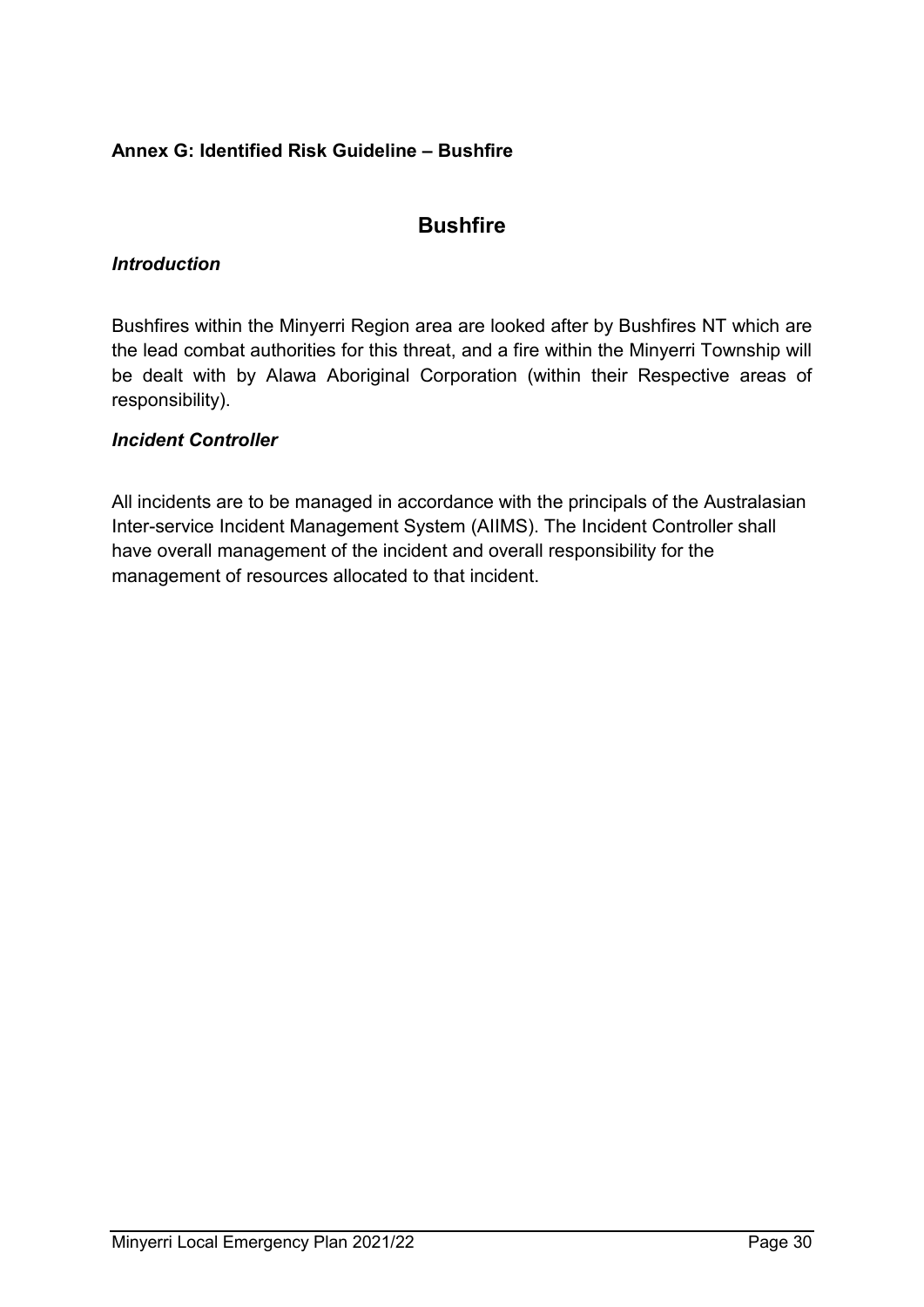**Annex G: Identified Risk Guideline – Bushfire**

## Bushfire

### *Introduction*

Bushfires within the Minyerri Region area are looked after by Bushfires NT which are the lead combat authorities for this threat, and a fire within the Minyerri Township will be dealt with by Alawa Aboriginal Corporation (within their Respective areas of responsibility).

### *Incident Controller*

All incidents are to be managed in accordance with the principals of the Australasian Inter-service Incident Management System (AIIMS). The Incident Controller shall have overall management of the incident and overall responsibility for the management of resources allocated to that incident.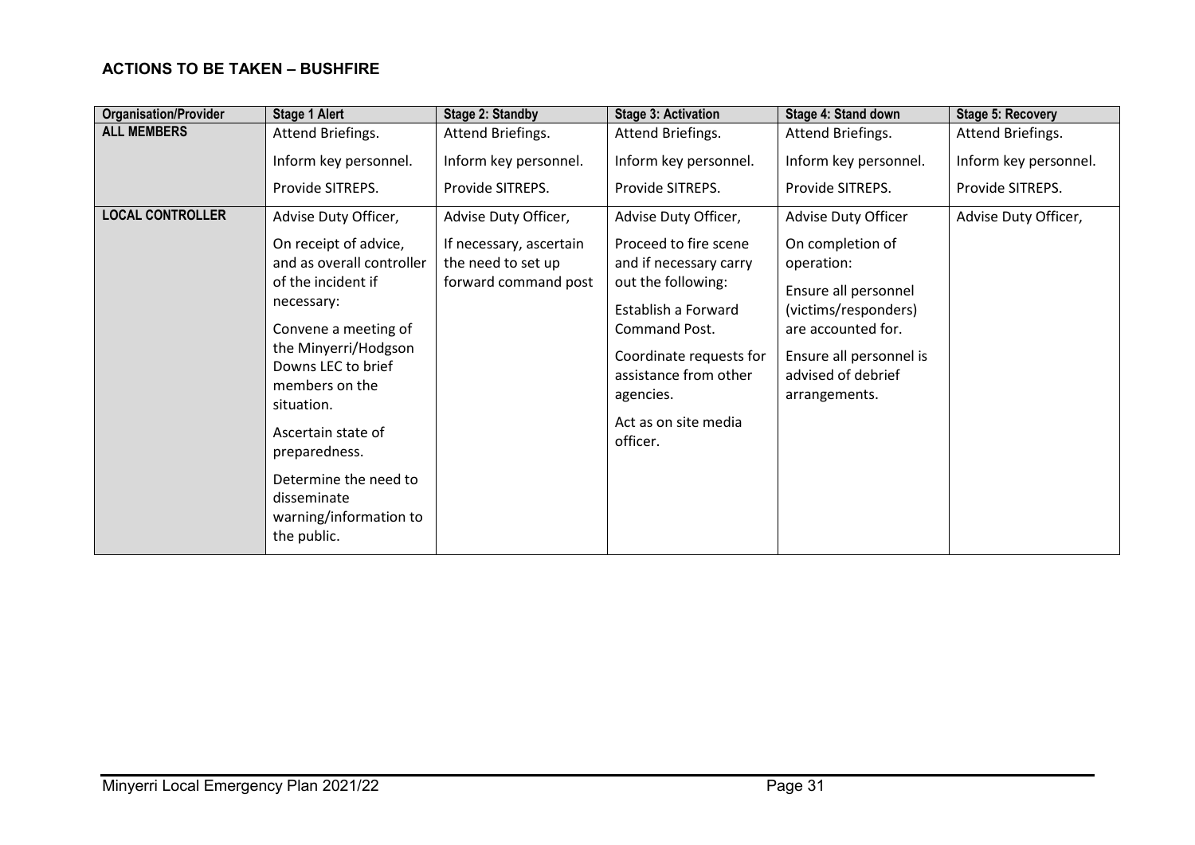### ACTIONS TO BE TAKEN – BUSHFIRE

| Organisation/Provider | Stage 1 Alert | Stage 2: Standby | Stage 3: Activation | Stage 4: Stand down | Stage 5: Recovery |
|---|---|---|---|---|---|
| **ALL MEMBERS** | Attend Briefings.<br><br>Inform key personnel.<br><br>Provide SITREPS. | Attend Briefings.<br><br>Inform key personnel.<br><br>Provide SITREPS. | Attend Briefings.<br><br>Inform key personnel.<br><br>Provide SITREPS. | Attend Briefings.<br><br>Inform key personnel.<br><br>Provide SITREPS. | Attend Briefings.<br><br>Inform key personnel.<br><br>Provide SITREPS. |
| **LOCAL CONTROLLER** | Advise Duty Officer,<br><br>On receipt of advice, and as overall controller of the incident if necessary:<br><br>Convene a meeting of the Minyerri/Hodgson Downs LEC to brief members on the situation.<br><br>Ascertain state of preparedness.<br><br>Determine the need to disseminate warning/information to the public. | Advise Duty Officer,<br><br>If necessary, ascertain the need to set up forward command post | Advise Duty Officer,<br><br>Proceed to fire scene and if necessary carry out the following:<br><br>Establish a Forward Command Post.<br><br>Coordinate requests for assistance from other agencies.<br><br>Act as on site media officer. | Advise Duty Officer<br><br>On completion of operation:<br><br>Ensure all personnel (victims/responders) are accounted for.<br><br>Ensure all personnel is advised of debrief arrangements. | Advise Duty Officer, |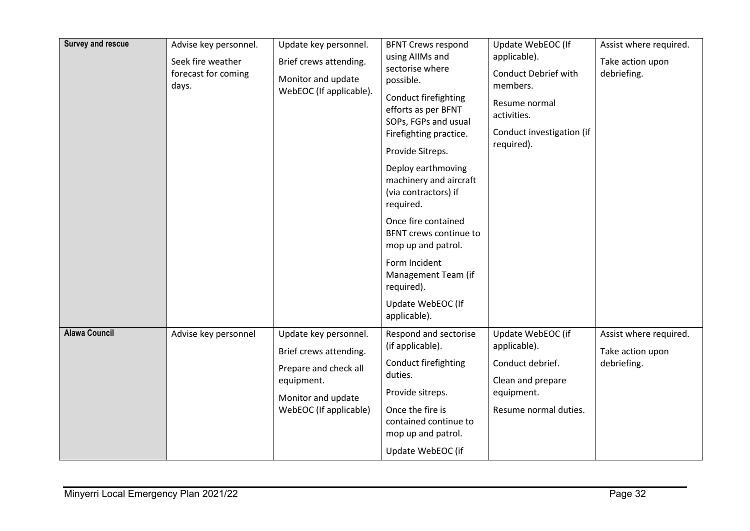| | | | | | |
|---|---|---|---|---|---|
| **Survey and rescue** | Advise key personnel.<br><br>Seek fire weather forecast for coming days. | Update key personnel.<br><br>Brief crews attending.<br><br>Monitor and update WebEOC (If applicable). | BFNT Crews respond using AIIMs and sectorise where possible.<br><br>Conduct firefighting efforts as per BFNT SOPs, FGPs and usual Firefighting practice.<br><br>Provide Sitreps.<br><br>Deploy earthmoving machinery and aircraft (via contractors) if required.<br><br>Once fire contained BFNT crews continue to mop up and patrol.<br><br>Form Incident Management Team (if required).<br><br>Update WebEOC (If applicable). | Update WebEOC (If applicable).<br><br>Conduct Debrief with members.<br><br>Resume normal activities.<br><br>Conduct investigation (if required). | Assist where required.<br><br>Take action upon debriefing. |
| **Alawa Council** | Advise key personnel | Update key personnel.<br><br>Brief crews attending.<br><br>Prepare and check all equipment.<br><br>Monitor and update WebEOC (If applicable) | Respond and sectorise (if applicable).<br><br>Conduct firefighting duties.<br><br>Provide sitreps.<br><br>Once the fire is contained continue to mop up and patrol.<br><br>Update WebEOC (if | Update WebEOC (if applicable).<br><br>Conduct debrief.<br><br>Clean and prepare equipment.<br><br>Resume normal duties. | Assist where required.<br><br>Take action upon debriefing. |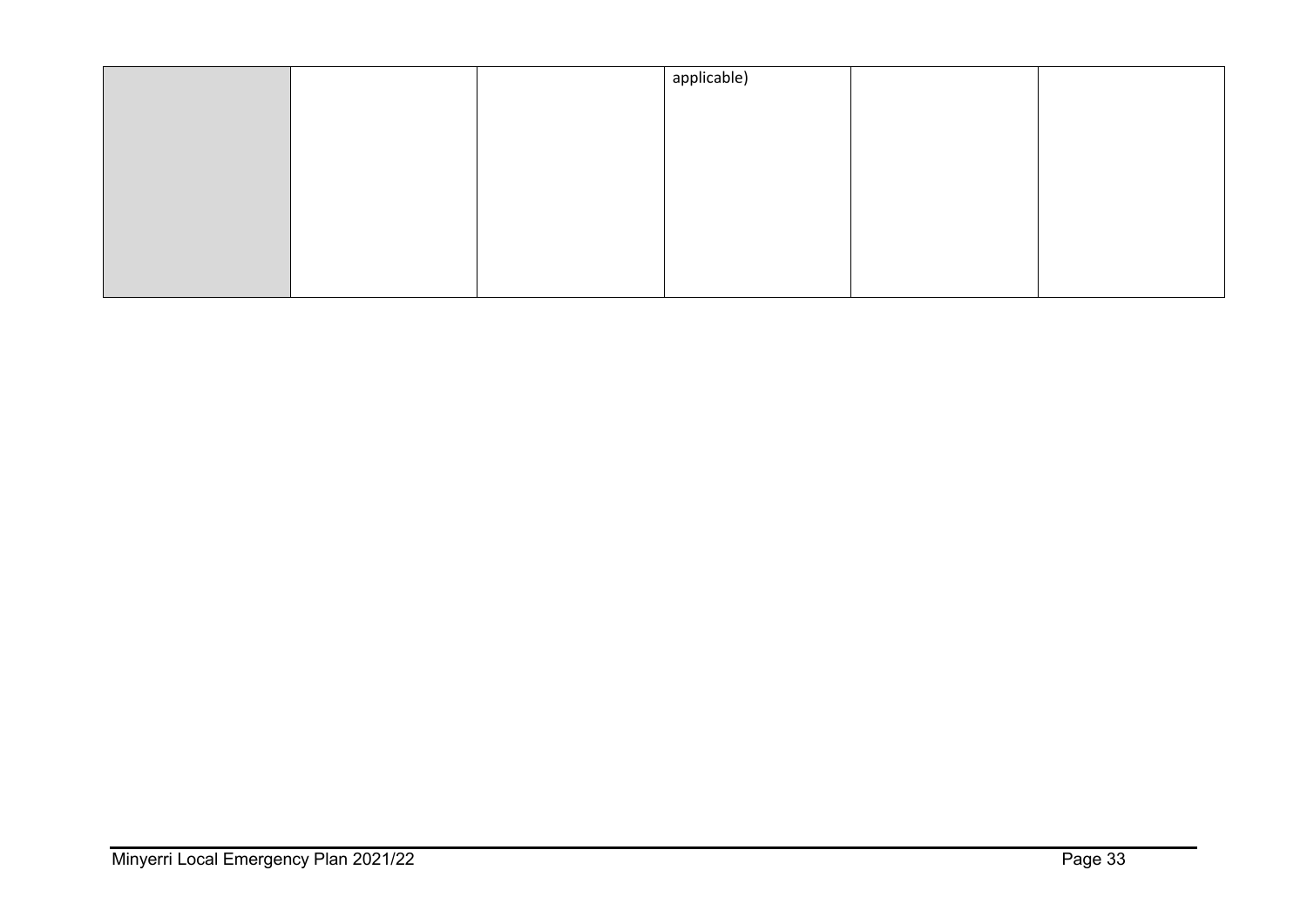| | | | | | |
|---|---|---|---|---|---|
| | | | applicable) | | |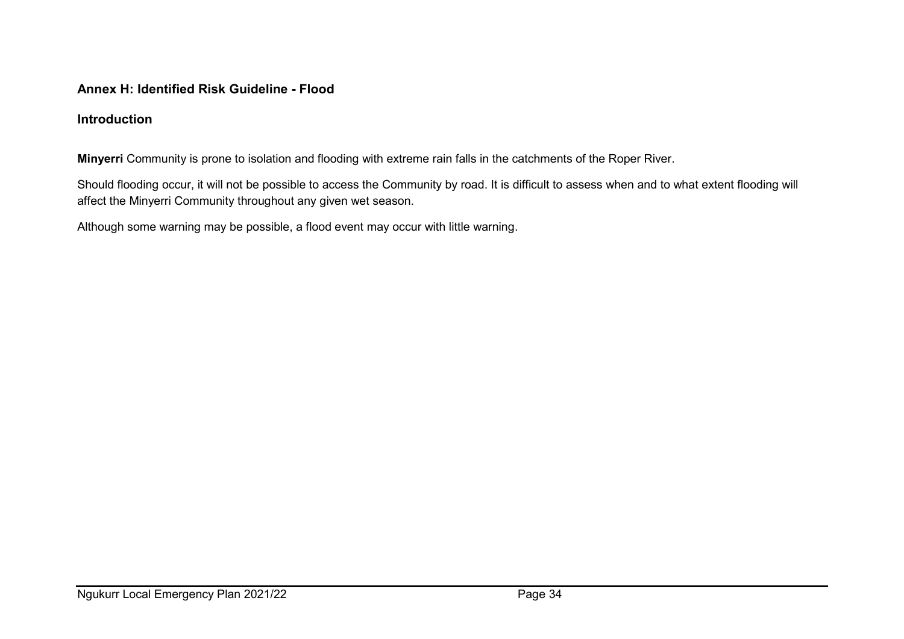## Annex H: Identified Risk Guideline - Flood

### Introduction

**Minyerri** Community is prone to isolation and flooding with extreme rain falls in the catchments of the Roper River.

Should flooding occur, it will not be possible to access the Community by road. It is difficult to assess when and to what extent flooding will affect the Minyerri Community throughout any given wet season.

Although some warning may be possible, a flood event may occur with little warning.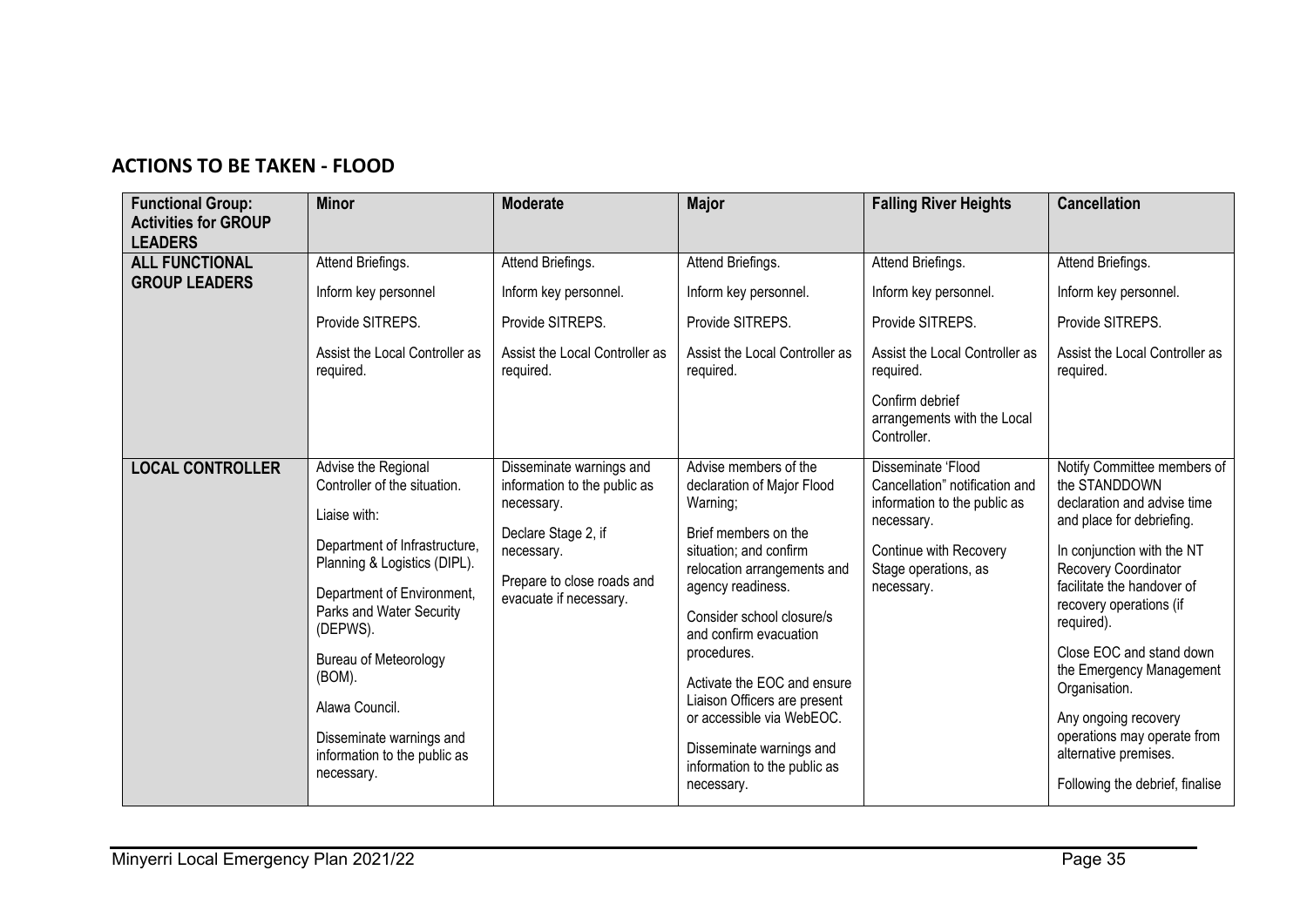## ACTIONS TO BE TAKEN - FLOOD

| Functional Group: Activities for GROUP LEADERS | Minor | Moderate | Major | Falling River Heights | Cancellation |
|---|---|---|---|---|---|
| **ALL FUNCTIONAL GROUP LEADERS** | Attend Briefings.<br><br>Inform key personnel<br><br>Provide SITREPS.<br><br>Assist the Local Controller as required. | Attend Briefings.<br><br>Inform key personnel.<br><br>Provide SITREPS.<br><br>Assist the Local Controller as required. | Attend Briefings.<br><br>Inform key personnel.<br><br>Provide SITREPS.<br><br>Assist the Local Controller as required. | Attend Briefings.<br><br>Inform key personnel.<br><br>Provide SITREPS.<br><br>Assist the Local Controller as required.<br><br>Confirm debrief arrangements with the Local Controller. | Attend Briefings.<br><br>Inform key personnel.<br><br>Provide SITREPS.<br><br>Assist the Local Controller as required. |
| **LOCAL CONTROLLER** | Advise the Regional Controller of the situation.<br><br>Liaise with:<br><br>Department of Infrastructure, Planning & Logistics (DIPL).<br><br>Department of Environment, Parks and Water Security (DEPWS).<br><br>Bureau of Meteorology (BOM).<br><br>Alawa Council.<br><br>Disseminate warnings and information to the public as necessary. | Disseminate warnings and information to the public as necessary.<br><br>Declare Stage 2, if necessary.<br><br>Prepare to close roads and evacuate if necessary. | Advise members of the declaration of Major Flood Warning;<br><br>Brief members on the situation; and confirm relocation arrangements and agency readiness.<br><br>Consider school closure/s and confirm evacuation procedures.<br><br>Activate the EOC and ensure Liaison Officers are present or accessible via WebEOC.<br><br>Disseminate warnings and information to the public as necessary. | Disseminate 'Flood Cancellation" notification and information to the public as necessary.<br><br>Continue with Recovery Stage operations, as necessary. | Notify Committee members of the STANDDOWN declaration and advise time and place for debriefing.<br><br>In conjunction with the NT Recovery Coordinator facilitate the handover of recovery operations (if required).<br><br>Close EOC and stand down the Emergency Management Organisation.<br><br>Any ongoing recovery operations may operate from alternative premises.<br><br>Following the debrief, finalise |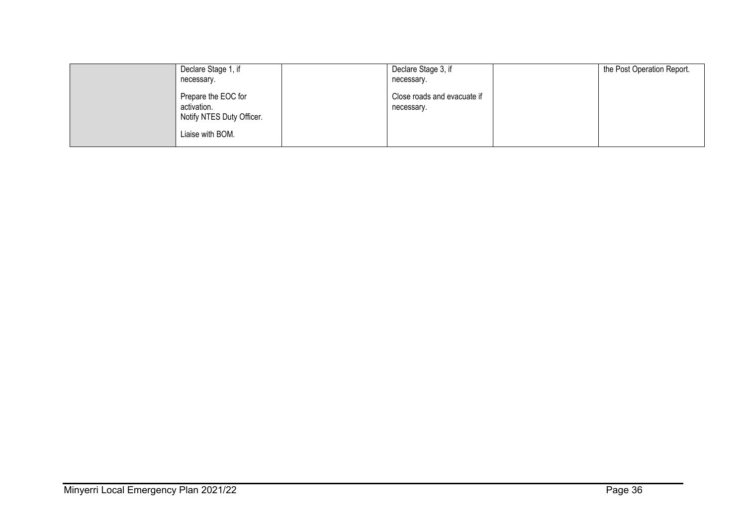| | | | | | |
|---|---|---|---|---|---|
| | Declare Stage 1, if necessary.<br><br>Prepare the EOC for activation.<br>Notify NTES Duty Officer.<br><br>Liaise with BOM. | | Declare Stage 3, if necessary.<br><br>Close roads and evacuate if necessary. | | the Post Operation Report. |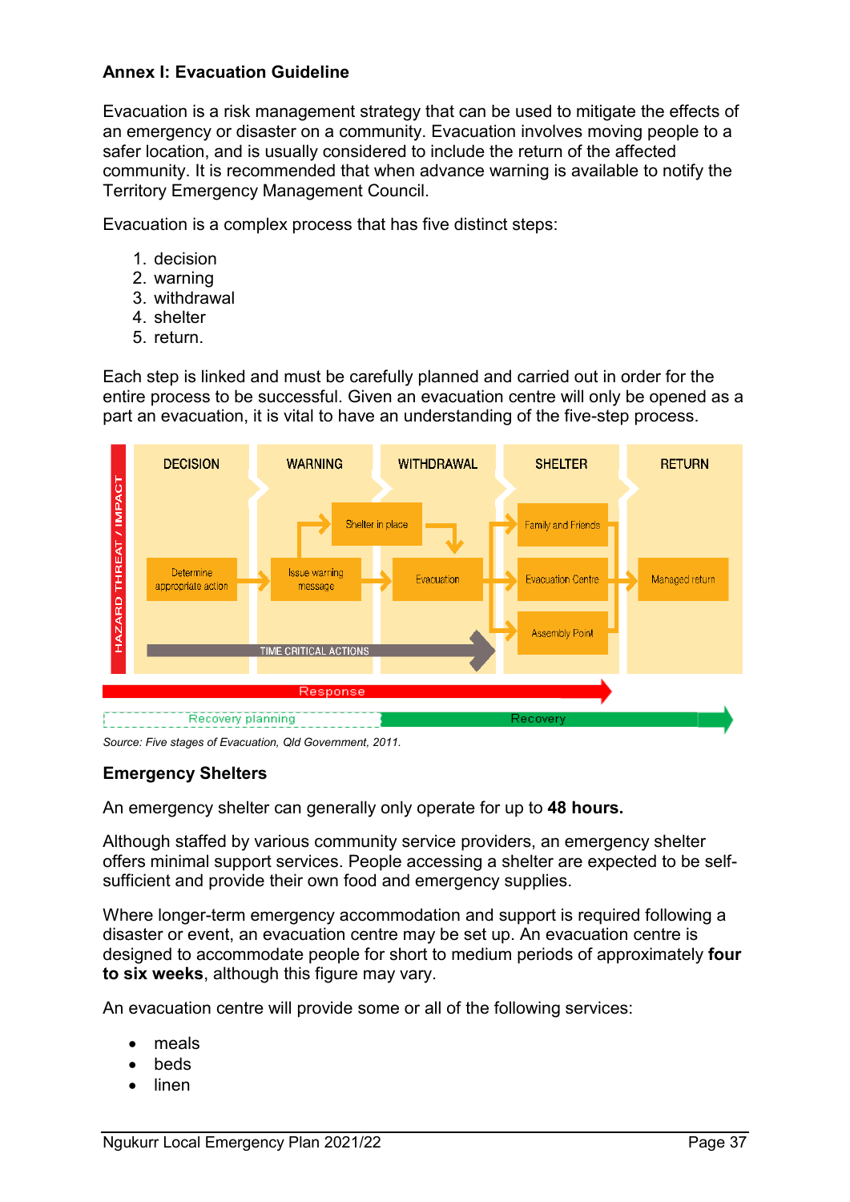## Annex I: Evacuation Guideline

Evacuation is a risk management strategy that can be used to mitigate the effects of an emergency or disaster on a community. Evacuation involves moving people to a safer location, and is usually considered to include the return of the affected community. It is recommended that when advance warning is available to notify the Territory Emergency Management Council.

Evacuation is a complex process that has five distinct steps:

1. decision
2. warning
3. withdrawal
4. shelter
5. return.

Each step is linked and must be carefully planned and carried out in order for the entire process to be successful. Given an evacuation centre will only be opened as a part an evacuation, it is vital to have an understanding of the five-step process.

HAZARD THREAT / IMPACT

| DECISION | WARNING | WITHDRAWAL | SHELTER | RETURN |
|---|---|---|---|---|
| Determine appropriate action | Issue warning message | Shelter in place; Evacuation | Family and Friends; Evacuation Centre; Assembly Point | Managed return |

TIME CRITICAL ACTIONS

Response

Recovery planning — Recovery

*Source: Five stages of Evacuation, Qld Government, 2011.*

### Emergency Shelters

An emergency shelter can generally only operate for up to **48 hours.**

Although staffed by various community service providers, an emergency shelter offers minimal support services. People accessing a shelter are expected to be self-sufficient and provide their own food and emergency supplies.

Where longer-term emergency accommodation and support is required following a disaster or event, an evacuation centre may be set up. An evacuation centre is designed to accommodate people for short to medium periods of approximately **four to six weeks**, although this figure may vary.

An evacuation centre will provide some or all of the following services:

- meals
- beds
- linen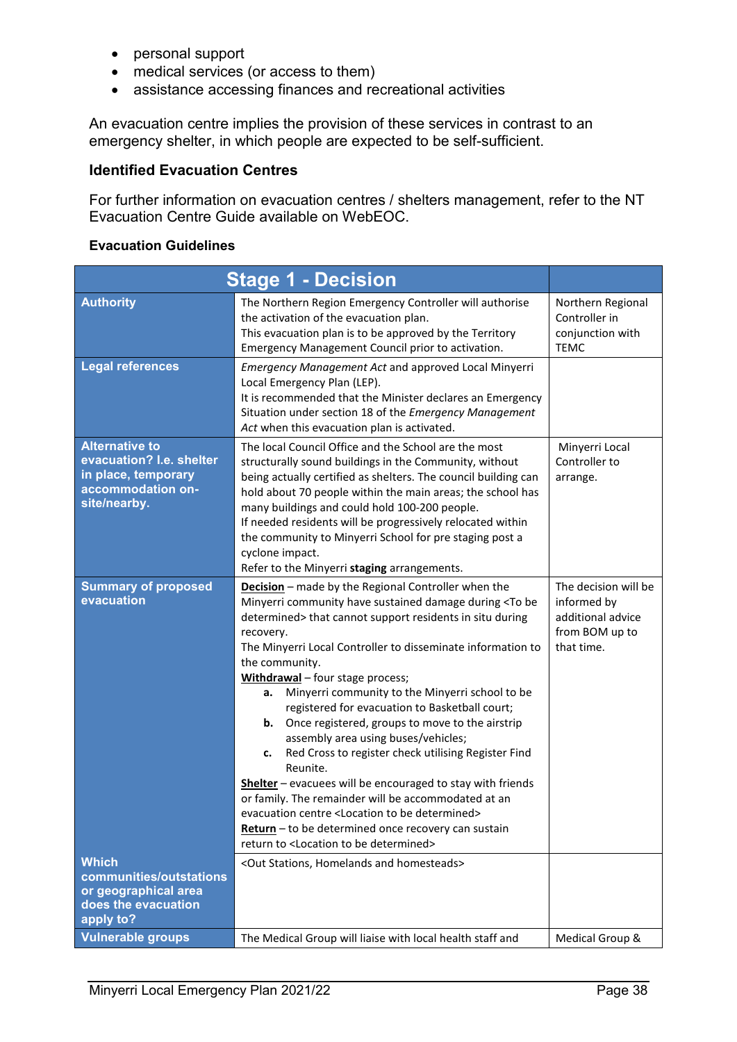- personal support
- medical services (or access to them)
- assistance accessing finances and recreational activities

An evacuation centre implies the provision of these services in contrast to an emergency shelter, in which people are expected to be self-sufficient.

### Identified Evacuation Centres

For further information on evacuation centres / shelters management, refer to the NT Evacuation Centre Guide available on WebEOC.

#### Evacuation Guidelines

| Stage 1 - Decision | | |
|---|---|---|
| **Authority** | The Northern Region Emergency Controller will authorise the activation of the evacuation plan.<br>This evacuation plan is to be approved by the Territory Emergency Management Council prior to activation. | Northern Regional Controller in conjunction with TEMC |
| **Legal references** | *Emergency Management Act* and approved Local Minyerri Local Emergency Plan (LEP).<br>It is recommended that the Minister declares an Emergency Situation under section 18 of the *Emergency Management Act* when this evacuation plan is activated. | |
| **Alternative to evacuation? I.e. shelter in place, temporary accommodation on-site/nearby.** | The local Council Office and the School are the most structurally sound buildings in the Community, without being actually certified as shelters. The council building can hold about 70 people within the main areas; the school has many buildings and could hold 100-200 people.<br>If needed residents will be progressively relocated within the community to Minyerri School for pre staging post a cyclone impact.<br>Refer to the Minyerri **staging** arrangements. | Minyerri Local Controller to arrange. |
| **Summary of proposed evacuation** | **Decision** – made by the Regional Controller when the Minyerri community have sustained damage during <To be determined> that cannot support residents in situ during recovery.<br>The Minyerri Local Controller to disseminate information to the community.<br>**Withdrawal** – four stage process;<br>**a.** Minyerri community to the Minyerri school to be registered for evacuation to Basketball court;<br>**b.** Once registered, groups to move to the airstrip assembly area using buses/vehicles;<br>**c.** Red Cross to register check utilising Register Find Reunite.<br>**Shelter** – evacuees will be encouraged to stay with friends or family. The remainder will be accommodated at an evacuation centre <Location to be determined><br>**Return** – to be determined once recovery can sustain return to <Location to be determined> | The decision will be informed by additional advice from BOM up to that time. |
| **Which communities/outstations or geographical area does the evacuation apply to?** | <Out Stations, Homelands and homesteads> | |
| **Vulnerable groups** | The Medical Group will liaise with local health staff and | Medical Group & |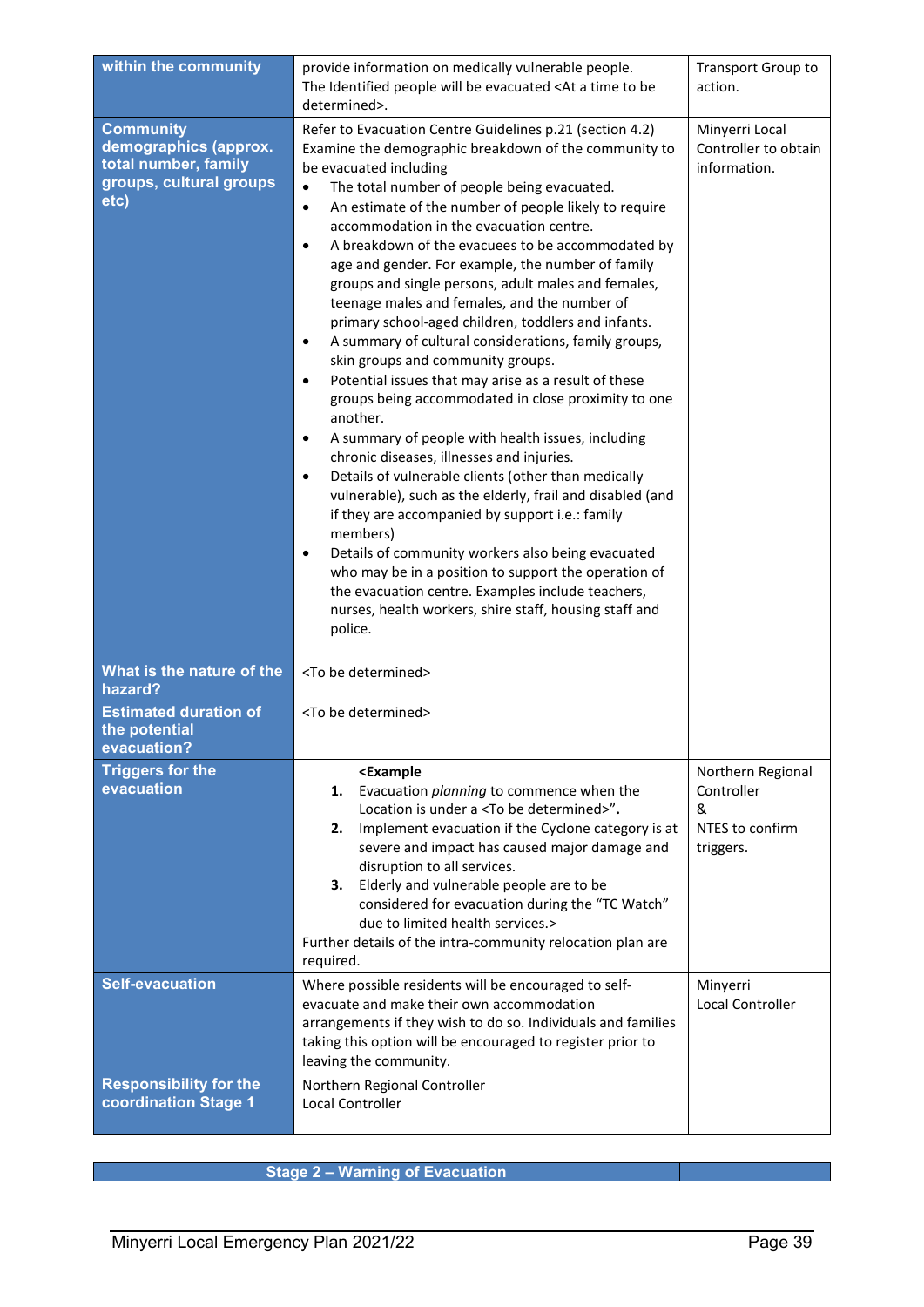| | | |
|---|---|---|
| **within the community** | provide information on medically vulnerable people. The Identified people will be evacuated <At a time to be determined>. | Transport Group to action. |
| **Community demographics (approx. total number, family groups, cultural groups etc)** | Refer to Evacuation Centre Guidelines p.21 (section 4.2) Examine the demographic breakdown of the community to be evacuated including<br>• The total number of people being evacuated.<br>• An estimate of the number of people likely to require accommodation in the evacuation centre.<br>• A breakdown of the evacuees to be accommodated by age and gender. For example, the number of family groups and single persons, adult males and females, teenage males and females, and the number of primary school-aged children, toddlers and infants.<br>• A summary of cultural considerations, family groups, skin groups and community groups.<br>• Potential issues that may arise as a result of these groups being accommodated in close proximity to one another.<br>• A summary of people with health issues, including chronic diseases, illnesses and injuries.<br>• Details of vulnerable clients (other than medically vulnerable), such as the elderly, frail and disabled (and if they are accompanied by support i.e.: family members)<br>• Details of community workers also being evacuated who may be in a position to support the operation of the evacuation centre. Examples include teachers, nurses, health workers, shire staff, housing staff and police. | Minyerri Local Controller to obtain information. |
| **What is the nature of the hazard?** | <To be determined> | |
| **Estimated duration of the potential evacuation?** | <To be determined> | |
| **Triggers for the evacuation** | **<Example**<br>**1.** Evacuation *planning* to commence when the Location is under a <To be determined>".<br>**2.** Implement evacuation if the Cyclone category is at severe and impact has caused major damage and disruption to all services.<br>**3.** Elderly and vulnerable people are to be considered for evacuation during the "TC Watch" due to limited health services.><br>Further details of the intra-community relocation plan are required. | Northern Regional Controller<br>&<br>NTES to confirm triggers. |
| **Self-evacuation** | Where possible residents will be encouraged to self-evacuate and make their own accommodation arrangements if they wish to do so. Individuals and families taking this option will be encouraged to register prior to leaving the community. | Minyerri Local Controller |
| **Responsibility for the coordination Stage 1** | Northern Regional Controller<br>Local Controller | |

| **Stage 2 – Warning of Evacuation** | |
|---|---|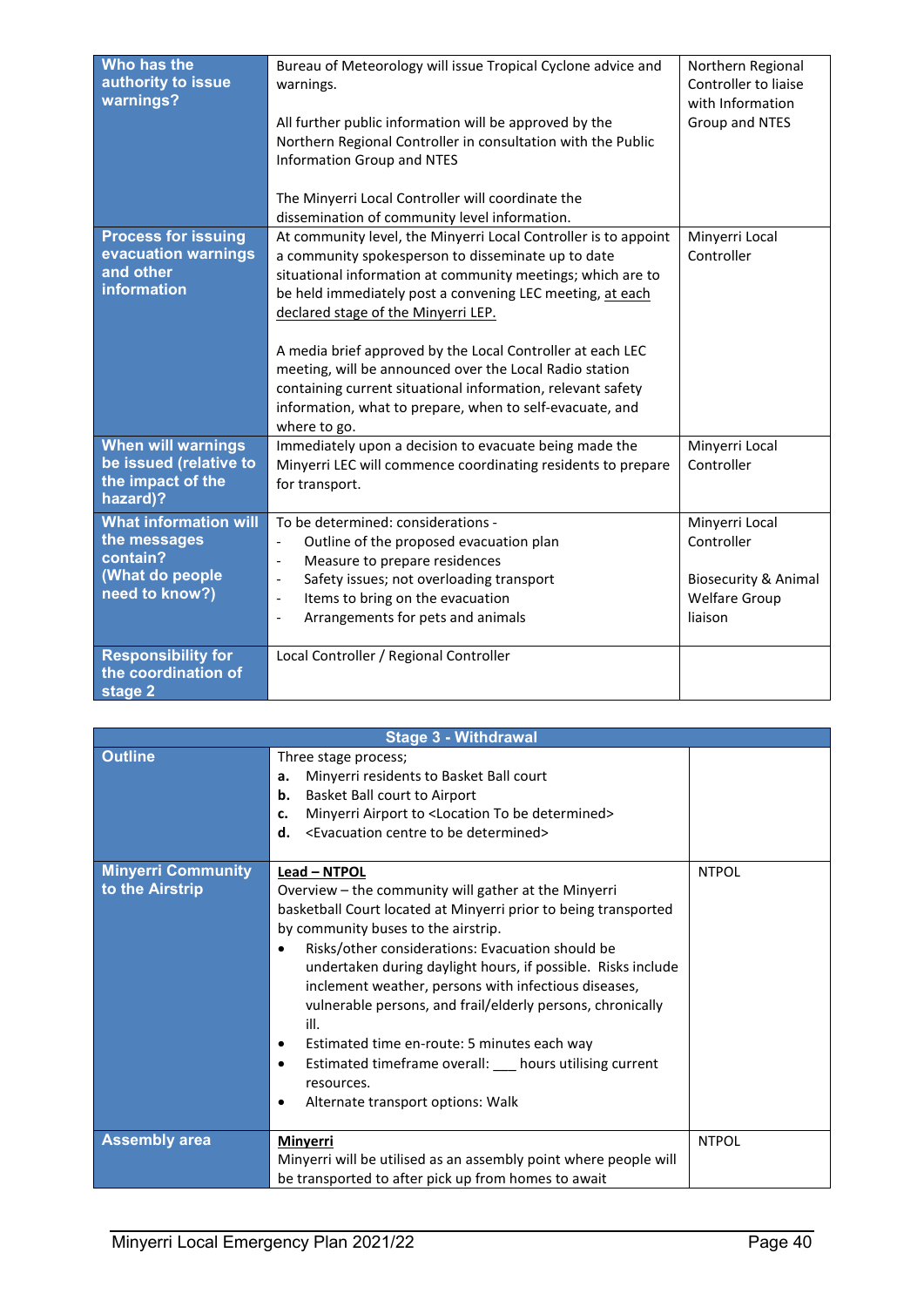| | | |
|---|---|---|
| **Who has the authority to issue warnings?** | Bureau of Meteorology will issue Tropical Cyclone advice and warnings.<br><br>All further public information will be approved by the Northern Regional Controller in consultation with the Public Information Group and NTES<br><br>The Minyerri Local Controller will coordinate the dissemination of community level information. | Northern Regional Controller to liaise with Information Group and NTES |
| **Process for issuing evacuation warnings and other information** | At community level, the Minyerri Local Controller is to appoint a community spokesperson to disseminate up to date situational information at community meetings; which are to be held immediately post a convening LEC meeting, <u>at each declared stage of the Minyerri LEP.</u><br><br>A media brief approved by the Local Controller at each LEC meeting, will be announced over the Local Radio station containing current situational information, relevant safety information, what to prepare, when to self-evacuate, and where to go. | Minyerri Local Controller |
| **When will warnings be issued (relative to the impact of the hazard)?** | Immediately upon a decision to evacuate being made the Minyerri LEC will commence coordinating residents to prepare for transport. | Minyerri Local Controller |
| **What information will the messages contain? (What do people need to know?)** | To be determined: considerations -<br>- Outline of the proposed evacuation plan<br>- Measure to prepare residences<br>- Safety issues; not overloading transport<br>- Items to bring on the evacuation<br>- Arrangements for pets and animals | Minyerri Local Controller<br><br>Biosecurity & Animal Welfare Group liaison |
| **Responsibility for the coordination of stage 2** | Local Controller / Regional Controller | |

| Stage 3 - Withdrawal | | |
|---|---|---|
| **Outline** | Three stage process;<br>**a.** Minyerri residents to Basket Ball court<br>**b.** Basket Ball court to Airport<br>**c.** Minyerri Airport to <Location To be determined><br>**d.** <Evacuation centre to be determined> | |
| **Minyerri Community to the Airstrip** | <u>**Lead – NTPOL**</u><br>Overview – the community will gather at the Minyerri basketball Court located at Minyerri prior to being transported by community buses to the airstrip.<br>• Risks/other considerations: Evacuation should be undertaken during daylight hours, if possible. Risks include inclement weather, persons with infectious diseases, vulnerable persons, and frail/elderly persons, chronically ill.<br>• Estimated time en-route: 5 minutes each way<br>• Estimated timeframe overall: ___ hours utilising current resources.<br>• Alternate transport options: Walk | NTPOL |
| **Assembly area** | <u>**Minyerri**</u><br>Minyerri will be utilised as an assembly point where people will be transported to after pick up from homes to await | NTPOL |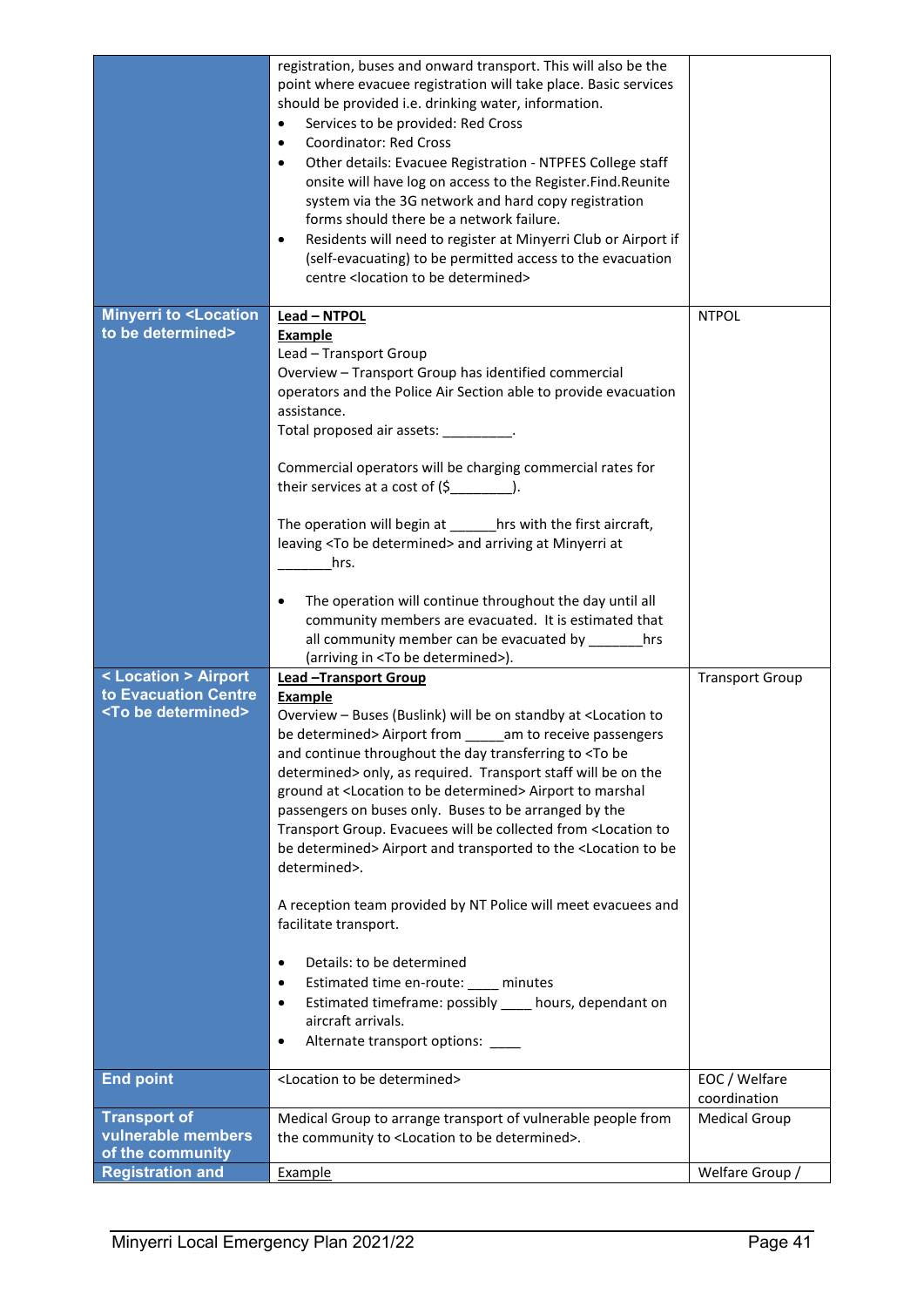| | | |
|---|---|---|
| | registration, buses and onward transport. This will also be the point where evacuee registration will take place. Basic services should be provided i.e. drinking water, information.<br>• Services to be provided: Red Cross<br>• Coordinator: Red Cross<br>• Other details: Evacuee Registration - NTPFES College staff onsite will have log on access to the Register.Find.Reunite system via the 3G network and hard copy registration forms should there be a network failure.<br>• Residents will need to register at Minyerri Club or Airport if (self-evacuating) to be permitted access to the evacuation centre <location to be determined> | |
| **Minyerri to <Location to be determined>** | **Lead – NTPOL**<br>**Example**<br>Lead – Transport Group<br>Overview – Transport Group has identified commercial operators and the Police Air Section able to provide evacuation assistance.<br>Total proposed air assets: _________.<br><br>Commercial operators will be charging commercial rates for their services at a cost of ($________).<br><br>The operation will begin at ______hrs with the first aircraft, leaving <To be determined> and arriving at Minyerri at _______hrs.<br><br>• The operation will continue throughout the day until all community members are evacuated. It is estimated that all community member can be evacuated by _______hrs (arriving in <To be determined>). | NTPOL |
| **< Location > Airport to Evacuation Centre <To be determined>** | **Lead –Transport Group**<br>**Example**<br>Overview – Buses (Buslink) will be on standby at <Location to be determined> Airport from _____am to receive passengers and continue throughout the day transferring to <To be determined> only, as required. Transport staff will be on the ground at <Location to be determined> Airport to marshal passengers on buses only. Buses to be arranged by the Transport Group. Evacuees will be collected from <Location to be determined> Airport and transported to the <Location to be determined>.<br><br>A reception team provided by NT Police will meet evacuees and facilitate transport.<br><br>• Details: to be determined<br>• Estimated time en-route: ____ minutes<br>• Estimated timeframe: possibly ____ hours, dependant on aircraft arrivals.<br>• Alternate transport options: ____ | Transport Group |
| **End point** | <Location to be determined> | EOC / Welfare coordination |
| **Transport of vulnerable members of the community** | Medical Group to arrange transport of vulnerable people from the community to <Location to be determined>. | Medical Group |
| **Registration and** | Example | Welfare Group / |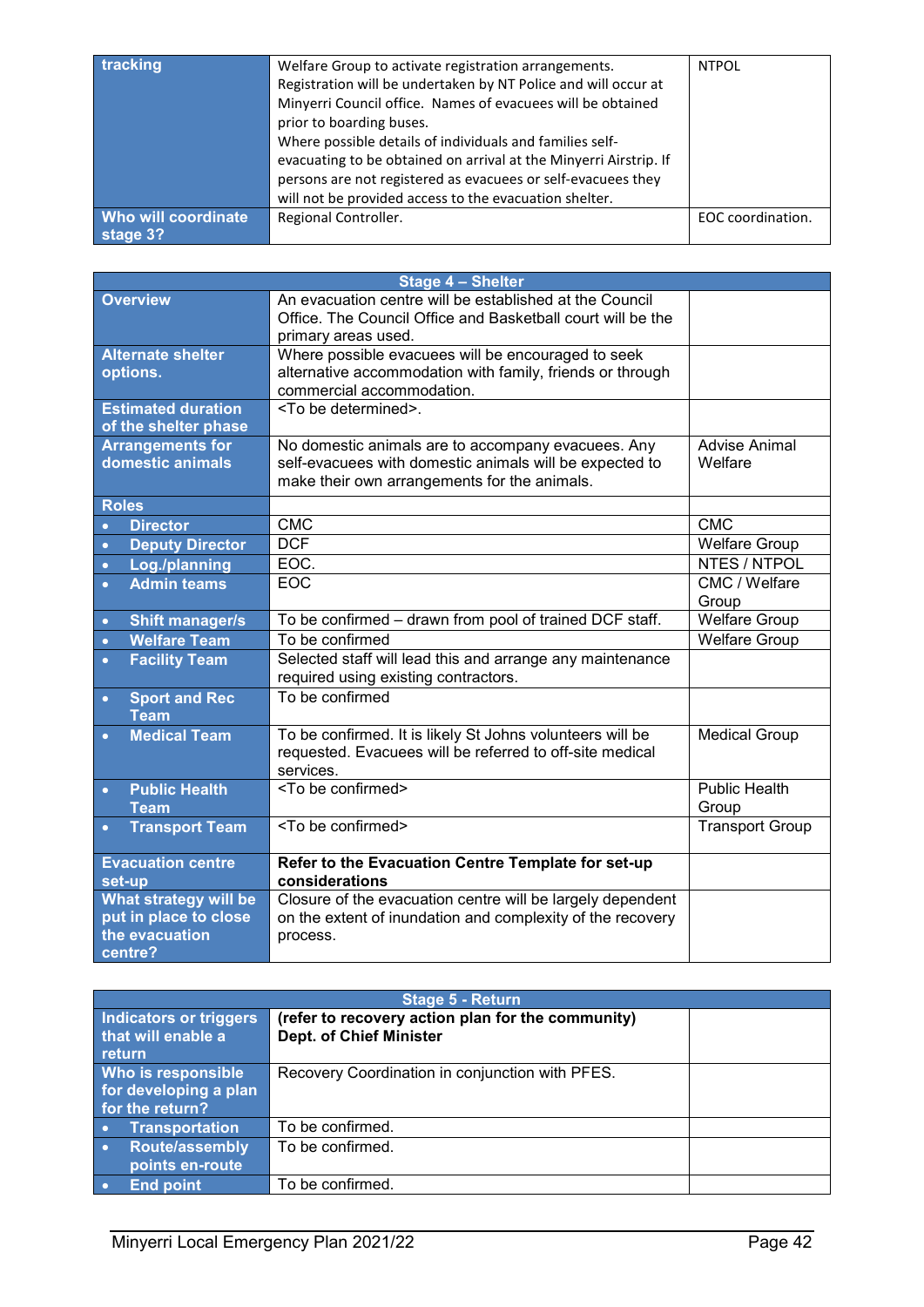| | | |
|---|---|---|
| **tracking** | Welfare Group to activate registration arrangements. Registration will be undertaken by NT Police and will occur at Minyerri Council office. Names of evacuees will be obtained prior to boarding buses. Where possible details of individuals and families self-evacuating to be obtained on arrival at the Minyerri Airstrip. If persons are not registered as evacuees or self-evacuees they will not be provided access to the evacuation shelter. | NTPOL |
| **Who will coordinate stage 3?** | Regional Controller. | EOC coordination. |

| Stage 4 – Shelter | | |
|---|---|---|
| **Overview** | An evacuation centre will be established at the Council Office. The Council Office and Basketball court will be the primary areas used. | |
| **Alternate shelter options.** | Where possible evacuees will be encouraged to seek alternative accommodation with family, friends or through commercial accommodation. | |
| **Estimated duration of the shelter phase** | <To be determined>. | |
| **Arrangements for domestic animals** | No domestic animals are to accompany evacuees. Any self-evacuees with domestic animals will be expected to make their own arrangements for the animals. | Advise Animal Welfare |
| **Roles** | | |
| • **Director** | CMC | CMC |
| • **Deputy Director** | DCF | Welfare Group |
| • **Log./planning** | EOC. | NTES / NTPOL |
| • **Admin teams** | EOC | CMC / Welfare Group |
| • **Shift manager/s** | To be confirmed – drawn from pool of trained DCF staff. | Welfare Group |
| • **Welfare Team** | To be confirmed | Welfare Group |
| • **Facility Team** | Selected staff will lead this and arrange any maintenance required using existing contractors. | |
| • **Sport and Rec Team** | To be confirmed | |
| • **Medical Team** | To be confirmed. It is likely St Johns volunteers will be requested. Evacuees will be referred to off-site medical services. | Medical Group |
| • **Public Health Team** | <To be confirmed> | Public Health Group |
| • **Transport Team** | <To be confirmed> | Transport Group |
| **Evacuation centre set-up** | **Refer to the Evacuation Centre Template for set-up considerations** | |
| **What strategy will be put in place to close the evacuation centre?** | Closure of the evacuation centre will be largely dependent on the extent of inundation and complexity of the recovery process. | |

| Stage 5 - Return | | |
|---|---|---|
| **Indicators or triggers that will enable a return** | **(refer to recovery action plan for the community) Dept. of Chief Minister** | |
| **Who is responsible for developing a plan for the return?** | Recovery Coordination in conjunction with PFES. | |
| • **Transportation** | To be confirmed. | |
| • **Route/assembly points en-route** | To be confirmed. | |
| • **End point** | To be confirmed. | |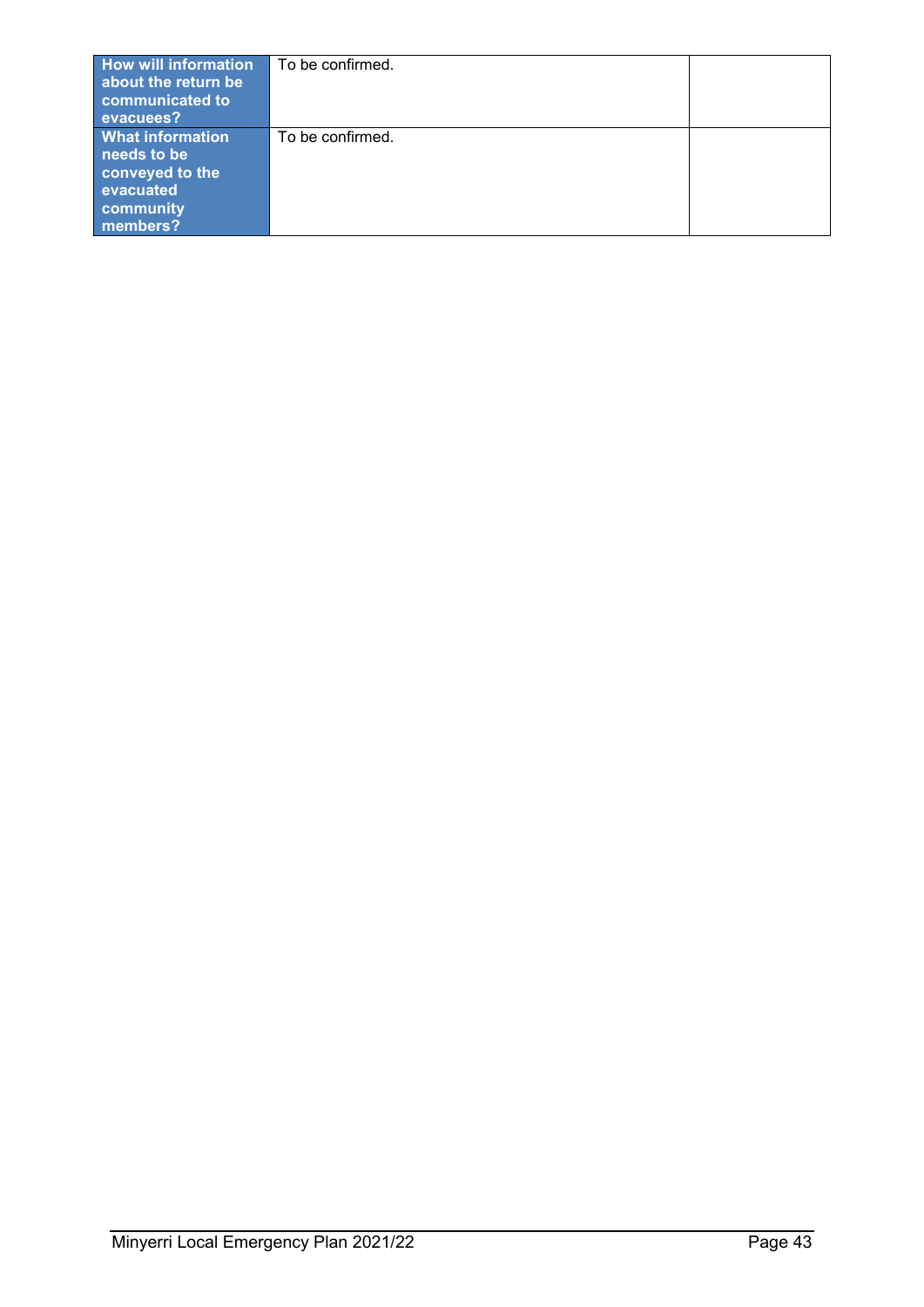| **How will information about the return be communicated to evacuees?** | To be confirmed. | |
|---|---|---|
| **What information needs to be conveyed to the evacuated community members?** | To be confirmed. | |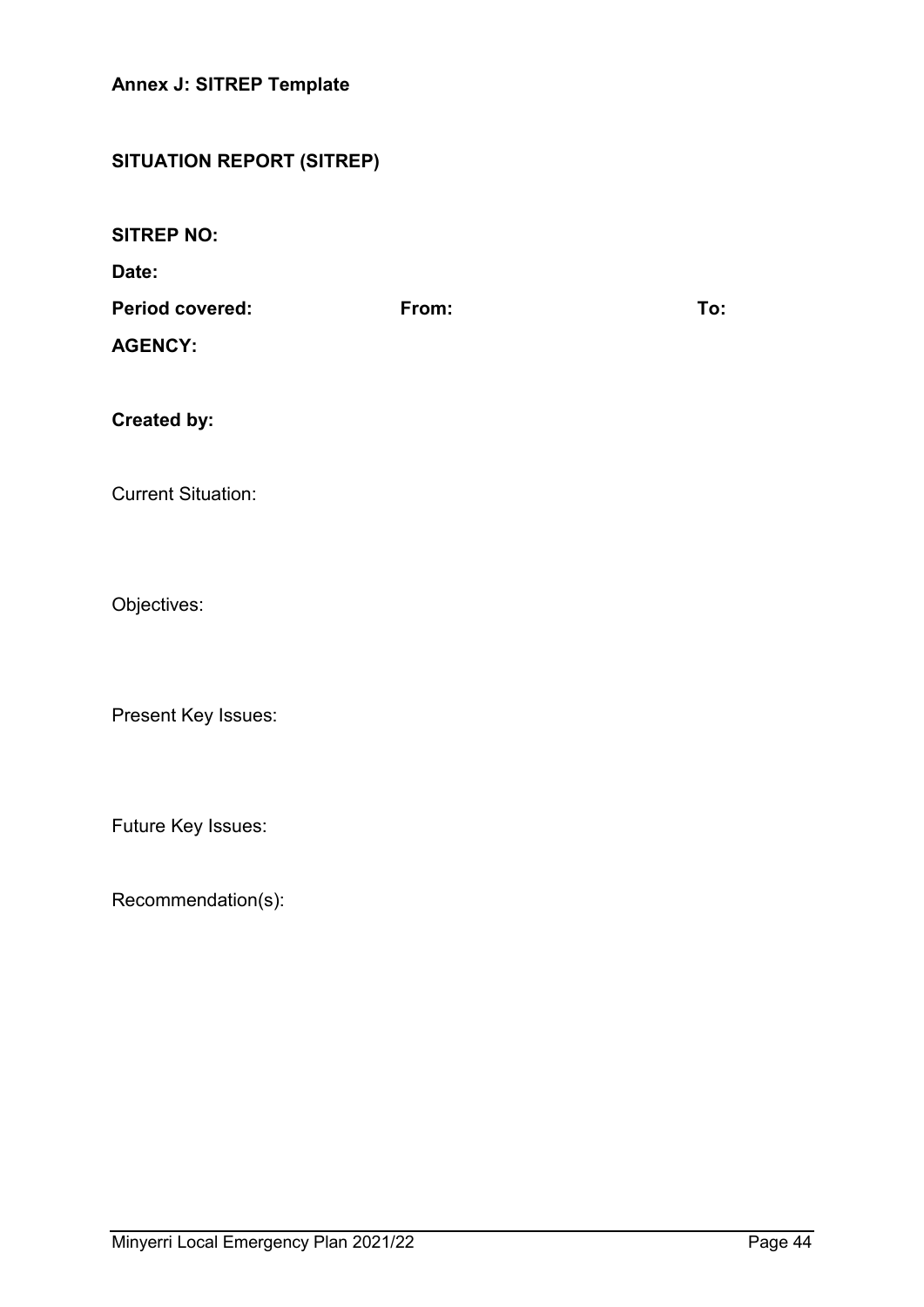**Annex J: SITREP Template**

**SITUATION REPORT (SITREP)**

**SITREP NO:**

**Date:**

**Period covered:** **From:** **To:**

**AGENCY:**

**Created by:**

Current Situation:

Objectives:

Present Key Issues:

Future Key Issues:

Recommendation(s):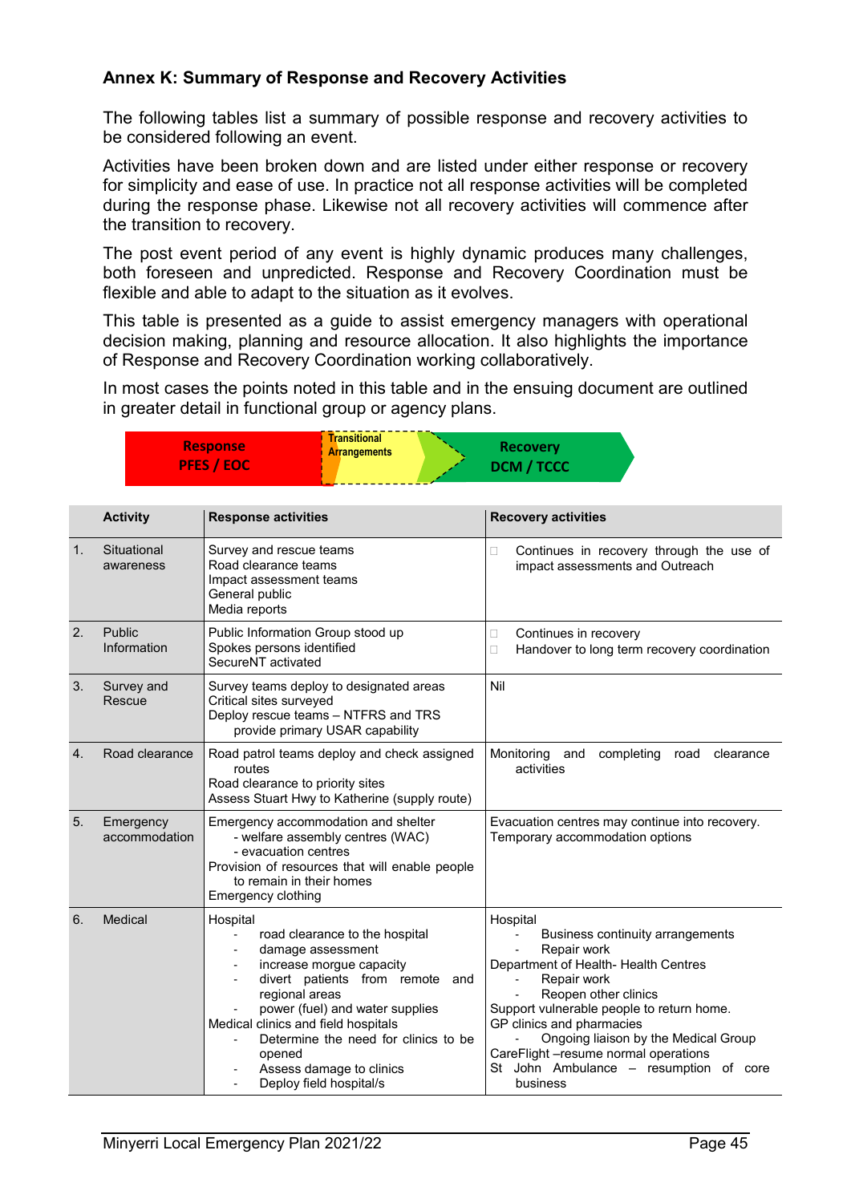## Annex K: Summary of Response and Recovery Activities

The following tables list a summary of possible response and recovery activities to be considered following an event.

Activities have been broken down and are listed under either response or recovery for simplicity and ease of use. In practice not all response activities will be completed during the response phase. Likewise not all recovery activities will commence after the transition to recovery.

The post event period of any event is highly dynamic produces many challenges, both foreseen and unpredicted. Response and Recovery Coordination must be flexible and able to adapt to the situation as it evolves.

This table is presented as a guide to assist emergency managers with operational decision making, planning and resource allocation. It also highlights the importance of Response and Recovery Coordination working collaboratively.

In most cases the points noted in this table and in the ensuing document are outlined in greater detail in functional group or agency plans.

Response PFES / EOC → Transitional Arrangements → Recovery DCM / TCCC

| | Activity | Response activities | Recovery activities |
|---|---|---|---|
| 1. | Situational awareness | Survey and rescue teams<br>Road clearance teams<br>Impact assessment teams<br>General public<br>Media reports | - Continues in recovery through the use of impact assessments and Outreach |
| 2. | Public Information | Public Information Group stood up<br>Spokes persons identified<br>SecureNT activated | - Continues in recovery<br>- Handover to long term recovery coordination |
| 3. | Survey and Rescue | Survey teams deploy to designated areas<br>Critical sites surveyed<br>Deploy rescue teams – NTFRS and TRS provide primary USAR capability | Nil |
| 4. | Road clearance | Road patrol teams deploy and check assigned routes<br>Road clearance to priority sites<br>Assess Stuart Hwy to Katherine (supply route) | Monitoring and completing road clearance activities |
| 5. | Emergency accommodation | Emergency accommodation and shelter<br>- welfare assembly centres (WAC)<br>- evacuation centres<br>Provision of resources that will enable people to remain in their homes<br>Emergency clothing | Evacuation centres may continue into recovery.<br>Temporary accommodation options |
| 6. | Medical | Hospital<br>- road clearance to the hospital<br>- damage assessment<br>- increase morgue capacity<br>- divert patients from remote and regional areas<br>- power (fuel) and water supplies<br>Medical clinics and field hospitals<br>- Determine the need for clinics to be opened<br>- Assess damage to clinics<br>- Deploy field hospital/s | Hospital<br>- Business continuity arrangements<br>- Repair work<br>Department of Health- Health Centres<br>- Repair work<br>- Reopen other clinics<br>Support vulnerable people to return home.<br>GP clinics and pharmacies<br>- Ongoing liaison by the Medical Group<br>CareFlight –resume normal operations<br>St John Ambulance – resumption of core business |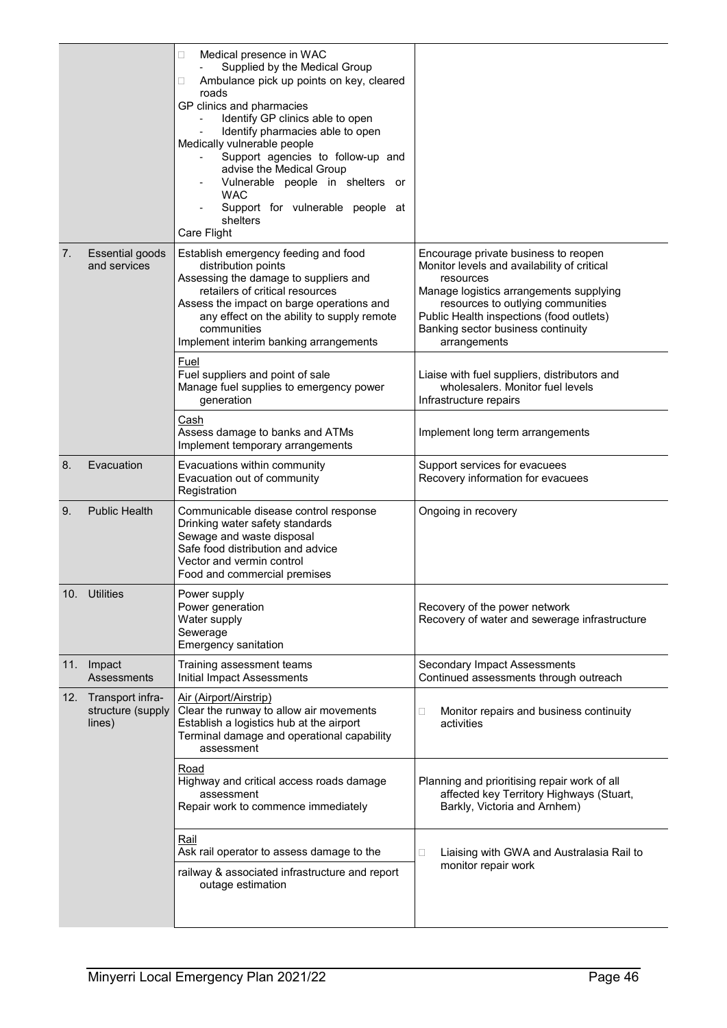| | | | |
|---|---|---|---|
| | | □ Medical presence in WAC<br>- Supplied by the Medical Group<br>□ Ambulance pick up points on key, cleared roads<br>GP clinics and pharmacies<br>- Identify GP clinics able to open<br>- Identify pharmacies able to open<br>Medically vulnerable people<br>- Support agencies to follow-up and advise the Medical Group<br>- Vulnerable people in shelters or WAC<br>- Support for vulnerable people at shelters<br>Care Flight | |
| 7. | Essential goods and services | Establish emergency feeding and food distribution points<br>Assessing the damage to suppliers and retailers of critical resources<br>Assess the impact on barge operations and any effect on the ability to supply remote communities<br>Implement interim banking arrangements | Encourage private business to reopen<br>Monitor levels and availability of critical resources<br>Manage logistics arrangements supplying resources to outlying communities<br>Public Health inspections (food outlets)<br>Banking sector business continuity arrangements |
| | | Fuel<br>Fuel suppliers and point of sale<br>Manage fuel supplies to emergency power generation | Liaise with fuel suppliers, distributors and wholesalers. Monitor fuel levels<br>Infrastructure repairs |
| | | Cash<br>Assess damage to banks and ATMs<br>Implement temporary arrangements | Implement long term arrangements |
| 8. | Evacuation | Evacuations within community<br>Evacuation out of community<br>Registration | Support services for evacuees<br>Recovery information for evacuees |
| 9. | Public Health | Communicable disease control response<br>Drinking water safety standards<br>Sewage and waste disposal<br>Safe food distribution and advice<br>Vector and vermin control<br>Food and commercial premises | Ongoing in recovery |
| 10. | Utilities | Power supply<br>Power generation<br>Water supply<br>Sewerage<br>Emergency sanitation | Recovery of the power network<br>Recovery of water and sewerage infrastructure |
| 11. | Impact Assessments | Training assessment teams<br>Initial Impact Assessments | Secondary Impact Assessments<br>Continued assessments through outreach |
| 12. | Transport infra-structure (supply lines) | Air (Airport/Airstrip)<br>Clear the runway to allow air movements<br>Establish a logistics hub at the airport<br>Terminal damage and operational capability assessment | □ Monitor repairs and business continuity activities |
| | | Road<br>Highway and critical access roads damage assessment<br>Repair work to commence immediately | Planning and prioritising repair work of all affected key Territory Highways (Stuart, Barkly, Victoria and Arnhem) |
| | | Rail<br>Ask rail operator to assess damage to the railway & associated infrastructure and report outage estimation | □ Liaising with GWA and Australasia Rail to monitor repair work |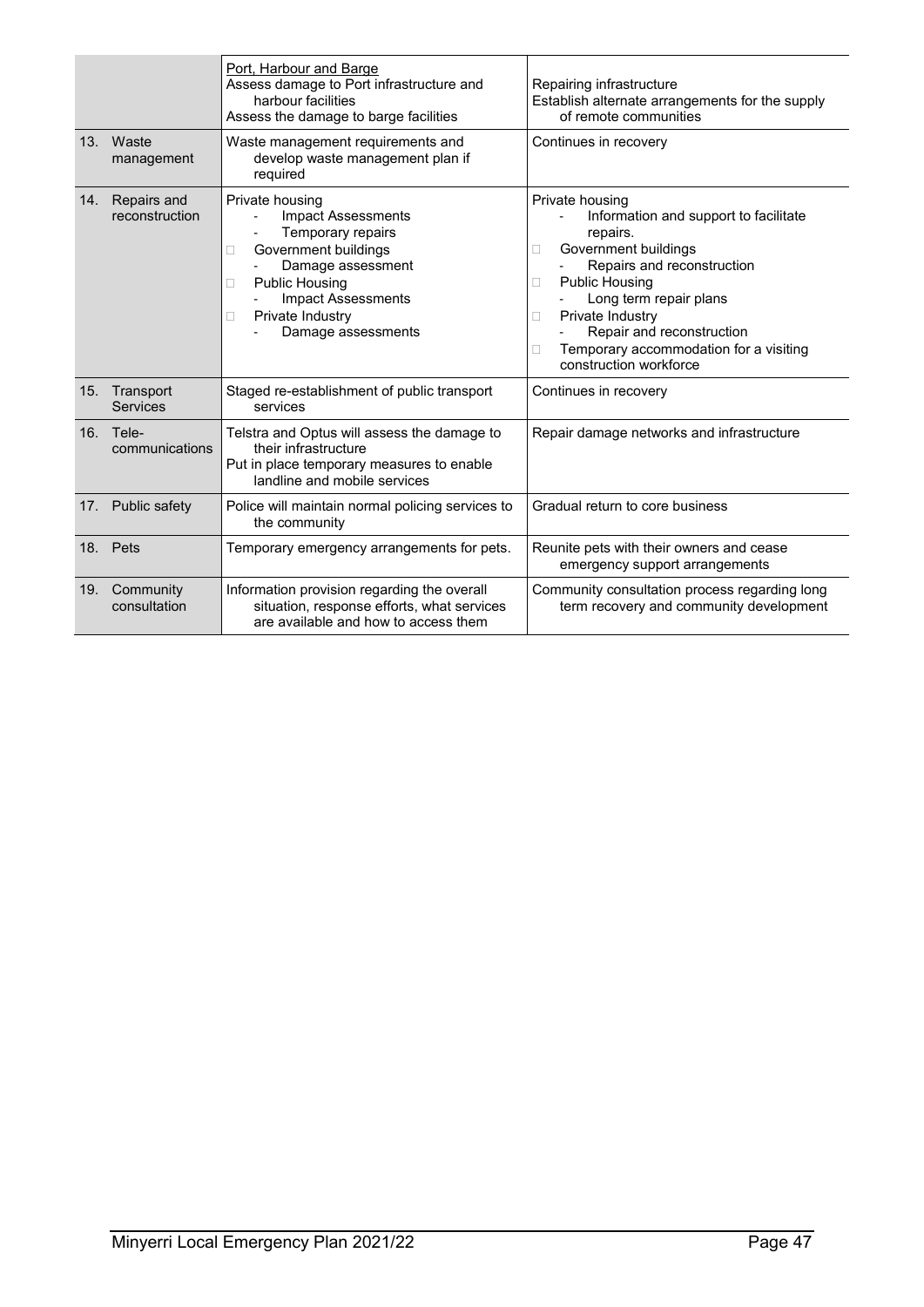| | | | |
|---|---|---|---|
| | | Port, Harbour and Barge<br>Assess damage to Port infrastructure and harbour facilities<br>Assess the damage to barge facilities | Repairing infrastructure<br>Establish alternate arrangements for the supply of remote communities |
| 13. | Waste management | Waste management requirements and develop waste management plan if required | Continues in recovery |
| 14. | Repairs and reconstruction | Private housing<br>- Impact Assessments<br>- Temporary repairs<br>□ Government buildings<br>- Damage assessment<br>□ Public Housing<br>- Impact Assessments<br>□ Private Industry<br>- Damage assessments | Private housing<br>- Information and support to facilitate repairs.<br>□ Government buildings<br>- Repairs and reconstruction<br>□ Public Housing<br>- Long term repair plans<br>□ Private Industry<br>- Repair and reconstruction<br>□ Temporary accommodation for a visiting construction workforce |
| 15. | Transport Services | Staged re-establishment of public transport services | Continues in recovery |
| 16. | Tele-communications | Telstra and Optus will assess the damage to their infrastructure<br>Put in place temporary measures to enable landline and mobile services | Repair damage networks and infrastructure |
| 17. | Public safety | Police will maintain normal policing services to the community | Gradual return to core business |
| 18. | Pets | Temporary emergency arrangements for pets. | Reunite pets with their owners and cease emergency support arrangements |
| 19. | Community consultation | Information provision regarding the overall situation, response efforts, what services are available and how to access them | Community consultation process regarding long term recovery and community development |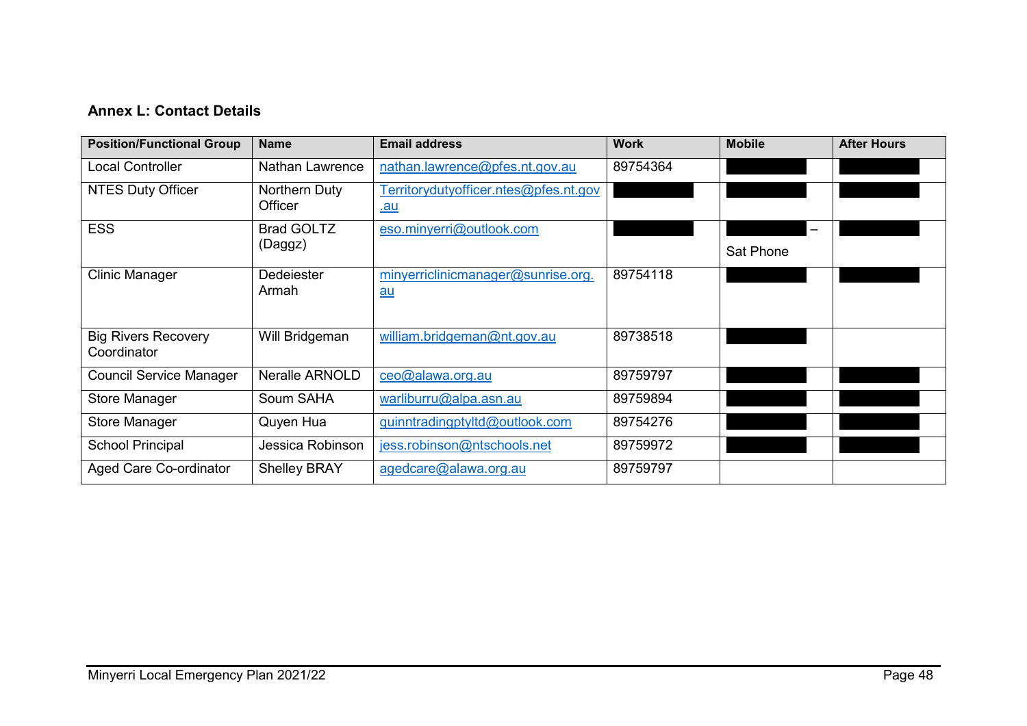**Annex L: Contact Details**

| Position/Functional Group | Name | Email address | Work | Mobile | After Hours |
|---|---|---|---|---|---|
| Local Controller | Nathan Lawrence | nathan.lawrence@pfes.nt.gov.au | 89754364 | | |
| NTES Duty Officer | Northern Duty Officer | Territorydutyofficer.ntes@pfes.nt.gov.au | | | |
| ESS | Brad GOLTZ (Daggz) | eso.minyerri@outlook.com | | – Sat Phone | |
| Clinic Manager | Dedeiester Armah | minyerriclinicmanager@sunrise.org.au | 89754118 | | |
| Big Rivers Recovery Coordinator | Will Bridgeman | william.bridgeman@nt.gov.au | 89738518 | | |
| Council Service Manager | Neralle ARNOLD | ceo@alawa.org.au | 89759797 | | |
| Store Manager | Soum SAHA | warliburru@alpa.asn.au | 89759894 | | |
| Store Manager | Quyen Hua | quinntradingptyltd@outlook.com | 89754276 | | |
| School Principal | Jessica Robinson | jess.robinson@ntschools.net | 89759972 | | |
| Aged Care Co-ordinator | Shelley BRAY | agedcare@alawa.org.au | 89759797 | | |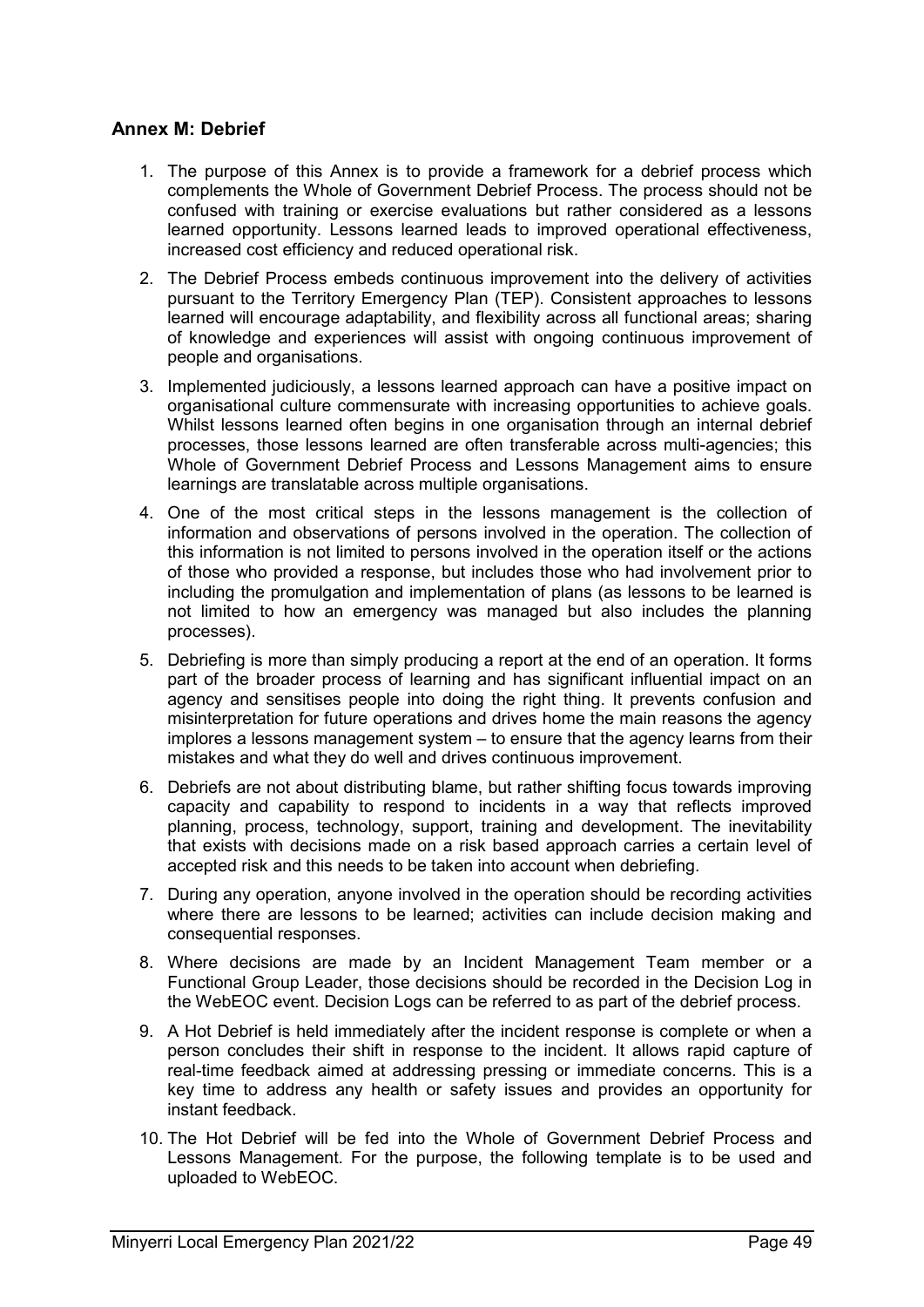## Annex M: Debrief

1. The purpose of this Annex is to provide a framework for a debrief process which complements the Whole of Government Debrief Process. The process should not be confused with training or exercise evaluations but rather considered as a lessons learned opportunity. Lessons learned leads to improved operational effectiveness, increased cost efficiency and reduced operational risk.
2. The Debrief Process embeds continuous improvement into the delivery of activities pursuant to the Territory Emergency Plan (TEP). Consistent approaches to lessons learned will encourage adaptability, and flexibility across all functional areas; sharing of knowledge and experiences will assist with ongoing continuous improvement of people and organisations.
3. Implemented judiciously, a lessons learned approach can have a positive impact on organisational culture commensurate with increasing opportunities to achieve goals. Whilst lessons learned often begins in one organisation through an internal debrief processes, those lessons learned are often transferable across multi-agencies; this Whole of Government Debrief Process and Lessons Management aims to ensure learnings are translatable across multiple organisations.
4. One of the most critical steps in the lessons management is the collection of information and observations of persons involved in the operation. The collection of this information is not limited to persons involved in the operation itself or the actions of those who provided a response, but includes those who had involvement prior to including the promulgation and implementation of plans (as lessons to be learned is not limited to how an emergency was managed but also includes the planning processes).
5. Debriefing is more than simply producing a report at the end of an operation. It forms part of the broader process of learning and has significant influential impact on an agency and sensitises people into doing the right thing. It prevents confusion and misinterpretation for future operations and drives home the main reasons the agency implores a lessons management system – to ensure that the agency learns from their mistakes and what they do well and drives continuous improvement.
6. Debriefs are not about distributing blame, but rather shifting focus towards improving capacity and capability to respond to incidents in a way that reflects improved planning, process, technology, support, training and development. The inevitability that exists with decisions made on a risk based approach carries a certain level of accepted risk and this needs to be taken into account when debriefing.
7. During any operation, anyone involved in the operation should be recording activities where there are lessons to be learned; activities can include decision making and consequential responses.
8. Where decisions are made by an Incident Management Team member or a Functional Group Leader, those decisions should be recorded in the Decision Log in the WebEOC event. Decision Logs can be referred to as part of the debrief process.
9. A Hot Debrief is held immediately after the incident response is complete or when a person concludes their shift in response to the incident. It allows rapid capture of real-time feedback aimed at addressing pressing or immediate concerns. This is a key time to address any health or safety issues and provides an opportunity for instant feedback.
10. The Hot Debrief will be fed into the Whole of Government Debrief Process and Lessons Management. For the purpose, the following template is to be used and uploaded to WebEOC.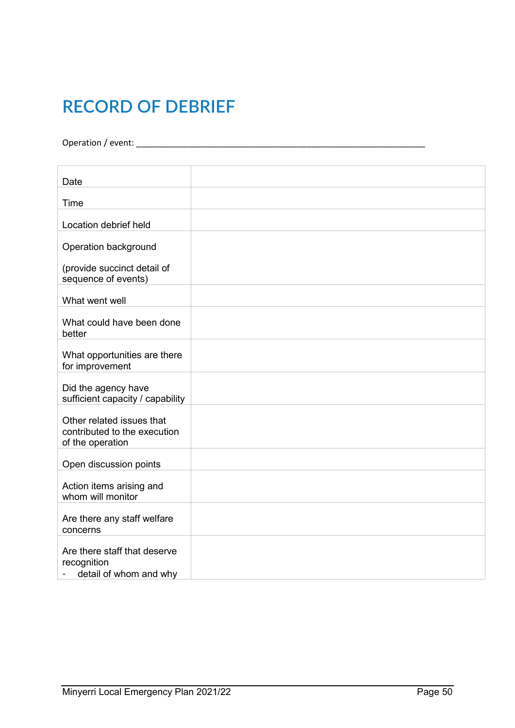# RECORD OF DEBRIEF

Operation / event: ___________________________________________________________________

| | |
|---|---|
| Date | |
| Time | |
| Location debrief held | |
| Operation background<br><br>(provide succinct detail of sequence of events) | |
| What went well | |
| What could have been done better | |
| What opportunities are there for improvement | |
| Did the agency have sufficient capacity / capability | |
| Other related issues that contributed to the execution of the operation | |
| Open discussion points | |
| Action items arising and whom will monitor | |
| Are there any staff welfare concerns | |
| Are there staff that deserve recognition<br>- detail of whom and why | |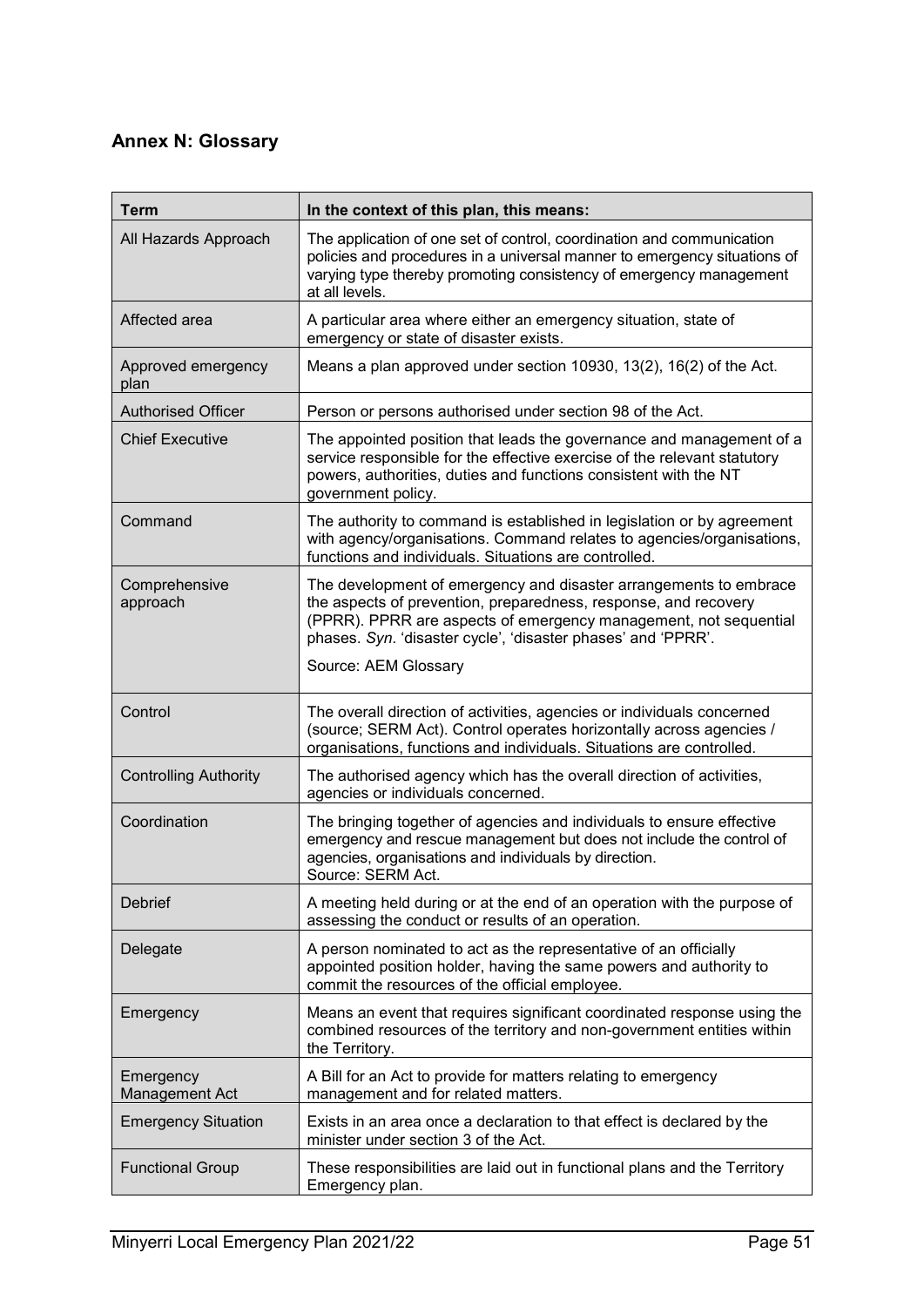## Annex N: Glossary

| Term | In the context of this plan, this means: |
|---|---|
| All Hazards Approach | The application of one set of control, coordination and communication policies and procedures in a universal manner to emergency situations of varying type thereby promoting consistency of emergency management at all levels. |
| Affected area | A particular area where either an emergency situation, state of emergency or state of disaster exists. |
| Approved emergency plan | Means a plan approved under section 10930, 13(2), 16(2) of the Act. |
| Authorised Officer | Person or persons authorised under section 98 of the Act. |
| Chief Executive | The appointed position that leads the governance and management of a service responsible for the effective exercise of the relevant statutory powers, authorities, duties and functions consistent with the NT government policy. |
| Command | The authority to command is established in legislation or by agreement with agency/organisations. Command relates to agencies/organisations, functions and individuals. Situations are controlled. |
| Comprehensive approach | The development of emergency and disaster arrangements to embrace the aspects of prevention, preparedness, response, and recovery (PPRR). PPRR are aspects of emergency management, not sequential phases. *Syn*. 'disaster cycle', 'disaster phases' and 'PPRR'.<br><br>Source: AEM Glossary |
| Control | The overall direction of activities, agencies or individuals concerned (source; SERM Act). Control operates horizontally across agencies / organisations, functions and individuals. Situations are controlled. |
| Controlling Authority | The authorised agency which has the overall direction of activities, agencies or individuals concerned. |
| Coordination | The bringing together of agencies and individuals to ensure effective emergency and rescue management but does not include the control of agencies, organisations and individuals by direction.<br>Source: SERM Act. |
| Debrief | A meeting held during or at the end of an operation with the purpose of assessing the conduct or results of an operation. |
| Delegate | A person nominated to act as the representative of an officially appointed position holder, having the same powers and authority to commit the resources of the official employee. |
| Emergency | Means an event that requires significant coordinated response using the combined resources of the territory and non-government entities within the Territory. |
| Emergency Management Act | A Bill for an Act to provide for matters relating to emergency management and for related matters. |
| Emergency Situation | Exists in an area once a declaration to that effect is declared by the minister under section 3 of the Act. |
| Functional Group | These responsibilities are laid out in functional plans and the Territory Emergency plan. |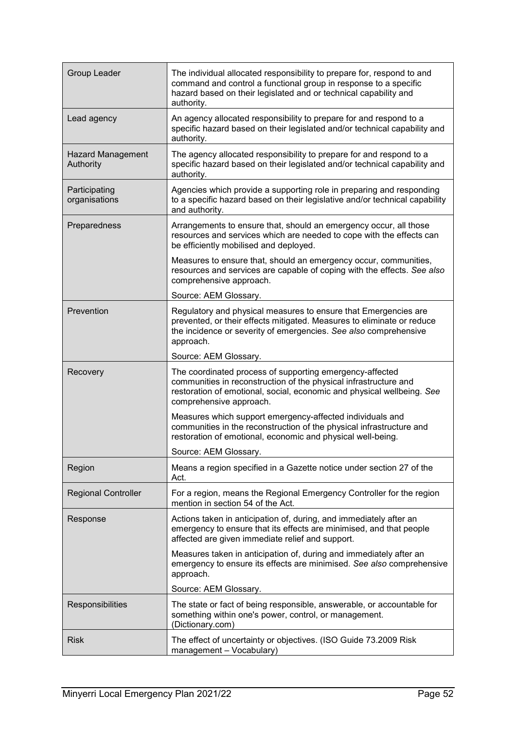| | |
|---|---|
| Group Leader | The individual allocated responsibility to prepare for, respond to and command and control a functional group in response to a specific hazard based on their legislated and or technical capability and authority. |
| Lead agency | An agency allocated responsibility to prepare for and respond to a specific hazard based on their legislated and/or technical capability and authority. |
| Hazard Management Authority | The agency allocated responsibility to prepare for and respond to a specific hazard based on their legislated and/or technical capability and authority. |
| Participating organisations | Agencies which provide a supporting role in preparing and responding to a specific hazard based on their legislative and/or technical capability and authority. |
| Preparedness | Arrangements to ensure that, should an emergency occur, all those resources and services which are needed to cope with the effects can be efficiently mobilised and deployed.<br><br>Measures to ensure that, should an emergency occur, communities, resources and services are capable of coping with the effects. *See also* comprehensive approach.<br><br>Source: AEM Glossary. |
| Prevention | Regulatory and physical measures to ensure that Emergencies are prevented, or their effects mitigated. Measures to eliminate or reduce the incidence or severity of emergencies. *See also* comprehensive approach.<br><br>Source: AEM Glossary. |
| Recovery | The coordinated process of supporting emergency-affected communities in reconstruction of the physical infrastructure and restoration of emotional, social, economic and physical wellbeing. *See* comprehensive approach.<br><br>Measures which support emergency-affected individuals and communities in the reconstruction of the physical infrastructure and restoration of emotional, economic and physical well-being.<br><br>Source: AEM Glossary. |
| Region | Means a region specified in a Gazette notice under section 27 of the Act. |
| Regional Controller | For a region, means the Regional Emergency Controller for the region mention in section 54 of the Act. |
| Response | Actions taken in anticipation of, during, and immediately after an emergency to ensure that its effects are minimised, and that people affected are given immediate relief and support.<br><br>Measures taken in anticipation of, during and immediately after an emergency to ensure its effects are minimised. *See also* comprehensive approach.<br><br>Source: AEM Glossary. |
| Responsibilities | The state or fact of being responsible, answerable, or accountable for something within one's power, control, or management. (Dictionary.com) |
| Risk | The effect of uncertainty or objectives. (ISO Guide 73.2009 Risk management – Vocabulary) |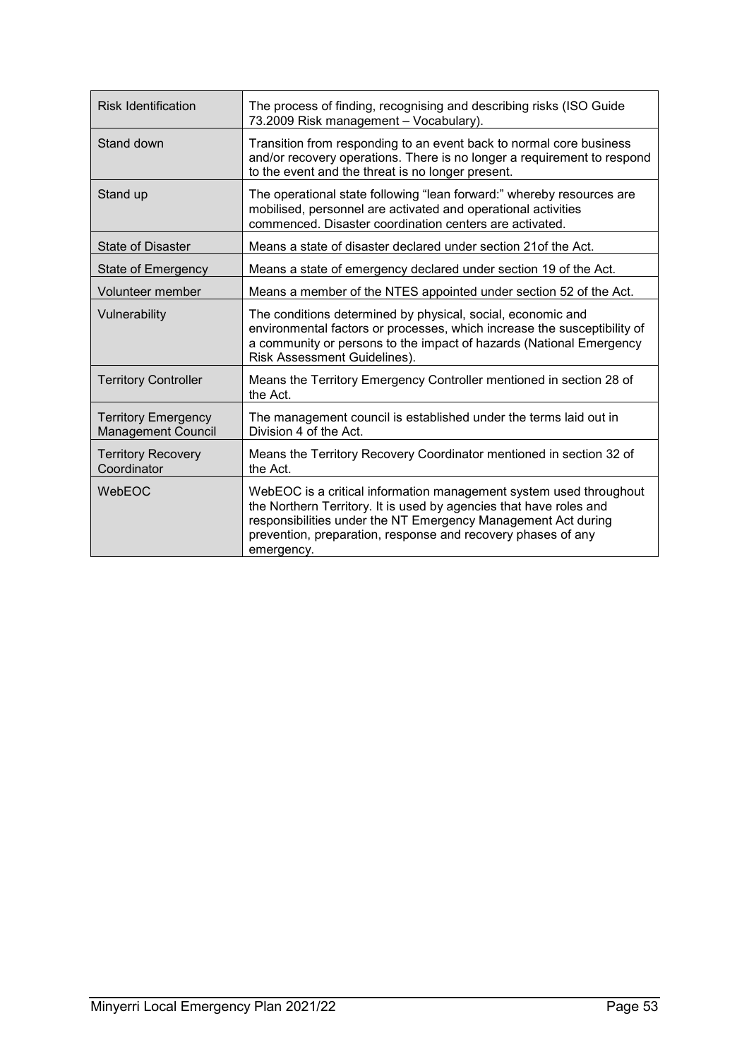| | |
|---|---|
| Risk Identification | The process of finding, recognising and describing risks (ISO Guide 73.2009 Risk management – Vocabulary). |
| Stand down | Transition from responding to an event back to normal core business and/or recovery operations. There is no longer a requirement to respond to the event and the threat is no longer present. |
| Stand up | The operational state following "lean forward:" whereby resources are mobilised, personnel are activated and operational activities commenced. Disaster coordination centers are activated. |
| State of Disaster | Means a state of disaster declared under section 21of the Act. |
| State of Emergency | Means a state of emergency declared under section 19 of the Act. |
| Volunteer member | Means a member of the NTES appointed under section 52 of the Act. |
| Vulnerability | The conditions determined by physical, social, economic and environmental factors or processes, which increase the susceptibility of a community or persons to the impact of hazards (National Emergency Risk Assessment Guidelines). |
| Territory Controller | Means the Territory Emergency Controller mentioned in section 28 of the Act. |
| Territory Emergency Management Council | The management council is established under the terms laid out in Division 4 of the Act. |
| Territory Recovery Coordinator | Means the Territory Recovery Coordinator mentioned in section 32 of the Act. |
| WebEOC | WebEOC is a critical information management system used throughout the Northern Territory. It is used by agencies that have roles and responsibilities under the NT Emergency Management Act during prevention, preparation, response and recovery phases of any emergency. |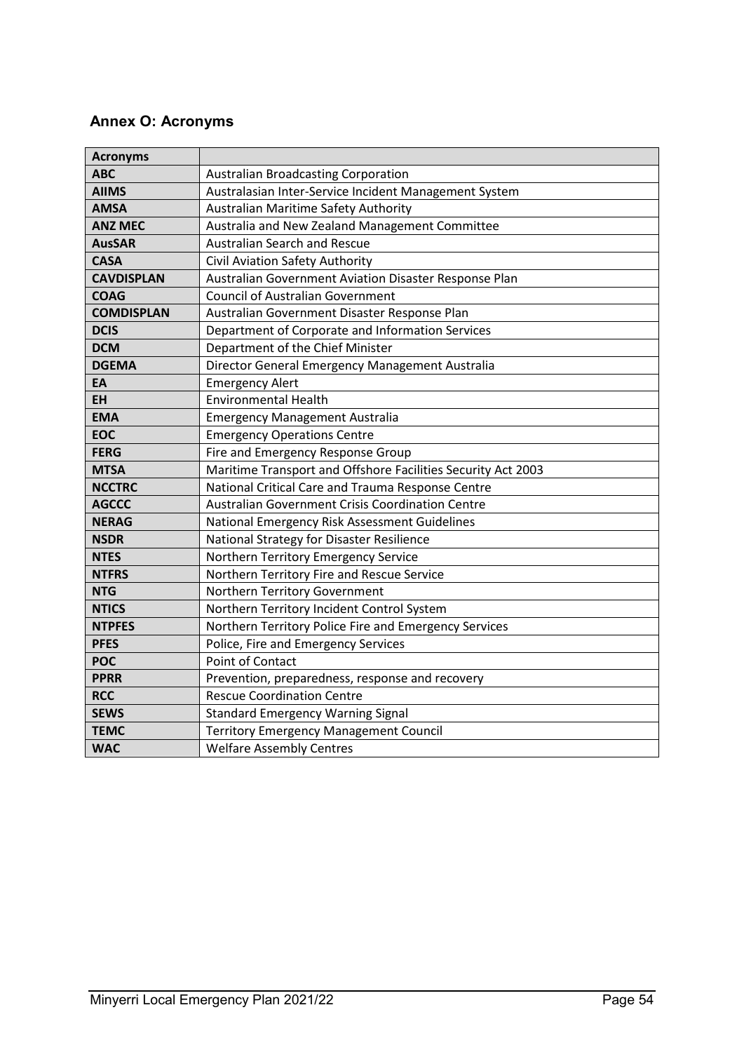## Annex O: Acronyms

| Acronyms | |
|---|---|
| **ABC** | Australian Broadcasting Corporation |
| **AIIMS** | Australasian Inter-Service Incident Management System |
| **AMSA** | Australian Maritime Safety Authority |
| **ANZ MEC** | Australia and New Zealand Management Committee |
| **AusSAR** | Australian Search and Rescue |
| **CASA** | Civil Aviation Safety Authority |
| **CAVDISPLAN** | Australian Government Aviation Disaster Response Plan |
| **COAG** | Council of Australian Government |
| **COMDISPLAN** | Australian Government Disaster Response Plan |
| **DCIS** | Department of Corporate and Information Services |
| **DCM** | Department of the Chief Minister |
| **DGEMA** | Director General Emergency Management Australia |
| **EA** | Emergency Alert |
| **EH** | Environmental Health |
| **EMA** | Emergency Management Australia |
| **EOC** | Emergency Operations Centre |
| **FERG** | Fire and Emergency Response Group |
| **MTSA** | Maritime Transport and Offshore Facilities Security Act 2003 |
| **NCCTRC** | National Critical Care and Trauma Response Centre |
| **AGCCC** | Australian Government Crisis Coordination Centre |
| **NERAG** | National Emergency Risk Assessment Guidelines |
| **NSDR** | National Strategy for Disaster Resilience |
| **NTES** | Northern Territory Emergency Service |
| **NTFRS** | Northern Territory Fire and Rescue Service |
| **NTG** | Northern Territory Government |
| **NTICS** | Northern Territory Incident Control System |
| **NTPFES** | Northern Territory Police Fire and Emergency Services |
| **PFES** | Police, Fire and Emergency Services |
| **POC** | Point of Contact |
| **PPRR** | Prevention, preparedness, response and recovery |
| **RCC** | Rescue Coordination Centre |
| **SEWS** | Standard Emergency Warning Signal |
| **TEMC** | Territory Emergency Management Council |
| **WAC** | Welfare Assembly Centres |